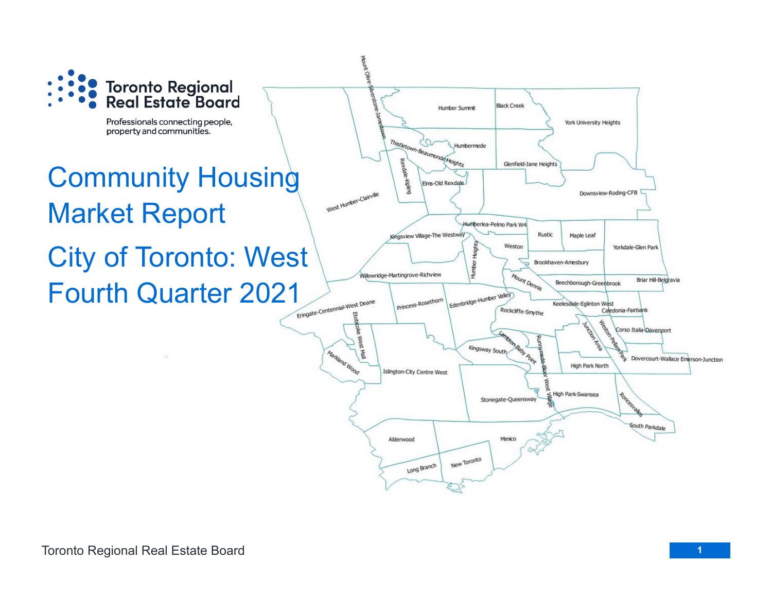Toronto Regional Real Estate Board

Professionals connecting people, property and communities.

# Community Housing Market Report

# City of Toronto: West Fourth Quarter 2021

Humber Summit, Black Creek, York University Heights, Mount Olive-Silverstone-Jamestown, Humbermede, Thistletown-Beaumonde Heights, Glenfield-Jane Heights, Rexdale-Kipling, Elms-Old Rexdale, Downsview-Roding-CFB, West Humber-Clairville, Humberlea-Pelmo Park W4, Rustic, Maple Leaf, Kingsview Village-The Westway, Weston, Yorkdale-Glen Park, Humber Heights, Brookhaven-Amesbury, Willowridge-Martingrove-Richview, Mount Dennis, Beechborough-Greenbrook, Briar Hill-Belgravia, Eringate-Centennial-West Deane, Princess-Rosethorn, Edenbridge-Humber Valley, Keelesdale-Eglinton West, Caledonia-Fairbank, Rockcliffe-Smythe, Etobicoke West Mall, Junction Area, Weston-Pellam Park, Corso Italia-Davenport, Markland Wood, Kingsway South, Lambton Baby Point, Runnymede-Bloor West Village, Dovercourt-Wallace Emerson-Junction, Islington-City Centre West, High Park North, High Park-Swansea, Stonegate-Queensway, Roncesvalles, South Parkdale, Alderwood, Mimico, Long Branch, New Toronto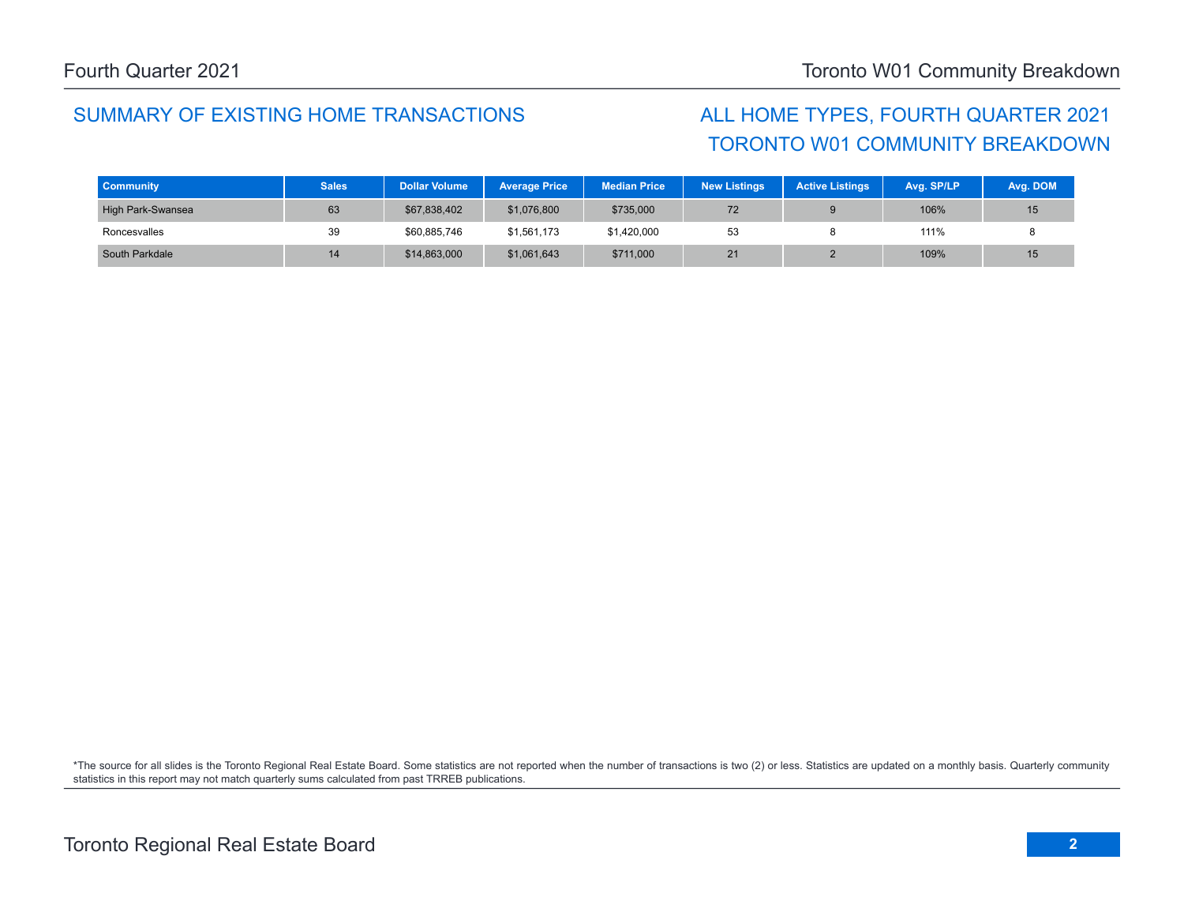## SUMMARY OF EXISTING HOME TRANSACTIONS

## ALL HOME TYPES, FOURTH QUARTER 2021
## TORONTO W01 COMMUNITY BREAKDOWN

| Community | Sales | Dollar Volume | Average Price | Median Price | New Listings | Active Listings | Avg. SP/LP | Avg. DOM |
|---|---|---|---|---|---|---|---|---|
| High Park-Swansea | 63 | $67,838,402 | $1,076,800 | $735,000 | 72 | 9 | 106% | 15 |
| Roncesvalles | 39 | $60,885,746 | $1,561,173 | $1,420,000 | 53 | 8 | 111% | 8 |
| South Parkdale | 14 | $14,863,000 | $1,061,643 | $711,000 | 21 | 2 | 109% | 15 |

*The source for all slides is the Toronto Regional Real Estate Board. Some statistics are not reported when the number of transactions is two (2) or less. Statistics are updated on a monthly basis. Quarterly community statistics in this report may not match quarterly sums calculated from past TRREB publications.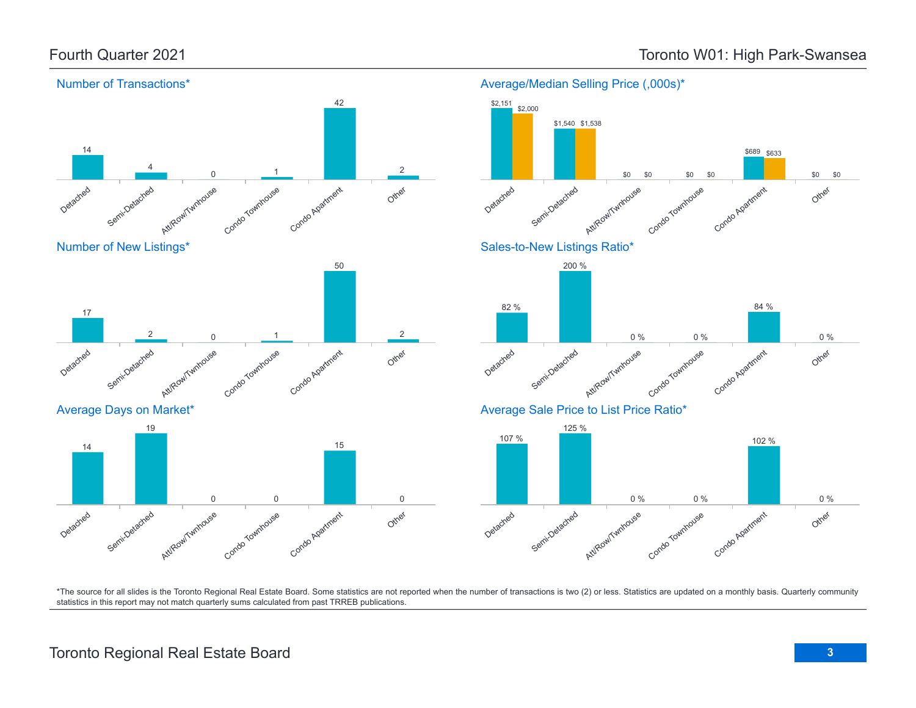## Fourth Quarter 2021

## Toronto W01: High Park-Swansea

### Number of Transactions*

| Detached | Semi-Detached | Att/Row/Twnhouse | Condo Townhouse | Condo Apartment | Other |
|---|---|---|---|---|---|
| 14 | 4 | 0 | 1 | 42 | 2 |

### Average/Median Selling Price (,000s)*

| | Detached | Semi-Detached | Att/Row/Twnhouse | Condo Townhouse | Condo Apartment | Other |
|---|---|---|---|---|---|---|
| Average | $2,151 | $1,540 | $0 | $0 | $689 | $0 |
| Median | $2,000 | $1,538 | $0 | $0 | $633 | $0 |

### Number of New Listings*

| Detached | Semi-Detached | Att/Row/Twnhouse | Condo Townhouse | Condo Apartment | Other |
|---|---|---|---|---|---|
| 17 | 2 | 0 | 1 | 50 | 2 |

### Sales-to-New Listings Ratio*

| Detached | Semi-Detached | Att/Row/Twnhouse | Condo Townhouse | Condo Apartment | Other |
|---|---|---|---|---|---|
| 82 % | 200 % | 0 % | 0 % | 84 % | 0 % |

### Average Days on Market*

| Detached | Semi-Detached | Att/Row/Twnhouse | Condo Townhouse | Condo Apartment | Other |
|---|---|---|---|---|---|
| 14 | 19 | 0 | 0 | 15 | 0 |

### Average Sale Price to List Price Ratio*

| Detached | Semi-Detached | Att/Row/Twnhouse | Condo Townhouse | Condo Apartment | Other |
|---|---|---|---|---|---|
| 107 % | 125 % | 0 % | 0 % | 102 % | 0 % |

*The source for all slides is the Toronto Regional Real Estate Board. Some statistics are not reported when the number of transactions is two (2) or less. Statistics are updated on a monthly basis. Quarterly community statistics in this report may not match quarterly sums calculated from past TRREB publications.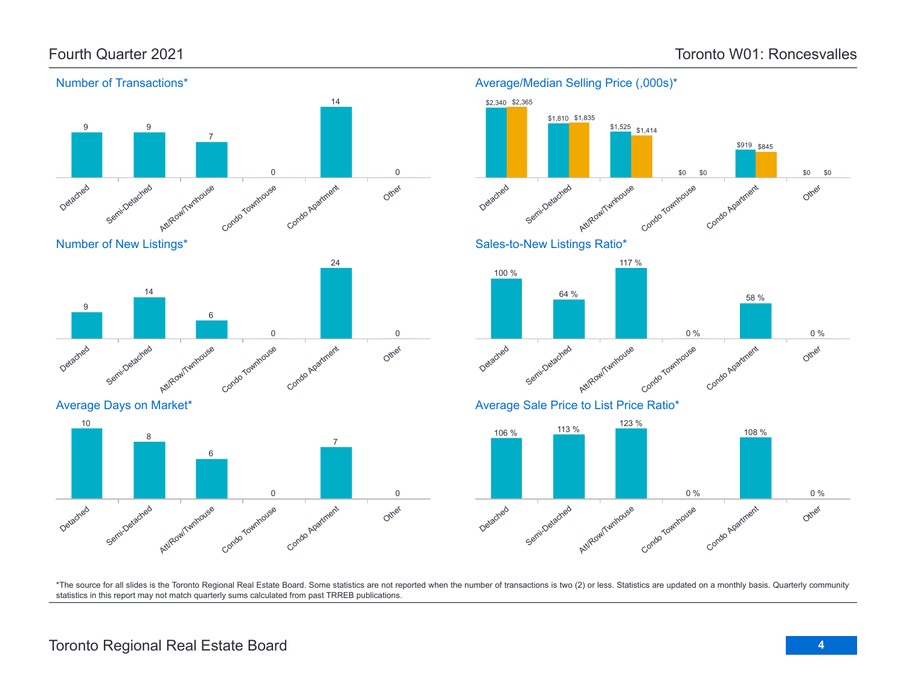# Fourth Quarter 2021

# Toronto W01: Roncesvalles

## Number of Transactions*

| Detached | Semi-Detached | Att/Row/Twnhouse | Condo Townhouse | Condo Apartment | Other |
|---|---|---|---|---|---|
| 9 | 9 | 7 | 0 | 14 | 0 |

## Average/Median Selling Price (,000s)*

| | Detached | Semi-Detached | Att/Row/Twnhouse | Condo Townhouse | Condo Apartment | Other |
|---|---|---|---|---|---|---|
| Average | $2,340 | $1,810 | $1,525 | $0 | $919 | $0 |
| Median | $2,365 | $1,835 | $1,414 | $0 | $845 | $0 |

## Number of New Listings*

| Detached | Semi-Detached | Att/Row/Twnhouse | Condo Townhouse | Condo Apartment | Other |
|---|---|---|---|---|---|
| 9 | 14 | 6 | 0 | 24 | 0 |

## Sales-to-New Listings Ratio*

| Detached | Semi-Detached | Att/Row/Twnhouse | Condo Townhouse | Condo Apartment | Other |
|---|---|---|---|---|---|
| 100 % | 64 % | 117 % | 0 % | 58 % | 0 % |

## Average Days on Market*

| Detached | Semi-Detached | Att/Row/Twnhouse | Condo Townhouse | Condo Apartment | Other |
|---|---|---|---|---|---|
| 10 | 8 | 6 | 0 | 7 | 0 |

## Average Sale Price to List Price Ratio*

| Detached | Semi-Detached | Att/Row/Twnhouse | Condo Townhouse | Condo Apartment | Other |
|---|---|---|---|---|---|
| 106 % | 113 % | 123 % | 0 % | 108 % | 0 % |

*The source for all slides is the Toronto Regional Real Estate Board. Some statistics are not reported when the number of transactions is two (2) or less. Statistics are updated on a monthly basis. Quarterly community statistics in this report may not match quarterly sums calculated from past TRREB publications.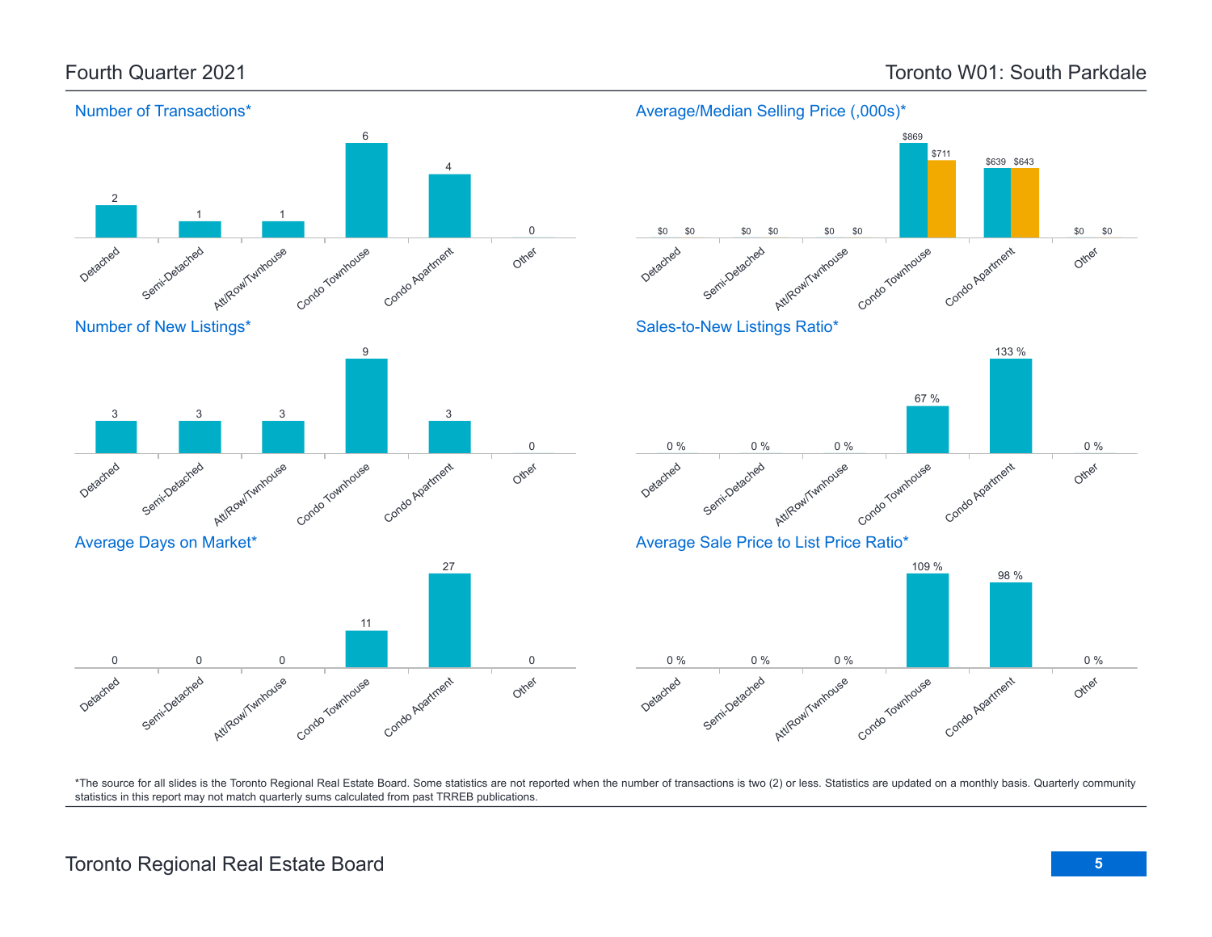## Fourth Quarter 2021

## Toronto W01: South Parkdale

### Number of Transactions*

| Detached | Semi-Detached | Att/Row/Twnhouse | Condo Townhouse | Condo Apartment | Other |
|---|---|---|---|---|---|
| 2 | 1 | 1 | 6 | 4 | 0 |

### Average/Median Selling Price (,000s)*

| | Detached | Semi-Detached | Att/Row/Twnhouse | Condo Townhouse | Condo Apartment | Other |
|---|---|---|---|---|---|---|
| Average | $0 | $0 | $0 | $869 | $639 | $0 |
| Median | $0 | $0 | $0 | $711 | $643 | $0 |

### Number of New Listings*

| Detached | Semi-Detached | Att/Row/Twnhouse | Condo Townhouse | Condo Apartment | Other |
|---|---|---|---|---|---|
| 3 | 3 | 3 | 9 | 3 | 0 |

### Sales-to-New Listings Ratio*

| Detached | Semi-Detached | Att/Row/Twnhouse | Condo Townhouse | Condo Apartment | Other |
|---|---|---|---|---|---|
| 0 % | 0 % | 0 % | 67 % | 133 % | 0 % |

### Average Days on Market*

| Detached | Semi-Detached | Att/Row/Twnhouse | Condo Townhouse | Condo Apartment | Other |
|---|---|---|---|---|---|
| 0 | 0 | 0 | 11 | 27 | 0 |

### Average Sale Price to List Price Ratio*

| Detached | Semi-Detached | Att/Row/Twnhouse | Condo Townhouse | Condo Apartment | Other |
|---|---|---|---|---|---|
| 0 % | 0 % | 0 % | 109 % | 98 % | 0 % |

*The source for all slides is the Toronto Regional Real Estate Board. Some statistics are not reported when the number of transactions is two (2) or less. Statistics are updated on a monthly basis. Quarterly community statistics in this report may not match quarterly sums calculated from past TRREB publications.

Toronto Regional Real Estate Board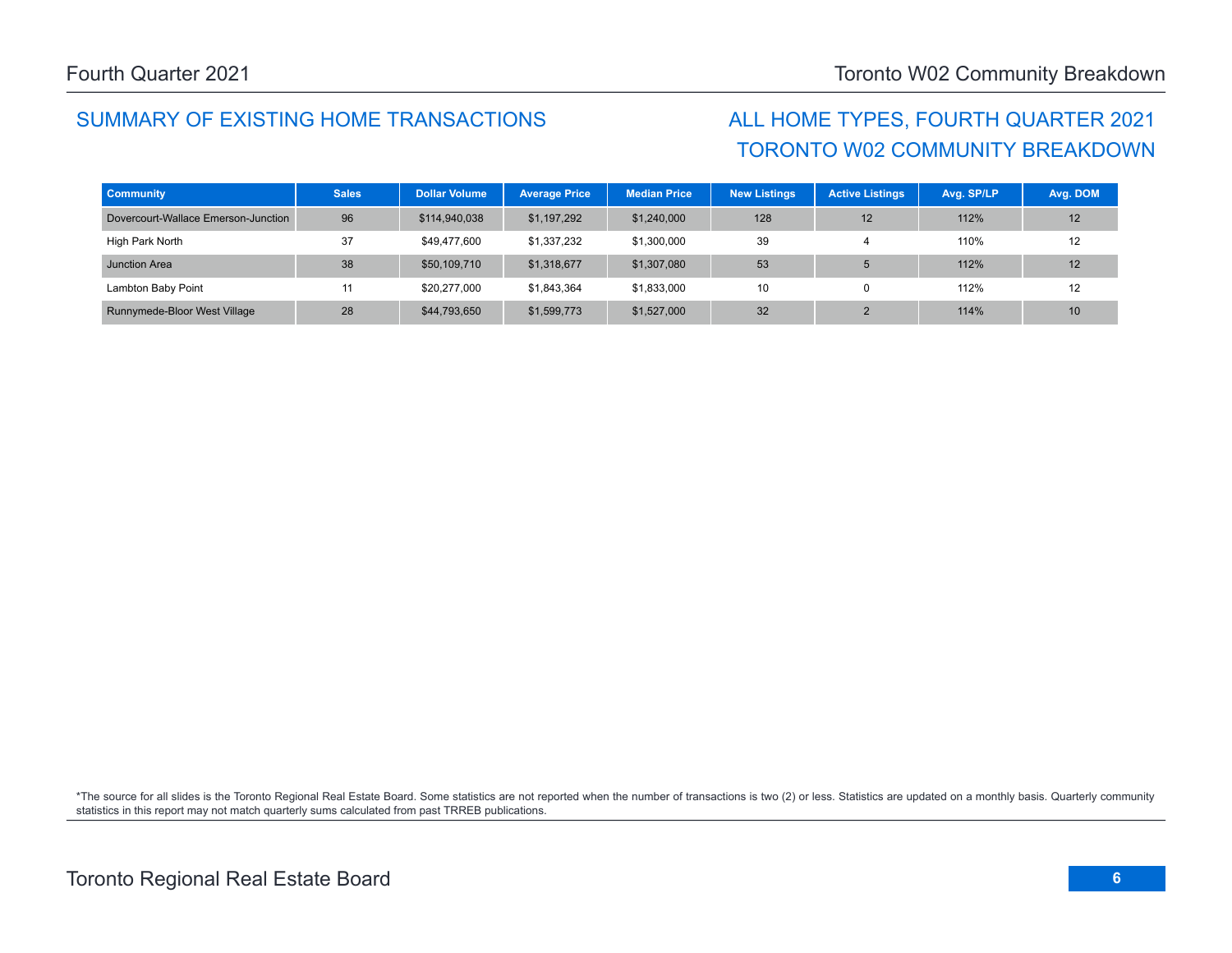## SUMMARY OF EXISTING HOME TRANSACTIONS

## ALL HOME TYPES, FOURTH QUARTER 2021
## TORONTO W02 COMMUNITY BREAKDOWN

| Community | Sales | Dollar Volume | Average Price | Median Price | New Listings | Active Listings | Avg. SP/LP | Avg. DOM |
|---|---|---|---|---|---|---|---|---|
| Dovercourt-Wallace Emerson-Junction | 96 | $114,940,038 | $1,197,292 | $1,240,000 | 128 | 12 | 112% | 12 |
| High Park North | 37 | $49,477,600 | $1,337,232 | $1,300,000 | 39 | 4 | 110% | 12 |
| Junction Area | 38 | $50,109,710 | $1,318,677 | $1,307,080 | 53 | 5 | 112% | 12 |
| Lambton Baby Point | 11 | $20,277,000 | $1,843,364 | $1,833,000 | 10 | 0 | 112% | 12 |
| Runnymede-Bloor West Village | 28 | $44,793,650 | $1,599,773 | $1,527,000 | 32 | 2 | 114% | 10 |

*The source for all slides is the Toronto Regional Real Estate Board. Some statistics are not reported when the number of transactions is two (2) or less. Statistics are updated on a monthly basis. Quarterly community statistics in this report may not match quarterly sums calculated from past TRREB publications.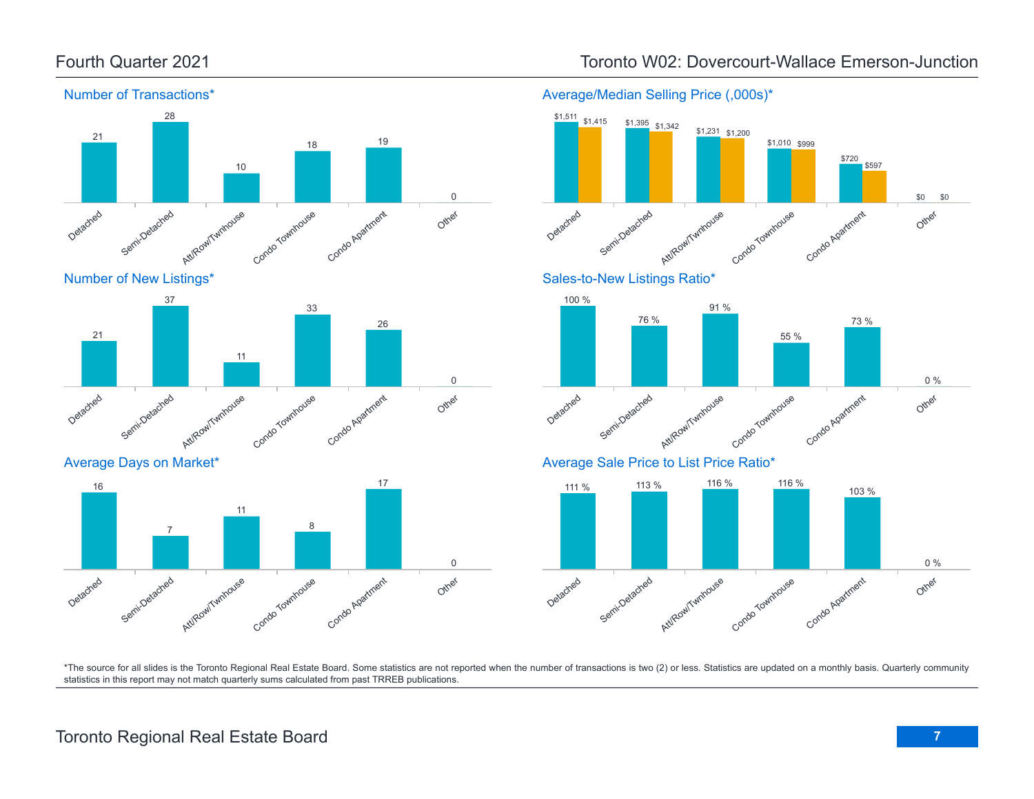# Fourth Quarter 2021

# Toronto W02: Dovercourt-Wallace Emerson-Junction

## Number of Transactions*

| Detached | Semi-Detached | Att/Row/Twnhouse | Condo Townhouse | Condo Apartment | Other |
|---|---|---|---|---|---|
| 21 | 28 | 10 | 18 | 19 | 0 |

## Average/Median Selling Price (,000s)*

| | Detached | Semi-Detached | Att/Row/Twnhouse | Condo Townhouse | Condo Apartment | Other |
|---|---|---|---|---|---|---|
| Average | $1,511 | $1,395 | $1,231 | $1,010 | $720 | $0 |
| Median | $1,415 | $1,342 | $1,200 | $999 | $597 | $0 |

## Number of New Listings*

| Detached | Semi-Detached | Att/Row/Twnhouse | Condo Townhouse | Condo Apartment | Other |
|---|---|---|---|---|---|
| 21 | 37 | 11 | 33 | 26 | 0 |

## Sales-to-New Listings Ratio*

| Detached | Semi-Detached | Att/Row/Twnhouse | Condo Townhouse | Condo Apartment | Other |
|---|---|---|---|---|---|
| 100 % | 76 % | 91 % | 55 % | 73 % | 0 % |

## Average Days on Market*

| Detached | Semi-Detached | Att/Row/Twnhouse | Condo Townhouse | Condo Apartment | Other |
|---|---|---|---|---|---|
| 16 | 7 | 11 | 8 | 17 | 0 |

## Average Sale Price to List Price Ratio*

| Detached | Semi-Detached | Att/Row/Twnhouse | Condo Townhouse | Condo Apartment | Other |
|---|---|---|---|---|---|
| 111 % | 113 % | 116 % | 116 % | 103 % | 0 % |

*The source for all slides is the Toronto Regional Real Estate Board. Some statistics are not reported when the number of transactions is two (2) or less. Statistics are updated on a monthly basis. Quarterly community statistics in this report may not match quarterly sums calculated from past TRREB publications.

Toronto Regional Real Estate Board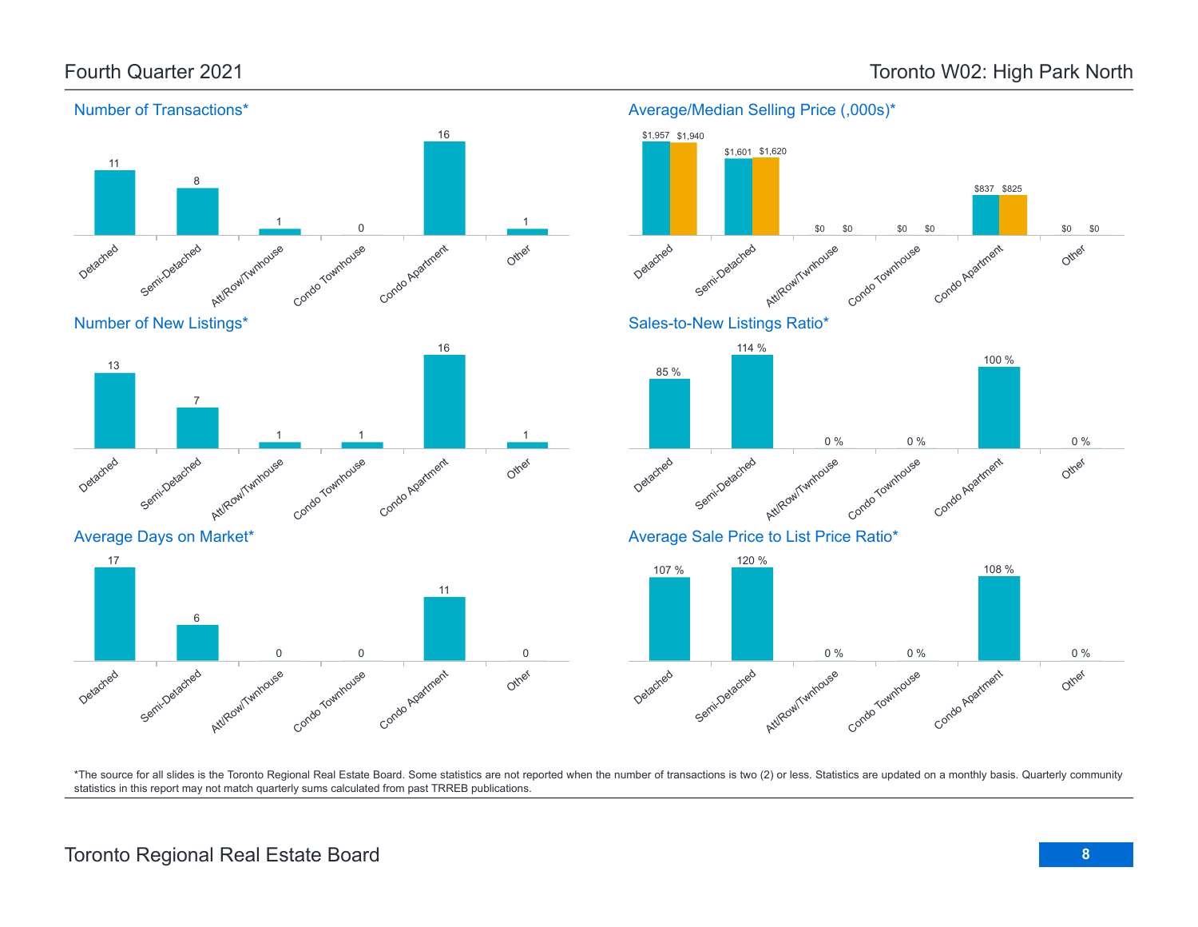## Fourth Quarter 2021

## Toronto W02: High Park North

### Number of Transactions*

| Detached | Semi-Detached | Att/Row/Twnhouse | Condo Townhouse | Condo Apartment | Other |
|---|---|---|---|---|---|
| 11 | 8 | 1 | 0 | 16 | 1 |

### Average/Median Selling Price (,000s)*

| | Detached | Semi-Detached | Att/Row/Twnhouse | Condo Townhouse | Condo Apartment | Other |
|---|---|---|---|---|---|---|
| Average | $1,957 | $1,601 | $0 | $0 | $837 | $0 |
| Median | $1,940 | $1,620 | $0 | $0 | $825 | $0 |

### Number of New Listings*

| Detached | Semi-Detached | Att/Row/Twnhouse | Condo Townhouse | Condo Apartment | Other |
|---|---|---|---|---|---|
| 13 | 7 | 1 | 1 | 16 | 1 |

### Sales-to-New Listings Ratio*

| Detached | Semi-Detached | Att/Row/Twnhouse | Condo Townhouse | Condo Apartment | Other |
|---|---|---|---|---|---|
| 85 % | 114 % | 0 % | 0 % | 100 % | 0 % |

### Average Days on Market*

| Detached | Semi-Detached | Att/Row/Twnhouse | Condo Townhouse | Condo Apartment | Other |
|---|---|---|---|---|---|
| 17 | 6 | 0 | 0 | 11 | 0 |

### Average Sale Price to List Price Ratio*

| Detached | Semi-Detached | Att/Row/Twnhouse | Condo Townhouse | Condo Apartment | Other |
|---|---|---|---|---|---|
| 107 % | 120 % | 0 % | 0 % | 108 % | 0 % |

*The source for all slides is the Toronto Regional Real Estate Board. Some statistics are not reported when the number of transactions is two (2) or less. Statistics are updated on a monthly basis. Quarterly community statistics in this report may not match quarterly sums calculated from past TRREB publications.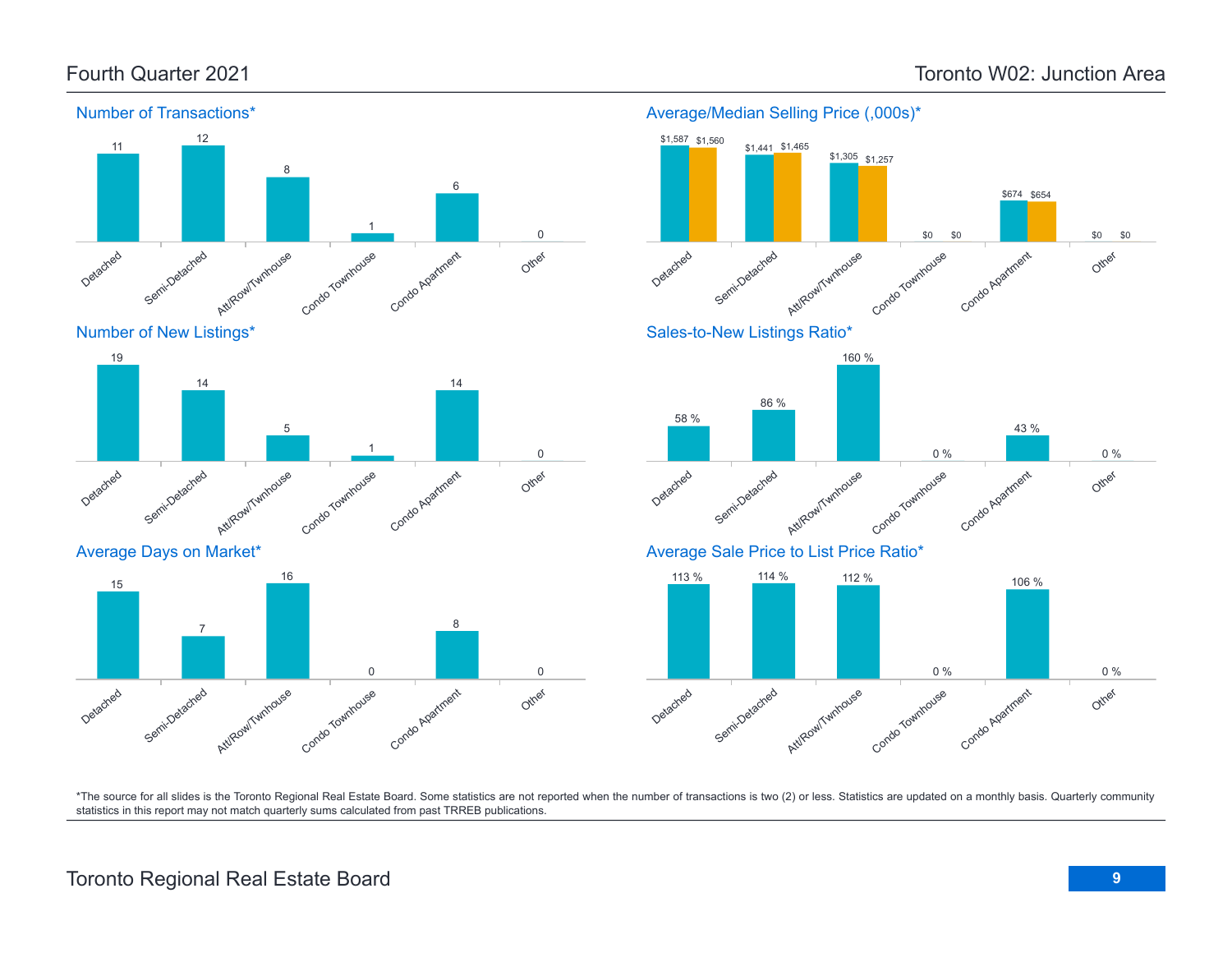# Fourth Quarter 2021

# Toronto W02: Junction Area

## Number of Transactions*

| Detached | Semi-Detached | Att/Row/Twnhouse | Condo Townhouse | Condo Apartment | Other |
|---|---|---|---|---|---|
| 11 | 12 | 8 | 1 | 6 | 0 |

## Average/Median Selling Price (,000s)*

| | Detached | Semi-Detached | Att/Row/Twnhouse | Condo Townhouse | Condo Apartment | Other |
|---|---|---|---|---|---|---|
| Average | $1,587 | $1,441 | $1,305 | $0 | $674 | $0 |
| Median | $1,560 | $1,465 | $1,257 | $0 | $654 | $0 |

## Number of New Listings*

| Detached | Semi-Detached | Att/Row/Twnhouse | Condo Townhouse | Condo Apartment | Other |
|---|---|---|---|---|---|
| 19 | 14 | 5 | 1 | 14 | 0 |

## Sales-to-New Listings Ratio*

| Detached | Semi-Detached | Att/Row/Twnhouse | Condo Townhouse | Condo Apartment | Other |
|---|---|---|---|---|---|
| 58 % | 86 % | 160 % | 0 % | 43 % | 0 % |

## Average Days on Market*

| Detached | Semi-Detached | Att/Row/Twnhouse | Condo Townhouse | Condo Apartment | Other |
|---|---|---|---|---|---|
| 15 | 7 | 16 | 0 | 8 | 0 |

## Average Sale Price to List Price Ratio*

| Detached | Semi-Detached | Att/Row/Twnhouse | Condo Townhouse | Condo Apartment | Other |
|---|---|---|---|---|---|
| 113 % | 114 % | 112 % | 0 % | 106 % | 0 % |

*The source for all slides is the Toronto Regional Real Estate Board. Some statistics are not reported when the number of transactions is two (2) or less. Statistics are updated on a monthly basis. Quarterly community statistics in this report may not match quarterly sums calculated from past TRREB publications.

Toronto Regional Real Estate Board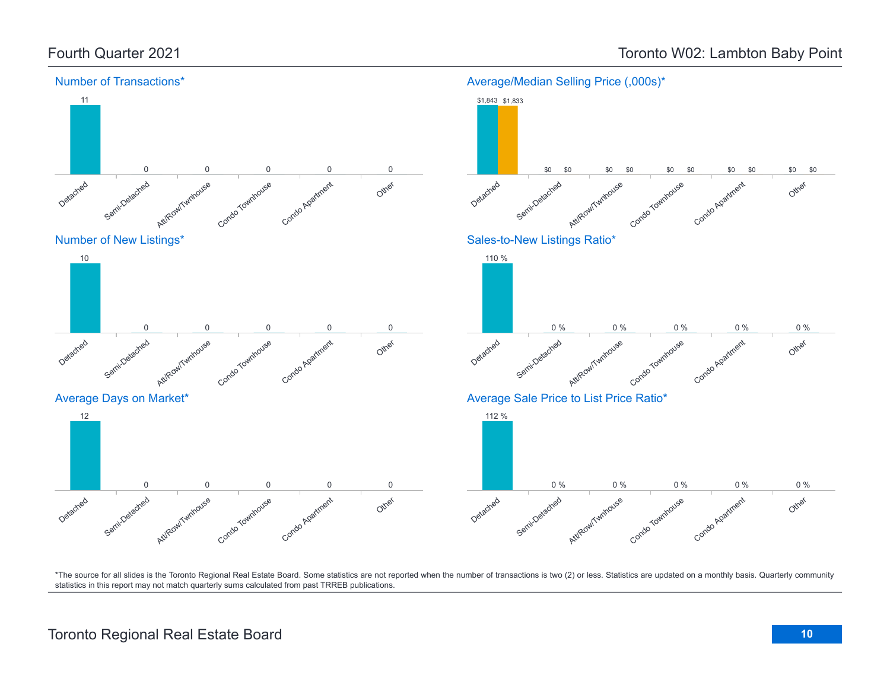Fourth Quarter 2021

# Toronto W02: Lambton Baby Point

## Number of Transactions*

| Detached | Semi-Detached | Att/Row/Twnhouse | Condo Townhouse | Condo Apartment | Other |
|---|---|---|---|---|---|
| 11 | 0 | 0 | 0 | 0 | 0 |

## Average/Median Selling Price (,000s)*

| | Detached | Semi-Detached | Att/Row/Twnhouse | Condo Townhouse | Condo Apartment | Other |
|---|---|---|---|---|---|---|
| Average | $1,843 | $0 | $0 | $0 | $0 | $0 |
| Median | $1,833 | $0 | $0 | $0 | $0 | $0 |

## Number of New Listings*

| Detached | Semi-Detached | Att/Row/Twnhouse | Condo Townhouse | Condo Apartment | Other |
|---|---|---|---|---|---|
| 10 | 0 | 0 | 0 | 0 | 0 |

## Sales-to-New Listings Ratio*

| Detached | Semi-Detached | Att/Row/Twnhouse | Condo Townhouse | Condo Apartment | Other |
|---|---|---|---|---|---|
| 110 % | 0 % | 0 % | 0 % | 0 % | 0 % |

## Average Days on Market*

| Detached | Semi-Detached | Att/Row/Twnhouse | Condo Townhouse | Condo Apartment | Other |
|---|---|---|---|---|---|
| 12 | 0 | 0 | 0 | 0 | 0 |

## Average Sale Price to List Price Ratio*

| Detached | Semi-Detached | Att/Row/Twnhouse | Condo Townhouse | Condo Apartment | Other |
|---|---|---|---|---|---|
| 112 % | 0 % | 0 % | 0 % | 0 % | 0 % |

*The source for all slides is the Toronto Regional Real Estate Board. Some statistics are not reported when the number of transactions is two (2) or less. Statistics are updated on a monthly basis. Quarterly community statistics in this report may not match quarterly sums calculated from past TRREB publications.

Toronto Regional Real Estate Board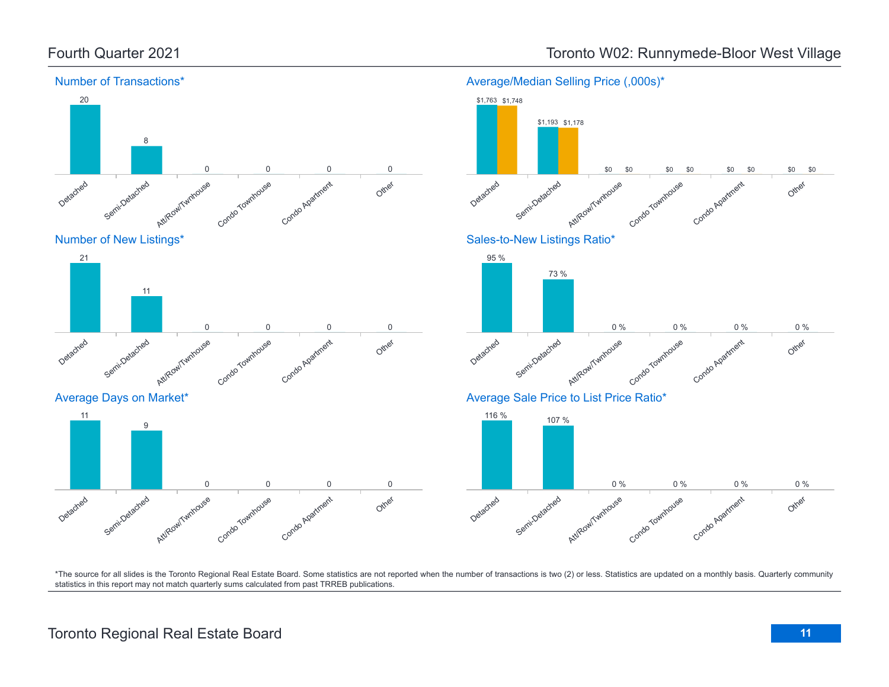## Fourth Quarter 2021

## Toronto W02: Runnymede-Bloor West Village

### Number of Transactions*

| Detached | Semi-Detached | Att/Row/Twnhouse | Condo Townhouse | Condo Apartment | Other |
|---|---|---|---|---|---|
| 20 | 8 | 0 | 0 | 0 | 0 |

### Average/Median Selling Price (,000s)*

| | Detached | Semi-Detached | Att/Row/Twnhouse | Condo Townhouse | Condo Apartment | Other |
|---|---|---|---|---|---|---|
| Average | $1,763 | $1,193 | $0 | $0 | $0 | $0 |
| Median | $1,748 | $1,178 | $0 | $0 | $0 | $0 |

### Number of New Listings*

| Detached | Semi-Detached | Att/Row/Twnhouse | Condo Townhouse | Condo Apartment | Other |
|---|---|---|---|---|---|
| 21 | 11 | 0 | 0 | 0 | 0 |

### Sales-to-New Listings Ratio*

| Detached | Semi-Detached | Att/Row/Twnhouse | Condo Townhouse | Condo Apartment | Other |
|---|---|---|---|---|---|
| 95 % | 73 % | 0 % | 0 % | 0 % | 0 % |

### Average Days on Market*

| Detached | Semi-Detached | Att/Row/Twnhouse | Condo Townhouse | Condo Apartment | Other |
|---|---|---|---|---|---|
| 11 | 9 | 0 | 0 | 0 | 0 |

### Average Sale Price to List Price Ratio*

| Detached | Semi-Detached | Att/Row/Twnhouse | Condo Townhouse | Condo Apartment | Other |
|---|---|---|---|---|---|
| 116 % | 107 % | 0 % | 0 % | 0 % | 0 % |

*The source for all slides is the Toronto Regional Real Estate Board. Some statistics are not reported when the number of transactions is two (2) or less. Statistics are updated on a monthly basis. Quarterly community statistics in this report may not match quarterly sums calculated from past TRREB publications.

Toronto Regional Real Estate Board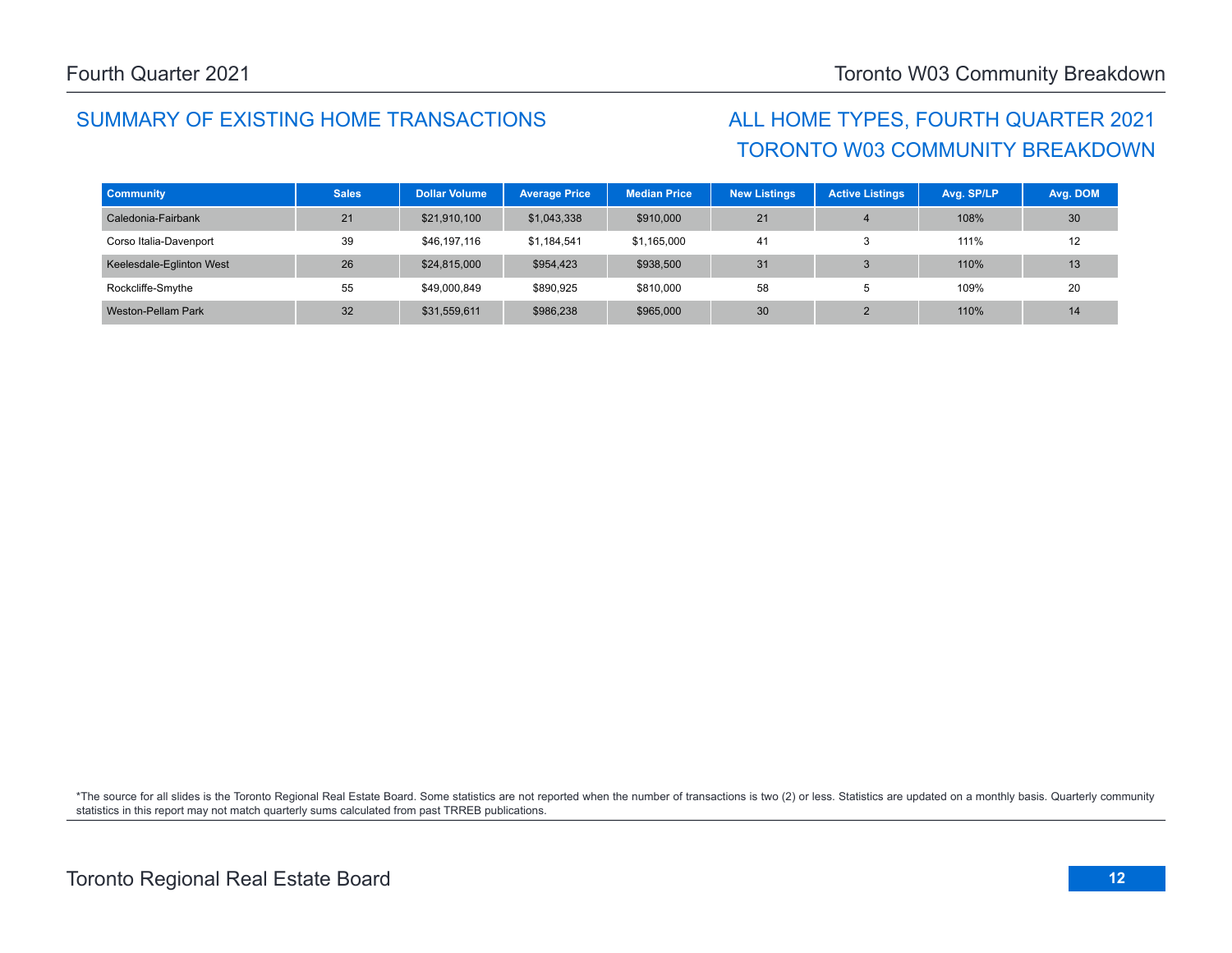## SUMMARY OF EXISTING HOME TRANSACTIONS

## ALL HOME TYPES, FOURTH QUARTER 2021
## TORONTO W03 COMMUNITY BREAKDOWN

| Community | Sales | Dollar Volume | Average Price | Median Price | New Listings | Active Listings | Avg. SP/LP | Avg. DOM |
|---|---|---|---|---|---|---|---|---|
| Caledonia-Fairbank | 21 | $21,910,100 | $1,043,338 | $910,000 | 21 | 4 | 108% | 30 |
| Corso Italia-Davenport | 39 | $46,197,116 | $1,184,541 | $1,165,000 | 41 | 3 | 111% | 12 |
| Keelesdale-Eglinton West | 26 | $24,815,000 | $954,423 | $938,500 | 31 | 3 | 110% | 13 |
| Rockcliffe-Smythe | 55 | $49,000,849 | $890,925 | $810,000 | 58 | 5 | 109% | 20 |
| Weston-Pellam Park | 32 | $31,559,611 | $986,238 | $965,000 | 30 | 2 | 110% | 14 |

*The source for all slides is the Toronto Regional Real Estate Board. Some statistics are not reported when the number of transactions is two (2) or less. Statistics are updated on a monthly basis. Quarterly community statistics in this report may not match quarterly sums calculated from past TRREB publications.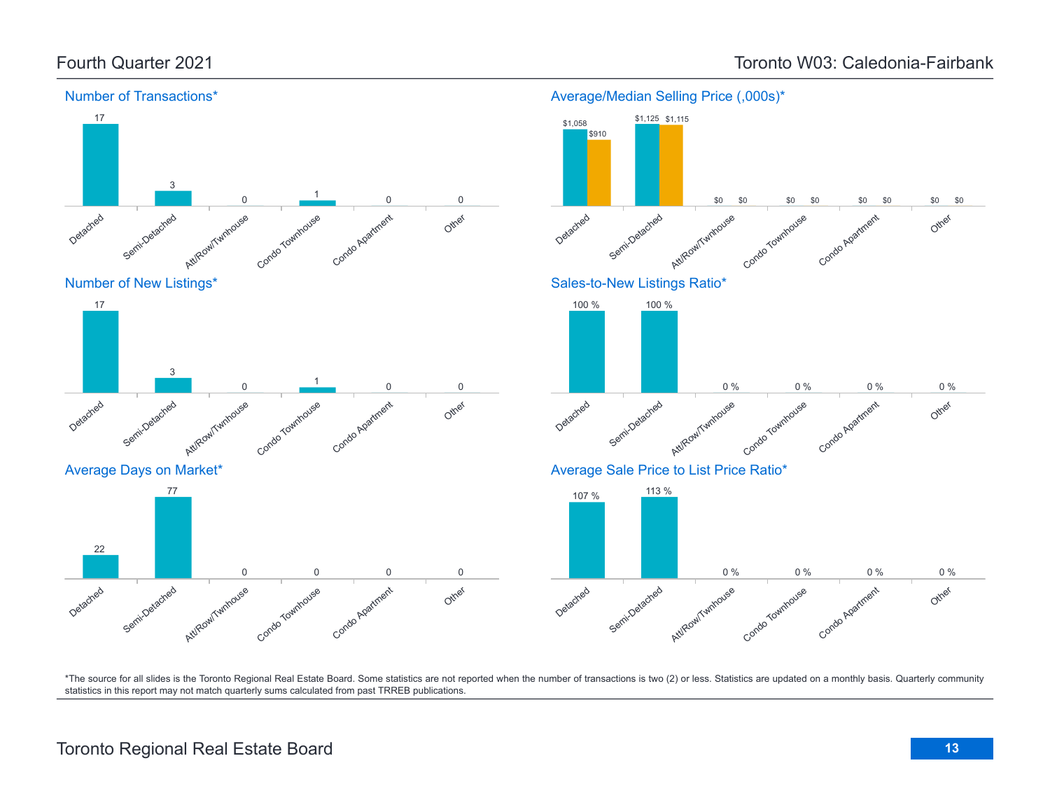## Fourth Quarter 2021

## Toronto W03: Caledonia-Fairbank

### Number of Transactions*

| Detached | Semi-Detached | Att/Row/Twnhouse | Condo Townhouse | Condo Apartment | Other |
|---|---|---|---|---|---|
| 17 | 3 | 0 | 1 | 0 | 0 |

### Average/Median Selling Price (,000s)*

| | Detached | Semi-Detached | Att/Row/Twnhouse | Condo Townhouse | Condo Apartment | Other |
|---|---|---|---|---|---|---|
| Average | $1,058 | $1,125 | $0 | $0 | $0 | $0 |
| Median | $910 | $1,115 | $0 | $0 | $0 | $0 |

### Number of New Listings*

| Detached | Semi-Detached | Att/Row/Twnhouse | Condo Townhouse | Condo Apartment | Other |
|---|---|---|---|---|---|
| 17 | 3 | 0 | 1 | 0 | 0 |

### Sales-to-New Listings Ratio*

| Detached | Semi-Detached | Att/Row/Twnhouse | Condo Townhouse | Condo Apartment | Other |
|---|---|---|---|---|---|
| 100 % | 100 % | 0 % | 0 % | 0 % | 0 % |

### Average Days on Market*

| Detached | Semi-Detached | Att/Row/Twnhouse | Condo Townhouse | Condo Apartment | Other |
|---|---|---|---|---|---|
| 22 | 77 | 0 | 0 | 0 | 0 |

### Average Sale Price to List Price Ratio*

| Detached | Semi-Detached | Att/Row/Twnhouse | Condo Townhouse | Condo Apartment | Other |
|---|---|---|---|---|---|
| 107 % | 113 % | 0 % | 0 % | 0 % | 0 % |

*The source for all slides is the Toronto Regional Real Estate Board. Some statistics are not reported when the number of transactions is two (2) or less. Statistics are updated on a monthly basis. Quarterly community statistics in this report may not match quarterly sums calculated from past TRREB publications.

Toronto Regional Real Estate Board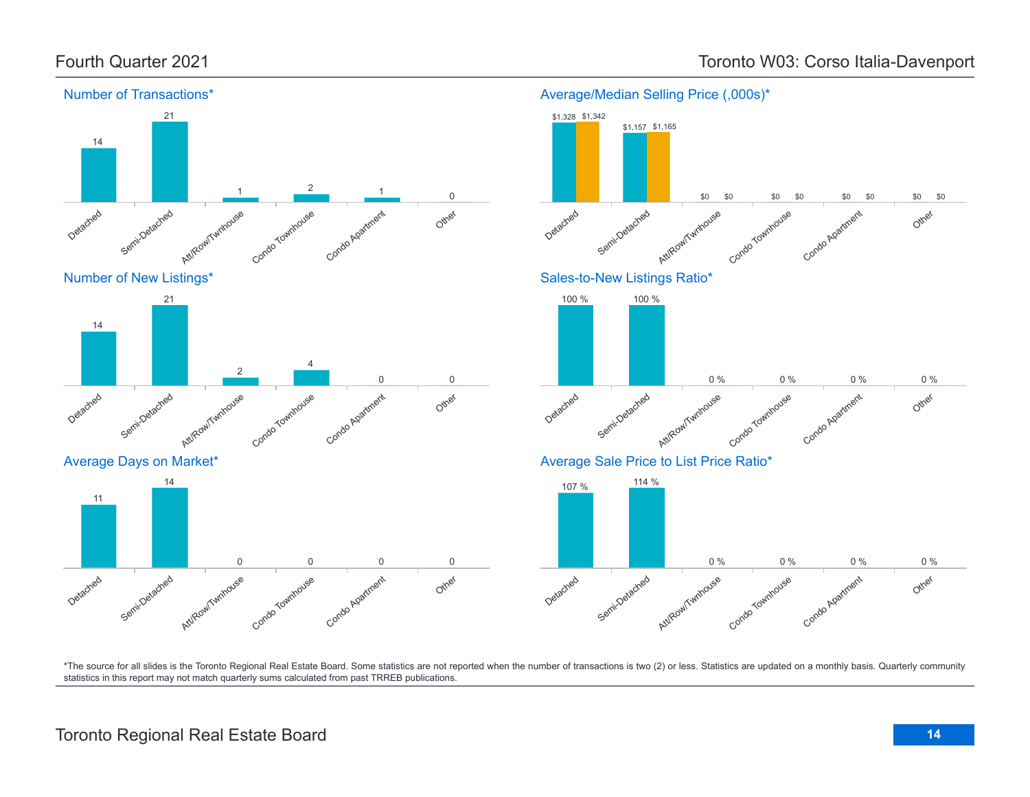# Toronto W03: Corso Italia-Davenport

Fourth Quarter 2021

## Number of Transactions*

| Detached | Semi-Detached | Att/Row/Twnhouse | Condo Townhouse | Condo Apartment | Other |
|---|---|---|---|---|---|
| 14 | 21 | 1 | 2 | 1 | 0 |

## Average/Median Selling Price (,000s)*

| | Detached | Semi-Detached | Att/Row/Twnhouse | Condo Townhouse | Condo Apartment | Other |
|---|---|---|---|---|---|---|
| Average | $1,328 | $1,157 | $0 | $0 | $0 | $0 |
| Median | $1,342 | $1,165 | $0 | $0 | $0 | $0 |

## Number of New Listings*

| Detached | Semi-Detached | Att/Row/Twnhouse | Condo Townhouse | Condo Apartment | Other |
|---|---|---|---|---|---|
| 14 | 21 | 2 | 4 | 0 | 0 |

## Sales-to-New Listings Ratio*

| Detached | Semi-Detached | Att/Row/Twnhouse | Condo Townhouse | Condo Apartment | Other |
|---|---|---|---|---|---|
| 100 % | 100 % | 0 % | 0 % | 0 % | 0 % |

## Average Days on Market*

| Detached | Semi-Detached | Att/Row/Twnhouse | Condo Townhouse | Condo Apartment | Other |
|---|---|---|---|---|---|
| 11 | 14 | 0 | 0 | 0 | 0 |

## Average Sale Price to List Price Ratio*

| Detached | Semi-Detached | Att/Row/Twnhouse | Condo Townhouse | Condo Apartment | Other |
|---|---|---|---|---|---|
| 107 % | 114 % | 0 % | 0 % | 0 % | 0 % |

*The source for all slides is the Toronto Regional Real Estate Board. Some statistics are not reported when the number of transactions is two (2) or less. Statistics are updated on a monthly basis. Quarterly community statistics in this report may not match quarterly sums calculated from past TRREB publications.

Toronto Regional Real Estate Board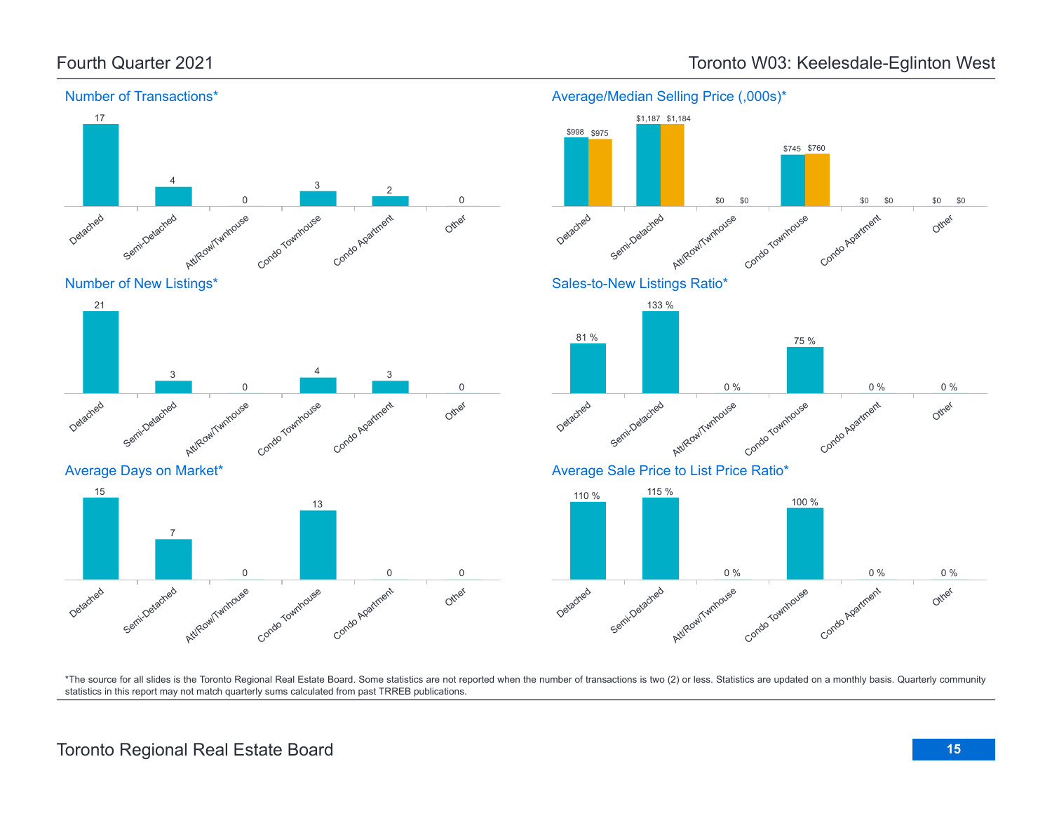# Fourth Quarter 2021

## Toronto W03: Keelesdale-Eglinton West

### Number of Transactions*

| Detached | Semi-Detached | Att/Row/Twnhouse | Condo Townhouse | Condo Apartment | Other |
|---|---|---|---|---|---|
| 17 | 4 | 0 | 3 | 2 | 0 |

### Average/Median Selling Price (,000s)*

| | Detached | Semi-Detached | Att/Row/Twnhouse | Condo Townhouse | Condo Apartment | Other |
|---|---|---|---|---|---|---|
| Average | $998 | $1,187 | $0 | $745 | $0 | $0 |
| Median | $975 | $1,184 | $0 | $760 | $0 | $0 |

### Number of New Listings*

| Detached | Semi-Detached | Att/Row/Twnhouse | Condo Townhouse | Condo Apartment | Other |
|---|---|---|---|---|---|
| 21 | 3 | 0 | 4 | 3 | 0 |

### Sales-to-New Listings Ratio*

| Detached | Semi-Detached | Att/Row/Twnhouse | Condo Townhouse | Condo Apartment | Other |
|---|---|---|---|---|---|
| 81 % | 133 % | 0 % | 75 % | 0 % | 0 % |

### Average Days on Market*

| Detached | Semi-Detached | Att/Row/Twnhouse | Condo Townhouse | Condo Apartment | Other |
|---|---|---|---|---|---|
| 15 | 7 | 0 | 13 | 0 | 0 |

### Average Sale Price to List Price Ratio*

| Detached | Semi-Detached | Att/Row/Twnhouse | Condo Townhouse | Condo Apartment | Other |
|---|---|---|---|---|---|
| 110 % | 115 % | 0 % | 100 % | 0 % | 0 % |

*The source for all slides is the Toronto Regional Real Estate Board. Some statistics are not reported when the number of transactions is two (2) or less. Statistics are updated on a monthly basis. Quarterly community statistics in this report may not match quarterly sums calculated from past TRREB publications.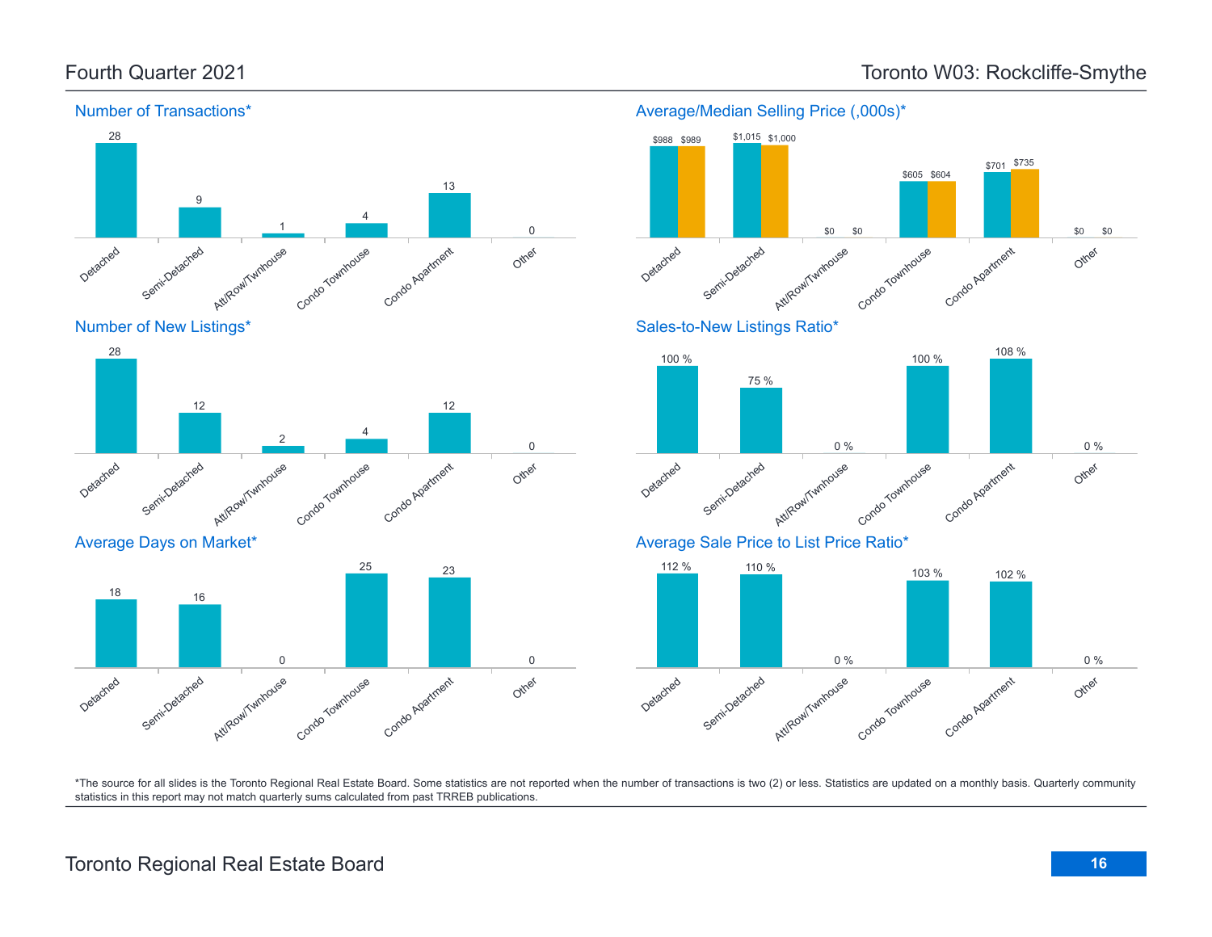# Fourth Quarter 2021

# Toronto W03: Rockcliffe-Smythe

## Number of Transactions*

| Detached | Semi-Detached | Att/Row/Twnhouse | Condo Townhouse | Condo Apartment | Other |
|---|---|---|---|---|---|
| 28 | 9 | 1 | 4 | 13 | 0 |

## Average/Median Selling Price (,000s)*

| | Detached | Semi-Detached | Att/Row/Twnhouse | Condo Townhouse | Condo Apartment | Other |
|---|---|---|---|---|---|---|
| Average | $988 | $1,015 | $0 | $605 | $701 | $0 |
| Median | $989 | $1,000 | $0 | $604 | $735 | $0 |

## Number of New Listings*

| Detached | Semi-Detached | Att/Row/Twnhouse | Condo Townhouse | Condo Apartment | Other |
|---|---|---|---|---|---|
| 28 | 12 | 2 | 4 | 12 | 0 |

## Sales-to-New Listings Ratio*

| Detached | Semi-Detached | Att/Row/Twnhouse | Condo Townhouse | Condo Apartment | Other |
|---|---|---|---|---|---|
| 100 % | 75 % | 0 % | 100 % | 108 % | 0 % |

## Average Days on Market*

| Detached | Semi-Detached | Att/Row/Twnhouse | Condo Townhouse | Condo Apartment | Other |
|---|---|---|---|---|---|
| 18 | 16 | 0 | 25 | 23 | 0 |

## Average Sale Price to List Price Ratio*

| Detached | Semi-Detached | Att/Row/Twnhouse | Condo Townhouse | Condo Apartment | Other |
|---|---|---|---|---|---|
| 112 % | 110 % | 0 % | 103 % | 102 % | 0 % |

*The source for all slides is the Toronto Regional Real Estate Board. Some statistics are not reported when the number of transactions is two (2) or less. Statistics are updated on a monthly basis. Quarterly community statistics in this report may not match quarterly sums calculated from past TRREB publications.

Toronto Regional Real Estate Board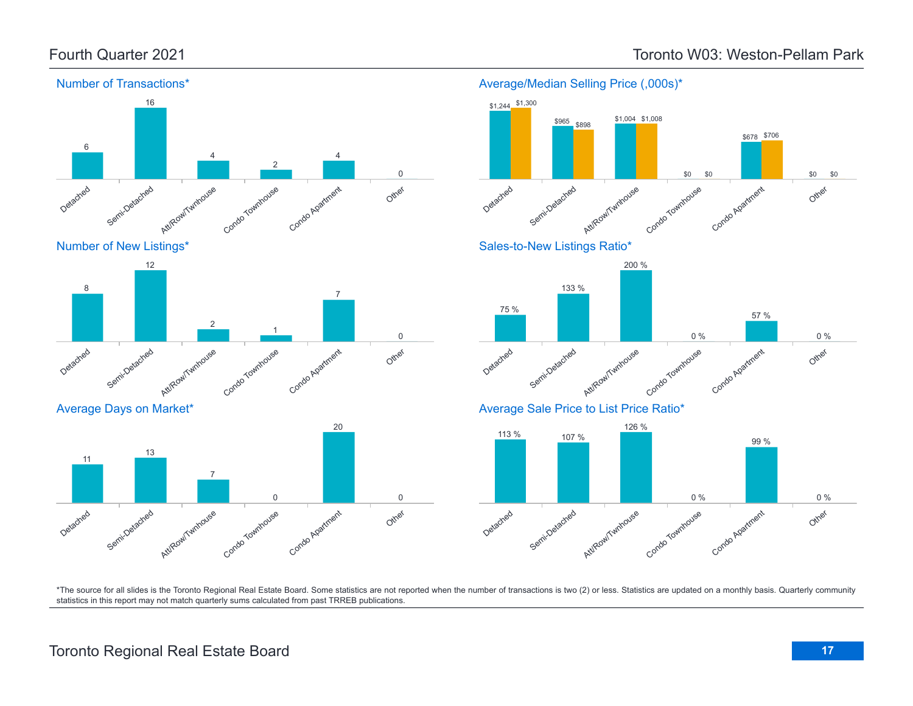## Fourth Quarter 2021

## Toronto W03: Weston-Pellam Park

### Number of Transactions*

| Detached | Semi-Detached | Att/Row/Twnhouse | Condo Townhouse | Condo Apartment | Other |
|---|---|---|---|---|---|
| 6 | 16 | 4 | 2 | 4 | 0 |

### Average/Median Selling Price (,000s)*

| | Detached | Semi-Detached | Att/Row/Twnhouse | Condo Townhouse | Condo Apartment | Other |
|---|---|---|---|---|---|---|
| Average | $1,244 | $965 | $1,004 | $0 | $678 | $0 |
| Median | $1,300 | $898 | $1,008 | $0 | $706 | $0 |

### Number of New Listings*

| Detached | Semi-Detached | Att/Row/Twnhouse | Condo Townhouse | Condo Apartment | Other |
|---|---|---|---|---|---|
| 8 | 12 | 2 | 1 | 7 | 0 |

### Sales-to-New Listings Ratio*

| Detached | Semi-Detached | Att/Row/Twnhouse | Condo Townhouse | Condo Apartment | Other |
|---|---|---|---|---|---|
| 75 % | 133 % | 200 % | 0 % | 57 % | 0 % |

### Average Days on Market*

| Detached | Semi-Detached | Att/Row/Twnhouse | Condo Townhouse | Condo Apartment | Other |
|---|---|---|---|---|---|
| 11 | 13 | 7 | 0 | 20 | 0 |

### Average Sale Price to List Price Ratio*

| Detached | Semi-Detached | Att/Row/Twnhouse | Condo Townhouse | Condo Apartment | Other |
|---|---|---|---|---|---|
| 113 % | 107 % | 126 % | 0 % | 99 % | 0 % |

*The source for all slides is the Toronto Regional Real Estate Board. Some statistics are not reported when the number of transactions is two (2) or less. Statistics are updated on a monthly basis. Quarterly community statistics in this report may not match quarterly sums calculated from past TRREB publications.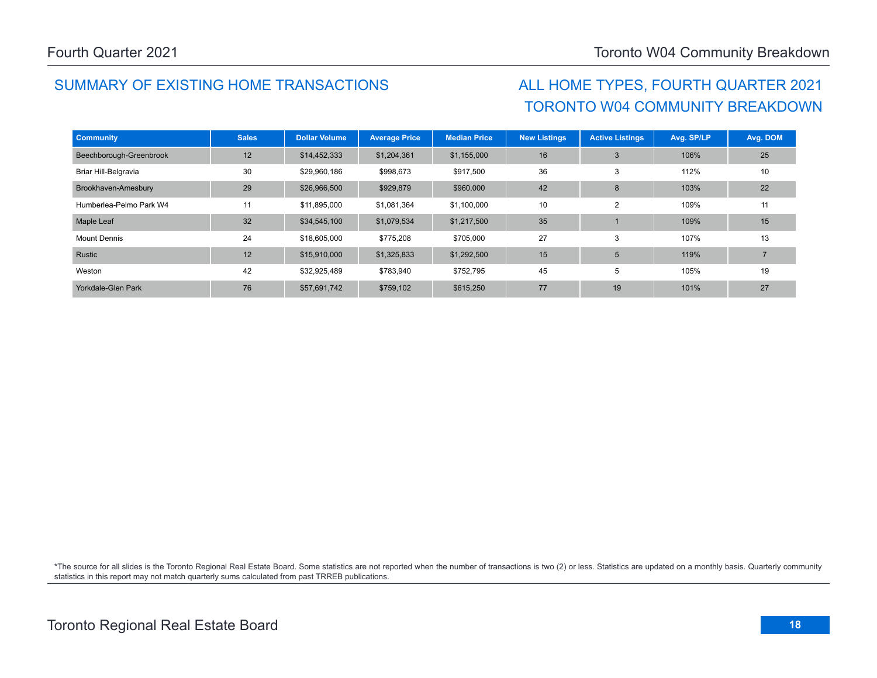## SUMMARY OF EXISTING HOME TRANSACTIONS

## ALL HOME TYPES, FOURTH QUARTER 2021
## TORONTO W04 COMMUNITY BREAKDOWN

| Community | Sales | Dollar Volume | Average Price | Median Price | New Listings | Active Listings | Avg. SP/LP | Avg. DOM |
|---|---|---|---|---|---|---|---|---|
| Beechborough-Greenbrook | 12 | $14,452,333 | $1,204,361 | $1,155,000 | 16 | 3 | 106% | 25 |
| Briar Hill-Belgravia | 30 | $29,960,186 | $998,673 | $917,500 | 36 | 3 | 112% | 10 |
| Brookhaven-Amesbury | 29 | $26,966,500 | $929,879 | $960,000 | 42 | 8 | 103% | 22 |
| Humberlea-Pelmo Park W4 | 11 | $11,895,000 | $1,081,364 | $1,100,000 | 10 | 2 | 109% | 11 |
| Maple Leaf | 32 | $34,545,100 | $1,079,534 | $1,217,500 | 35 | 1 | 109% | 15 |
| Mount Dennis | 24 | $18,605,000 | $775,208 | $705,000 | 27 | 3 | 107% | 13 |
| Rustic | 12 | $15,910,000 | $1,325,833 | $1,292,500 | 15 | 5 | 119% | 7 |
| Weston | 42 | $32,925,489 | $783,940 | $752,795 | 45 | 5 | 105% | 19 |
| Yorkdale-Glen Park | 76 | $57,691,742 | $759,102 | $615,250 | 77 | 19 | 101% | 27 |

*The source for all slides is the Toronto Regional Real Estate Board. Some statistics are not reported when the number of transactions is two (2) or less. Statistics are updated on a monthly basis. Quarterly community statistics in this report may not match quarterly sums calculated from past TRREB publications.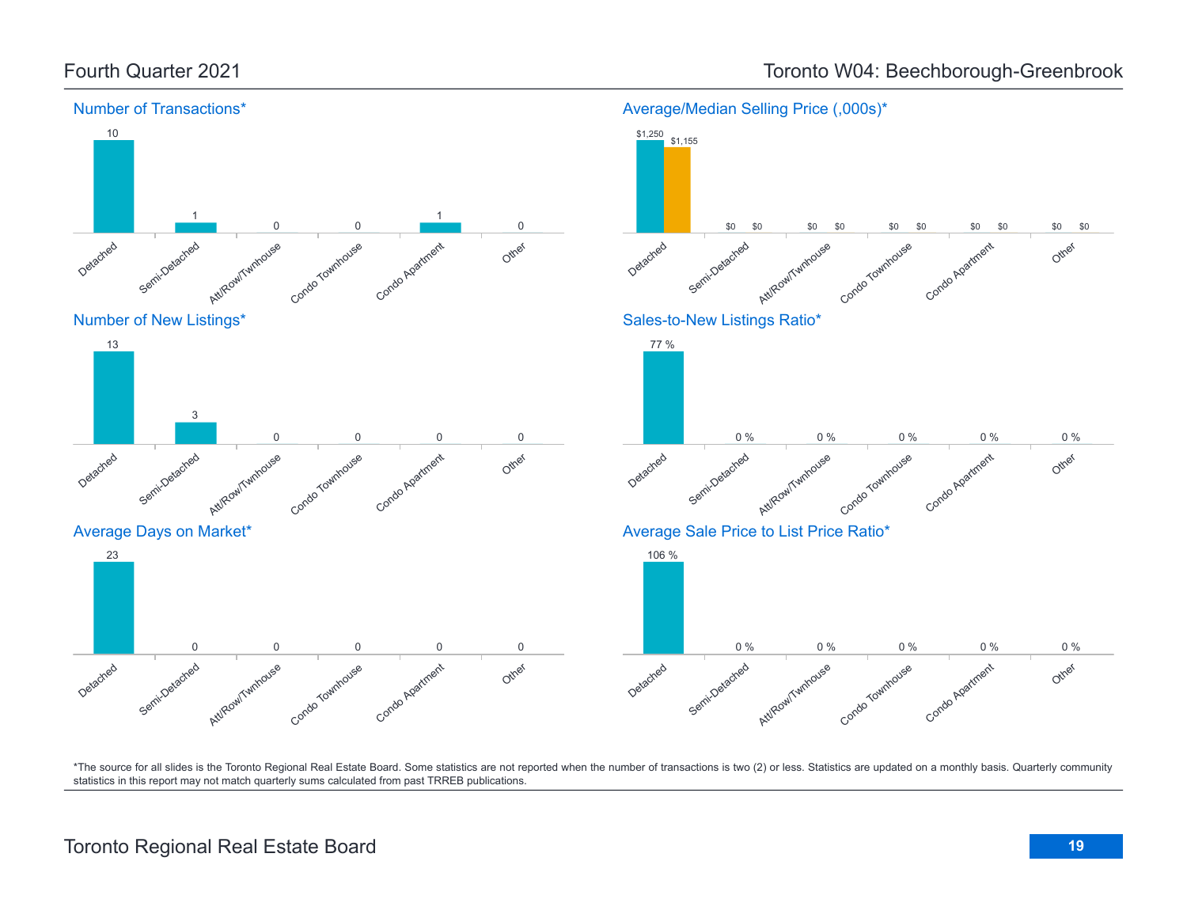Fourth Quarter 2021

# Toronto W04: Beechborough-Greenbrook

## Number of Transactions*

| Detached | Semi-Detached | Att/Row/Twnhouse | Condo Townhouse | Condo Apartment | Other |
|---|---|---|---|---|---|
| 10 | 1 | 0 | 0 | 1 | 0 |

## Average/Median Selling Price (,000s)*

| | Detached | Semi-Detached | Att/Row/Twnhouse | Condo Townhouse | Condo Apartment | Other |
|---|---|---|---|---|---|---|
| Average | $1,250 | $0 | $0 | $0 | $0 | $0 |
| Median | $1,155 | $0 | $0 | $0 | $0 | $0 |

## Number of New Listings*

| Detached | Semi-Detached | Att/Row/Twnhouse | Condo Townhouse | Condo Apartment | Other |
|---|---|---|---|---|---|
| 13 | 3 | 0 | 0 | 0 | 0 |

## Sales-to-New Listings Ratio*

| Detached | Semi-Detached | Att/Row/Twnhouse | Condo Townhouse | Condo Apartment | Other |
|---|---|---|---|---|---|
| 77 % | 0 % | 0 % | 0 % | 0 % | 0 % |

## Average Days on Market*

| Detached | Semi-Detached | Att/Row/Twnhouse | Condo Townhouse | Condo Apartment | Other |
|---|---|---|---|---|---|
| 23 | 0 | 0 | 0 | 0 | 0 |

## Average Sale Price to List Price Ratio*

| Detached | Semi-Detached | Att/Row/Twnhouse | Condo Townhouse | Condo Apartment | Other |
|---|---|---|---|---|---|
| 106 % | 0 % | 0 % | 0 % | 0 % | 0 % |

*The source for all slides is the Toronto Regional Real Estate Board. Some statistics are not reported when the number of transactions is two (2) or less. Statistics are updated on a monthly basis. Quarterly community statistics in this report may not match quarterly sums calculated from past TRREB publications.

Toronto Regional Real Estate Board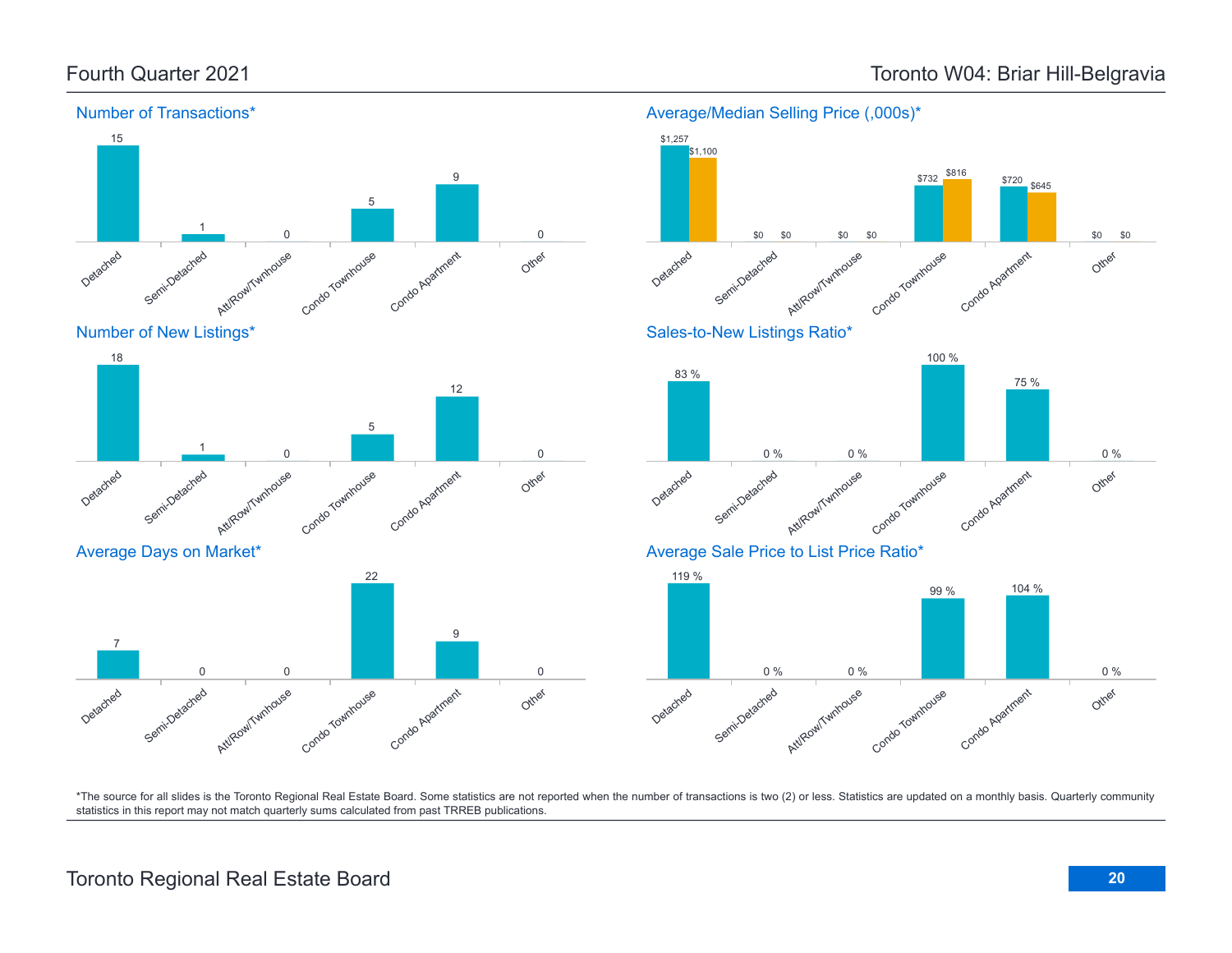Fourth Quarter 2021

Toronto W04: Briar Hill-Belgravia

## Number of Transactions*

| Detached | Semi-Detached | Att/Row/Twnhouse | Condo Townhouse | Condo Apartment | Other |
|---|---|---|---|---|---|
| 15 | 1 | 0 | 5 | 9 | 0 |

## Average/Median Selling Price (,000s)*

| | Detached | Semi-Detached | Att/Row/Twnhouse | Condo Townhouse | Condo Apartment | Other |
|---|---|---|---|---|---|---|
| Average | $1,257 | $0 | $0 | $732 | $720 | $0 |
| Median | $1,100 | $0 | $0 | $816 | $645 | $0 |

## Number of New Listings*

| Detached | Semi-Detached | Att/Row/Twnhouse | Condo Townhouse | Condo Apartment | Other |
|---|---|---|---|---|---|
| 18 | 1 | 0 | 5 | 12 | 0 |

## Sales-to-New Listings Ratio*

| Detached | Semi-Detached | Att/Row/Twnhouse | Condo Townhouse | Condo Apartment | Other |
|---|---|---|---|---|---|
| 83 % | 0 % | 0 % | 100 % | 75 % | 0 % |

## Average Days on Market*

| Detached | Semi-Detached | Att/Row/Twnhouse | Condo Townhouse | Condo Apartment | Other |
|---|---|---|---|---|---|
| 7 | 0 | 0 | 22 | 9 | 0 |

## Average Sale Price to List Price Ratio*

| Detached | Semi-Detached | Att/Row/Twnhouse | Condo Townhouse | Condo Apartment | Other |
|---|---|---|---|---|---|
| 119 % | 0 % | 0 % | 99 % | 104 % | 0 % |

*The source for all slides is the Toronto Regional Real Estate Board. Some statistics are not reported when the number of transactions is two (2) or less. Statistics are updated on a monthly basis. Quarterly community statistics in this report may not match quarterly sums calculated from past TRREB publications.

Toronto Regional Real Estate Board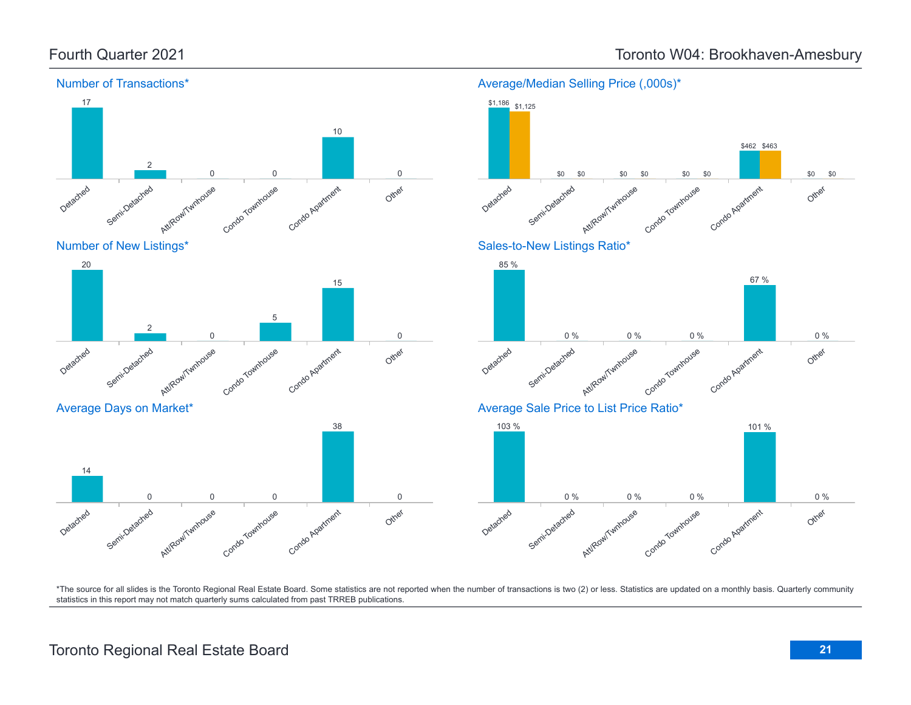Fourth Quarter 2021

# Toronto W04: Brookhaven-Amesbury

## Number of Transactions*

| Detached | Semi-Detached | Att/Row/Twnhouse | Condo Townhouse | Condo Apartment | Other |
|---|---|---|---|---|---|
| 17 | 2 | 0 | 0 | 10 | 0 |

## Average/Median Selling Price (,000s)*

| | Detached | Semi-Detached | Att/Row/Twnhouse | Condo Townhouse | Condo Apartment | Other |
|---|---|---|---|---|---|---|
| Average | $1,186 | $0 | $0 | $0 | $462 | $0 |
| Median | $1,125 | $0 | $0 | $0 | $463 | $0 |

## Number of New Listings*

| Detached | Semi-Detached | Att/Row/Twnhouse | Condo Townhouse | Condo Apartment | Other |
|---|---|---|---|---|---|
| 20 | 2 | 0 | 5 | 15 | 0 |

## Sales-to-New Listings Ratio*

| Detached | Semi-Detached | Att/Row/Twnhouse | Condo Townhouse | Condo Apartment | Other |
|---|---|---|---|---|---|
| 85 % | 0 % | 0 % | 0 % | 67 % | 0 % |

## Average Days on Market*

| Detached | Semi-Detached | Att/Row/Twnhouse | Condo Townhouse | Condo Apartment | Other |
|---|---|---|---|---|---|
| 14 | 0 | 0 | 0 | 38 | 0 |

## Average Sale Price to List Price Ratio*

| Detached | Semi-Detached | Att/Row/Twnhouse | Condo Townhouse | Condo Apartment | Other |
|---|---|---|---|---|---|
| 103 % | 0 % | 0 % | 0 % | 101 % | 0 % |

*The source for all slides is the Toronto Regional Real Estate Board. Some statistics are not reported when the number of transactions is two (2) or less. Statistics are updated on a monthly basis. Quarterly community statistics in this report may not match quarterly sums calculated from past TRREB publications.

Toronto Regional Real Estate Board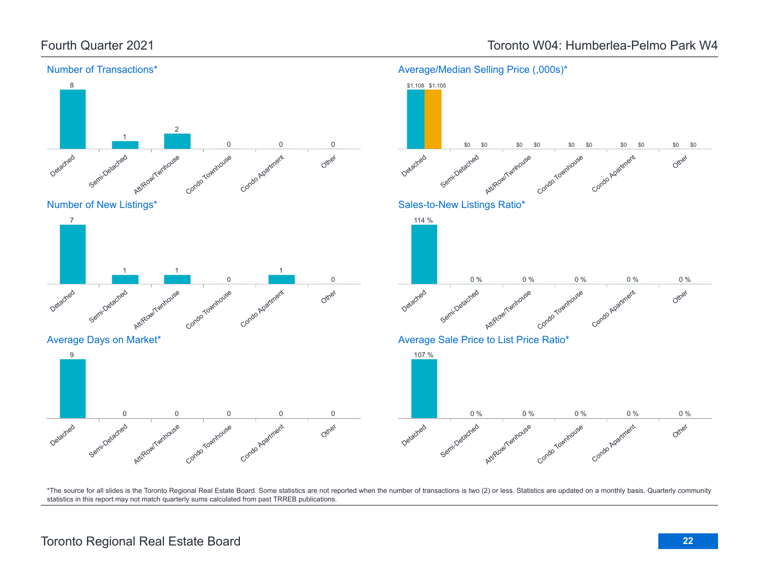# Fourth Quarter 2021

# Toronto W04: Humberlea-Pelmo Park W4

## Number of Transactions*

| Detached | Semi-Detached | Att/Row/Twnhouse | Condo Townhouse | Condo Apartment | Other |
|---|---|---|---|---|---|
| 8 | 1 | 2 | 0 | 0 | 0 |

## Average/Median Selling Price (,000s)*

| | Detached | Semi-Detached | Att/Row/Twnhouse | Condo Townhouse | Condo Apartment | Other |
|---|---|---|---|---|---|---|
| Average | $1,108 | $0 | $0 | $0 | $0 | $0 |
| Median | $1,105 | $0 | $0 | $0 | $0 | $0 |

## Number of New Listings*

| Detached | Semi-Detached | Att/Row/Twnhouse | Condo Townhouse | Condo Apartment | Other |
|---|---|---|---|---|---|
| 7 | 1 | 1 | 0 | 1 | 0 |

## Sales-to-New Listings Ratio*

| Detached | Semi-Detached | Att/Row/Twnhouse | Condo Townhouse | Condo Apartment | Other |
|---|---|---|---|---|---|
| 114 % | 0 % | 0 % | 0 % | 0 % | 0 % |

## Average Days on Market*

| Detached | Semi-Detached | Att/Row/Twnhouse | Condo Townhouse | Condo Apartment | Other |
|---|---|---|---|---|---|
| 9 | 0 | 0 | 0 | 0 | 0 |

## Average Sale Price to List Price Ratio*

| Detached | Semi-Detached | Att/Row/Twnhouse | Condo Townhouse | Condo Apartment | Other |
|---|---|---|---|---|---|
| 107 % | 0 % | 0 % | 0 % | 0 % | 0 % |

*The source for all slides is the Toronto Regional Real Estate Board. Some statistics are not reported when the number of transactions is two (2) or less. Statistics are updated on a monthly basis. Quarterly community statistics in this report may not match quarterly sums calculated from past TRREB publications.

Toronto Regional Real Estate Board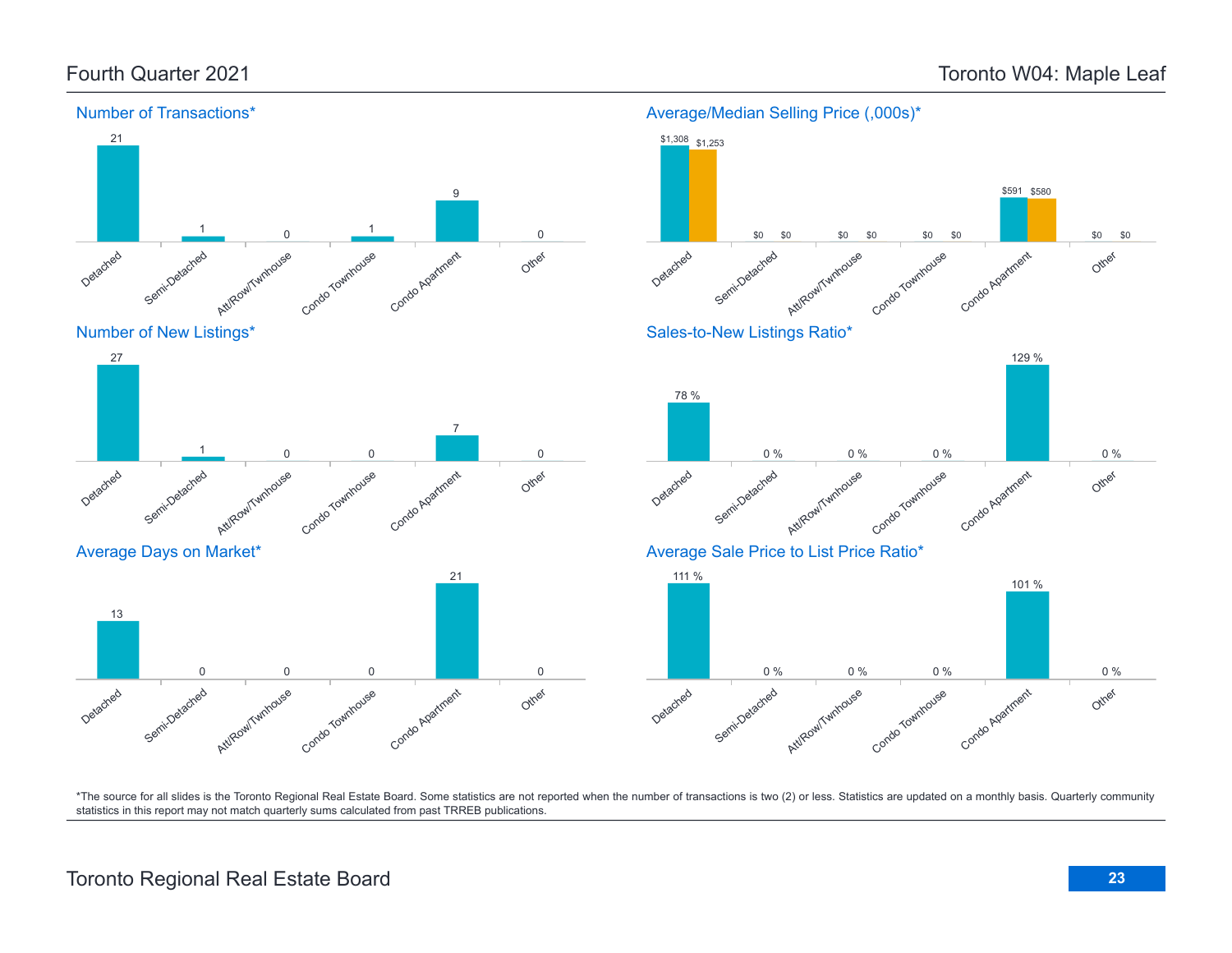# Fourth Quarter 2021

## Toronto W04: Maple Leaf

### Number of Transactions*

| Detached | Semi-Detached | Att/Row/Twnhouse | Condo Townhouse | Condo Apartment | Other |
|---|---|---|---|---|---|
| 21 | 1 | 0 | 1 | 9 | 0 |

### Average/Median Selling Price (,000s)*

| | Detached | Semi-Detached | Att/Row/Twnhouse | Condo Townhouse | Condo Apartment | Other |
|---|---|---|---|---|---|---|
| Average | $1,308 | $0 | $0 | $0 | $591 | $0 |
| Median | $1,253 | $0 | $0 | $0 | $580 | $0 |

### Number of New Listings*

| Detached | Semi-Detached | Att/Row/Twnhouse | Condo Townhouse | Condo Apartment | Other |
|---|---|---|---|---|---|
| 27 | 1 | 0 | 0 | 7 | 0 |

### Sales-to-New Listings Ratio*

| Detached | Semi-Detached | Att/Row/Twnhouse | Condo Townhouse | Condo Apartment | Other |
|---|---|---|---|---|---|
| 78 % | 0 % | 0 % | 0 % | 129 % | 0 % |

### Average Days on Market*

| Detached | Semi-Detached | Att/Row/Twnhouse | Condo Townhouse | Condo Apartment | Other |
|---|---|---|---|---|---|
| 13 | 0 | 0 | 0 | 21 | 0 |

### Average Sale Price to List Price Ratio*

| Detached | Semi-Detached | Att/Row/Twnhouse | Condo Townhouse | Condo Apartment | Other |
|---|---|---|---|---|---|
| 111 % | 0 % | 0 % | 0 % | 101 % | 0 % |

*The source for all slides is the Toronto Regional Real Estate Board. Some statistics are not reported when the number of transactions is two (2) or less. Statistics are updated on a monthly basis. Quarterly community statistics in this report may not match quarterly sums calculated from past TRREB publications.

Toronto Regional Real Estate Board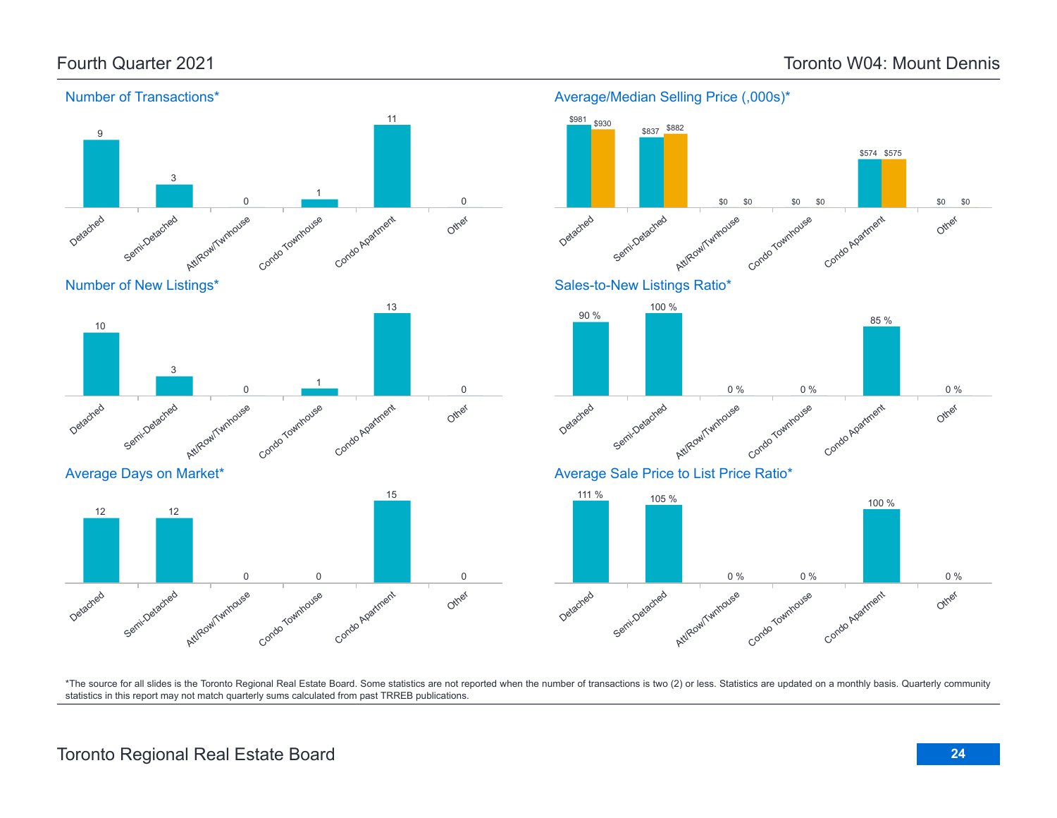# Fourth Quarter 2021

# Toronto W04: Mount Dennis

## Number of Transactions*

| Detached | Semi-Detached | Att/Row/Twnhouse | Condo Townhouse | Condo Apartment | Other |
|---|---|---|---|---|---|
| 9 | 3 | 0 | 1 | 11 | 0 |

## Average/Median Selling Price (,000s)*

| | Detached | Semi-Detached | Att/Row/Twnhouse | Condo Townhouse | Condo Apartment | Other |
|---|---|---|---|---|---|---|
| Average | $981 | $837 | $0 | $0 | $574 | $0 |
| Median | $930 | $882 | $0 | $0 | $575 | $0 |

## Number of New Listings*

| Detached | Semi-Detached | Att/Row/Twnhouse | Condo Townhouse | Condo Apartment | Other |
|---|---|---|---|---|---|
| 10 | 3 | 0 | 1 | 13 | 0 |

## Sales-to-New Listings Ratio*

| Detached | Semi-Detached | Att/Row/Twnhouse | Condo Townhouse | Condo Apartment | Other |
|---|---|---|---|---|---|
| 90 % | 100 % | 0 % | 0 % | 85 % | 0 % |

## Average Days on Market*

| Detached | Semi-Detached | Att/Row/Twnhouse | Condo Townhouse | Condo Apartment | Other |
|---|---|---|---|---|---|
| 12 | 12 | 0 | 0 | 15 | 0 |

## Average Sale Price to List Price Ratio*

| Detached | Semi-Detached | Att/Row/Twnhouse | Condo Townhouse | Condo Apartment | Other |
|---|---|---|---|---|---|
| 111 % | 105 % | 0 % | 0 % | 100 % | 0 % |

*The source for all slides is the Toronto Regional Real Estate Board. Some statistics are not reported when the number of transactions is two (2) or less. Statistics are updated on a monthly basis. Quarterly community statistics in this report may not match quarterly sums calculated from past TRREB publications.

Toronto Regional Real Estate Board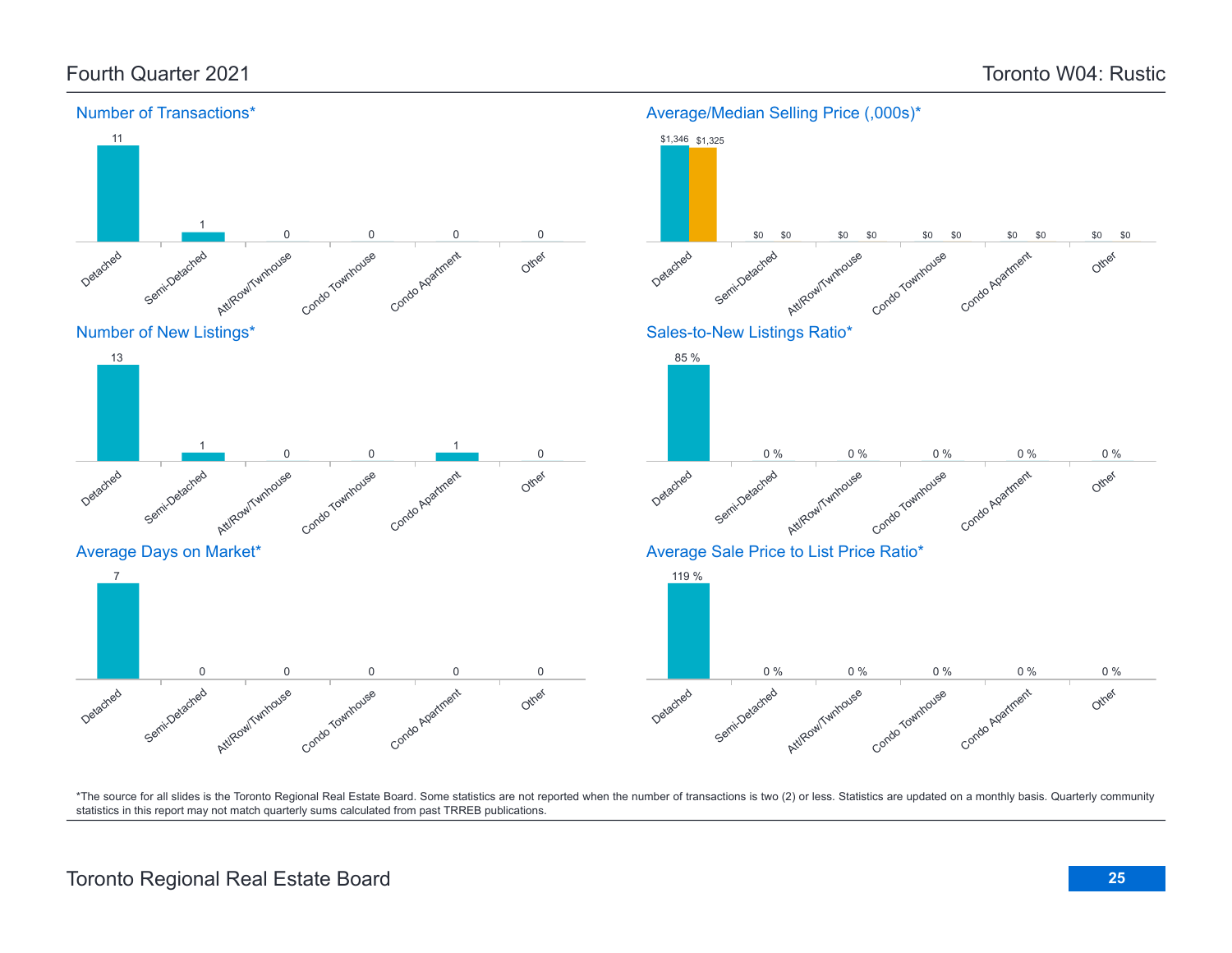## Fourth Quarter 2021

## Toronto W04: Rustic

### Number of Transactions*

| Detached | Semi-Detached | Att/Row/Twnhouse | Condo Townhouse | Condo Apartment | Other |
|---|---|---|---|---|---|
| 11 | 1 | 0 | 0 | 0 | 0 |

### Average/Median Selling Price (,000s)*

| | Detached | Semi-Detached | Att/Row/Twnhouse | Condo Townhouse | Condo Apartment | Other |
|---|---|---|---|---|---|---|
| Average | $1,346 | $0 | $0 | $0 | $0 | $0 |
| Median | $1,325 | $0 | $0 | $0 | $0 | $0 |

### Number of New Listings*

| Detached | Semi-Detached | Att/Row/Twnhouse | Condo Townhouse | Condo Apartment | Other |
|---|---|---|---|---|---|
| 13 | 1 | 0 | 0 | 1 | 0 |

### Sales-to-New Listings Ratio*

| Detached | Semi-Detached | Att/Row/Twnhouse | Condo Townhouse | Condo Apartment | Other |
|---|---|---|---|---|---|
| 85 % | 0 % | 0 % | 0 % | 0 % | 0 % |

### Average Days on Market*

| Detached | Semi-Detached | Att/Row/Twnhouse | Condo Townhouse | Condo Apartment | Other |
|---|---|---|---|---|---|
| 7 | 0 | 0 | 0 | 0 | 0 |

### Average Sale Price to List Price Ratio*

| Detached | Semi-Detached | Att/Row/Twnhouse | Condo Townhouse | Condo Apartment | Other |
|---|---|---|---|---|---|
| 119 % | 0 % | 0 % | 0 % | 0 % | 0 % |

*The source for all slides is the Toronto Regional Real Estate Board. Some statistics are not reported when the number of transactions is two (2) or less. Statistics are updated on a monthly basis. Quarterly community statistics in this report may not match quarterly sums calculated from past TRREB publications.

Toronto Regional Real Estate Board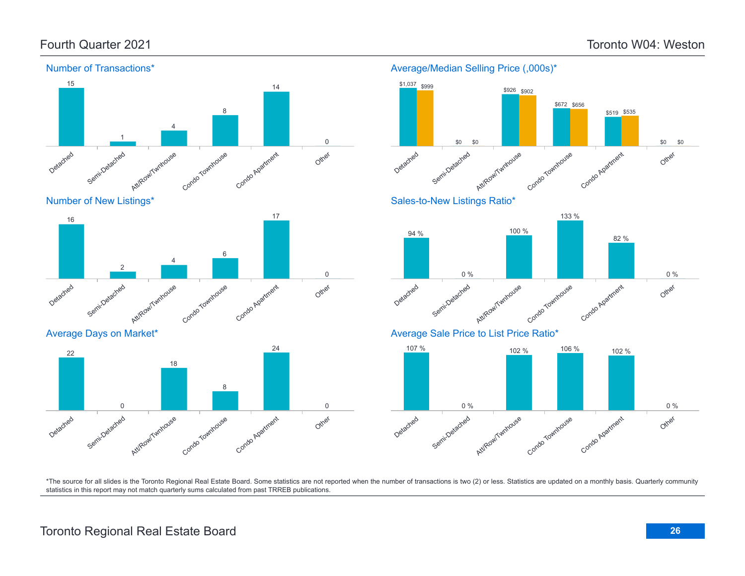# Fourth Quarter 2021

# Toronto W04: Weston

## Number of Transactions*

| Detached | Semi-Detached | Att/Row/Twnhouse | Condo Townhouse | Condo Apartment | Other |
|---|---|---|---|---|---|
| 15 | 1 | 4 | 8 | 14 | 0 |

## Average/Median Selling Price (,000s)*

| | Detached | Semi-Detached | Att/Row/Twnhouse | Condo Townhouse | Condo Apartment | Other |
|---|---|---|---|---|---|---|
| Average | $1,037 | $0 | $926 | $672 | $519 | $0 |
| Median | $999 | $0 | $902 | $656 | $535 | $0 |

## Number of New Listings*

| Detached | Semi-Detached | Att/Row/Twnhouse | Condo Townhouse | Condo Apartment | Other |
|---|---|---|---|---|---|
| 16 | 2 | 4 | 6 | 17 | 0 |

## Sales-to-New Listings Ratio*

| Detached | Semi-Detached | Att/Row/Twnhouse | Condo Townhouse | Condo Apartment | Other |
|---|---|---|---|---|---|
| 94 % | 0 % | 100 % | 133 % | 82 % | 0 % |

## Average Days on Market*

| Detached | Semi-Detached | Att/Row/Twnhouse | Condo Townhouse | Condo Apartment | Other |
|---|---|---|---|---|---|
| 22 | 0 | 18 | 8 | 24 | 0 |

## Average Sale Price to List Price Ratio*

| Detached | Semi-Detached | Att/Row/Twnhouse | Condo Townhouse | Condo Apartment | Other |
|---|---|---|---|---|---|
| 107 % | 0 % | 102 % | 106 % | 102 % | 0 % |

*The source for all slides is the Toronto Regional Real Estate Board. Some statistics are not reported when the number of transactions is two (2) or less. Statistics are updated on a monthly basis. Quarterly community statistics in this report may not match quarterly sums calculated from past TRREB publications.

Toronto Regional Real Estate Board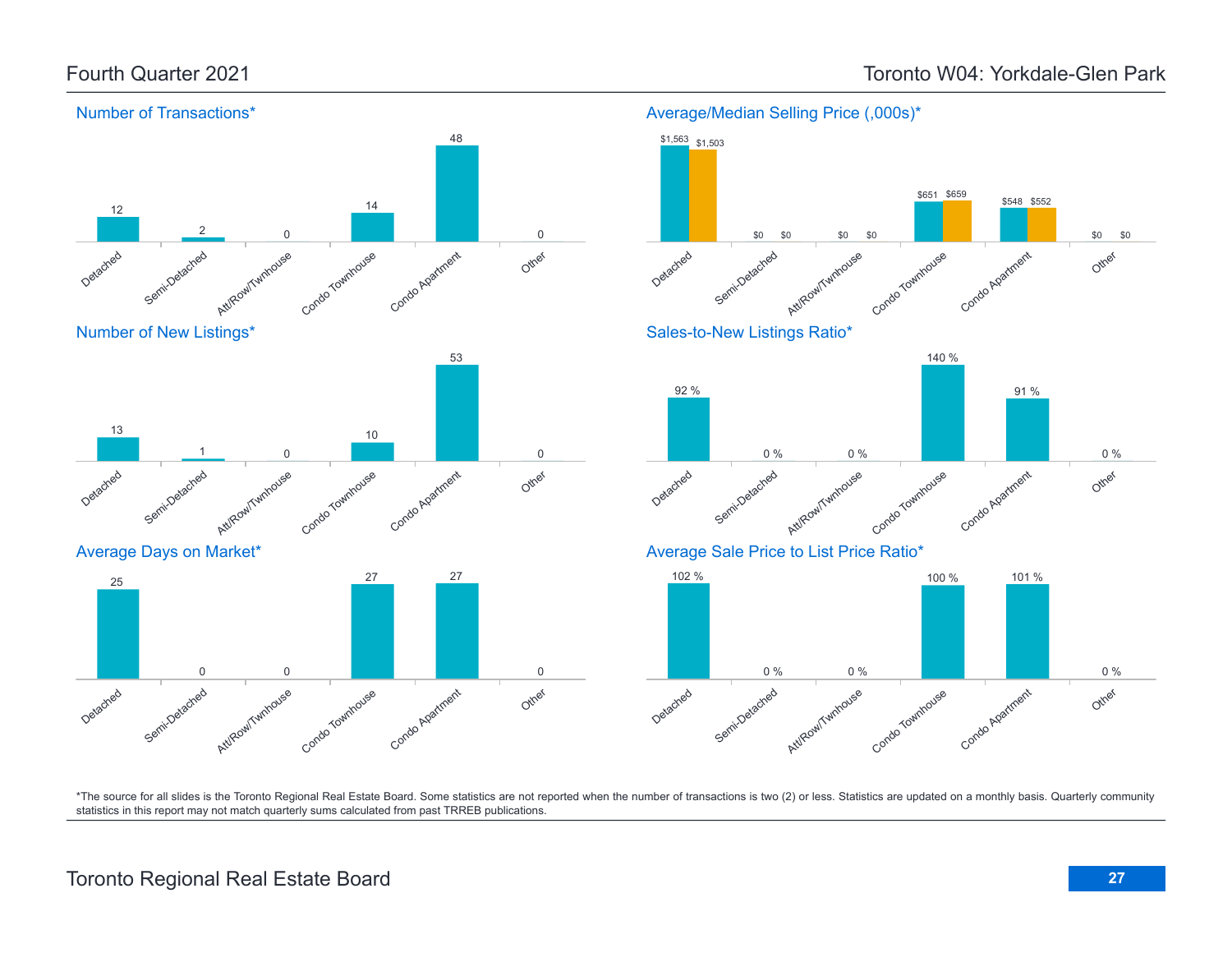# Fourth Quarter 2021

# Toronto W04: Yorkdale-Glen Park

## Number of Transactions*

| Detached | Semi-Detached | Att/Row/Twnhouse | Condo Townhouse | Condo Apartment | Other |
|---|---|---|---|---|---|
| 12 | 2 | 0 | 14 | 48 | 0 |

## Average/Median Selling Price (,000s)*

| | Detached | Semi-Detached | Att/Row/Twnhouse | Condo Townhouse | Condo Apartment | Other |
|---|---|---|---|---|---|---|
| Average | $1,563 | $0 | $0 | $651 | $548 | $0 |
| Median | $1,503 | $0 | $0 | $659 | $552 | $0 |

## Number of New Listings*

| Detached | Semi-Detached | Att/Row/Twnhouse | Condo Townhouse | Condo Apartment | Other |
|---|---|---|---|---|---|
| 13 | 1 | 0 | 10 | 53 | 0 |

## Sales-to-New Listings Ratio*

| Detached | Semi-Detached | Att/Row/Twnhouse | Condo Townhouse | Condo Apartment | Other |
|---|---|---|---|---|---|
| 92 % | 0 % | 0 % | 140 % | 91 % | 0 % |

## Average Days on Market*

| Detached | Semi-Detached | Att/Row/Twnhouse | Condo Townhouse | Condo Apartment | Other |
|---|---|---|---|---|---|
| 25 | 0 | 0 | 27 | 27 | 0 |

## Average Sale Price to List Price Ratio*

| Detached | Semi-Detached | Att/Row/Twnhouse | Condo Townhouse | Condo Apartment | Other |
|---|---|---|---|---|---|
| 102 % | 0 % | 0 % | 100 % | 101 % | 0 % |

*The source for all slides is the Toronto Regional Real Estate Board. Some statistics are not reported when the number of transactions is two (2) or less. Statistics are updated on a monthly basis. Quarterly community statistics in this report may not match quarterly sums calculated from past TRREB publications.

Toronto Regional Real Estate Board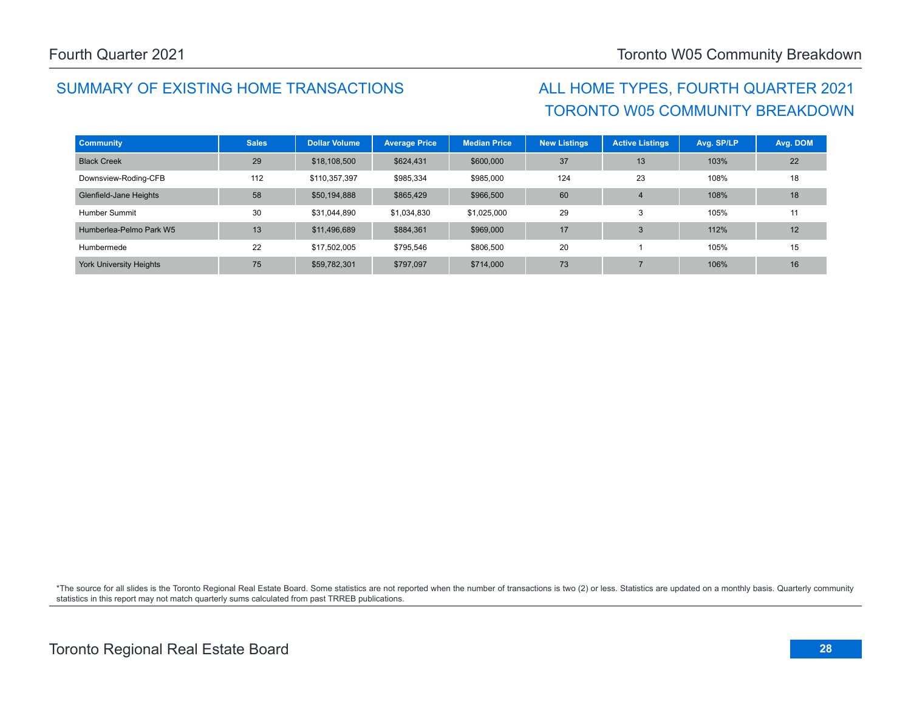## SUMMARY OF EXISTING HOME TRANSACTIONS

## ALL HOME TYPES, FOURTH QUARTER 2021
## TORONTO W05 COMMUNITY BREAKDOWN

| Community | Sales | Dollar Volume | Average Price | Median Price | New Listings | Active Listings | Avg. SP/LP | Avg. DOM |
|---|---|---|---|---|---|---|---|---|
| Black Creek | 29 | $18,108,500 | $624,431 | $600,000 | 37 | 13 | 103% | 22 |
| Downsview-Roding-CFB | 112 | $110,357,397 | $985,334 | $985,000 | 124 | 23 | 108% | 18 |
| Glenfield-Jane Heights | 58 | $50,194,888 | $865,429 | $966,500 | 60 | 4 | 108% | 18 |
| Humber Summit | 30 | $31,044,890 | $1,034,830 | $1,025,000 | 29 | 3 | 105% | 11 |
| Humberlea-Pelmo Park W5 | 13 | $11,496,689 | $884,361 | $969,000 | 17 | 3 | 112% | 12 |
| Humbermede | 22 | $17,502,005 | $795,546 | $806,500 | 20 | 1 | 105% | 15 |
| York University Heights | 75 | $59,782,301 | $797,097 | $714,000 | 73 | 7 | 106% | 16 |

*The source for all slides is the Toronto Regional Real Estate Board. Some statistics are not reported when the number of transactions is two (2) or less. Statistics are updated on a monthly basis. Quarterly community statistics in this report may not match quarterly sums calculated from past TRREB publications.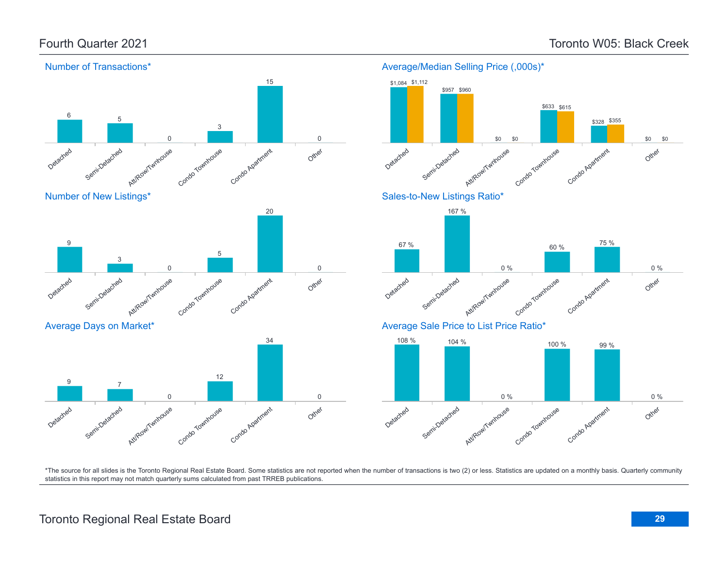# Fourth Quarter 2021

# Toronto W05: Black Creek

## Number of Transactions*

| Detached | Semi-Detached | Att/Row/Twnhouse | Condo Townhouse | Condo Apartment | Other |
|---|---|---|---|---|---|
| 6 | 5 | 0 | 3 | 15 | 0 |

## Average/Median Selling Price (,000s)*

| | Detached | Semi-Detached | Att/Row/Twnhouse | Condo Townhouse | Condo Apartment | Other |
|---|---|---|---|---|---|---|
| Average | $1,084 | $957 | $0 | $633 | $328 | $0 |
| Median | $1,112 | $960 | $0 | $615 | $355 | $0 |

## Number of New Listings*

| Detached | Semi-Detached | Att/Row/Twnhouse | Condo Townhouse | Condo Apartment | Other |
|---|---|---|---|---|---|
| 9 | 3 | 0 | 5 | 20 | 0 |

## Sales-to-New Listings Ratio*

| Detached | Semi-Detached | Att/Row/Twnhouse | Condo Townhouse | Condo Apartment | Other |
|---|---|---|---|---|---|
| 67 % | 167 % | 0 % | 60 % | 75 % | 0 % |

## Average Days on Market*

| Detached | Semi-Detached | Att/Row/Twnhouse | Condo Townhouse | Condo Apartment | Other |
|---|---|---|---|---|---|
| 9 | 7 | 0 | 12 | 34 | 0 |

## Average Sale Price to List Price Ratio*

| Detached | Semi-Detached | Att/Row/Twnhouse | Condo Townhouse | Condo Apartment | Other |
|---|---|---|---|---|---|
| 108 % | 104 % | 0 % | 100 % | 99 % | 0 % |

*The source for all slides is the Toronto Regional Real Estate Board. Some statistics are not reported when the number of transactions is two (2) or less. Statistics are updated on a monthly basis. Quarterly community statistics in this report may not match quarterly sums calculated from past TRREB publications.

Toronto Regional Real Estate Board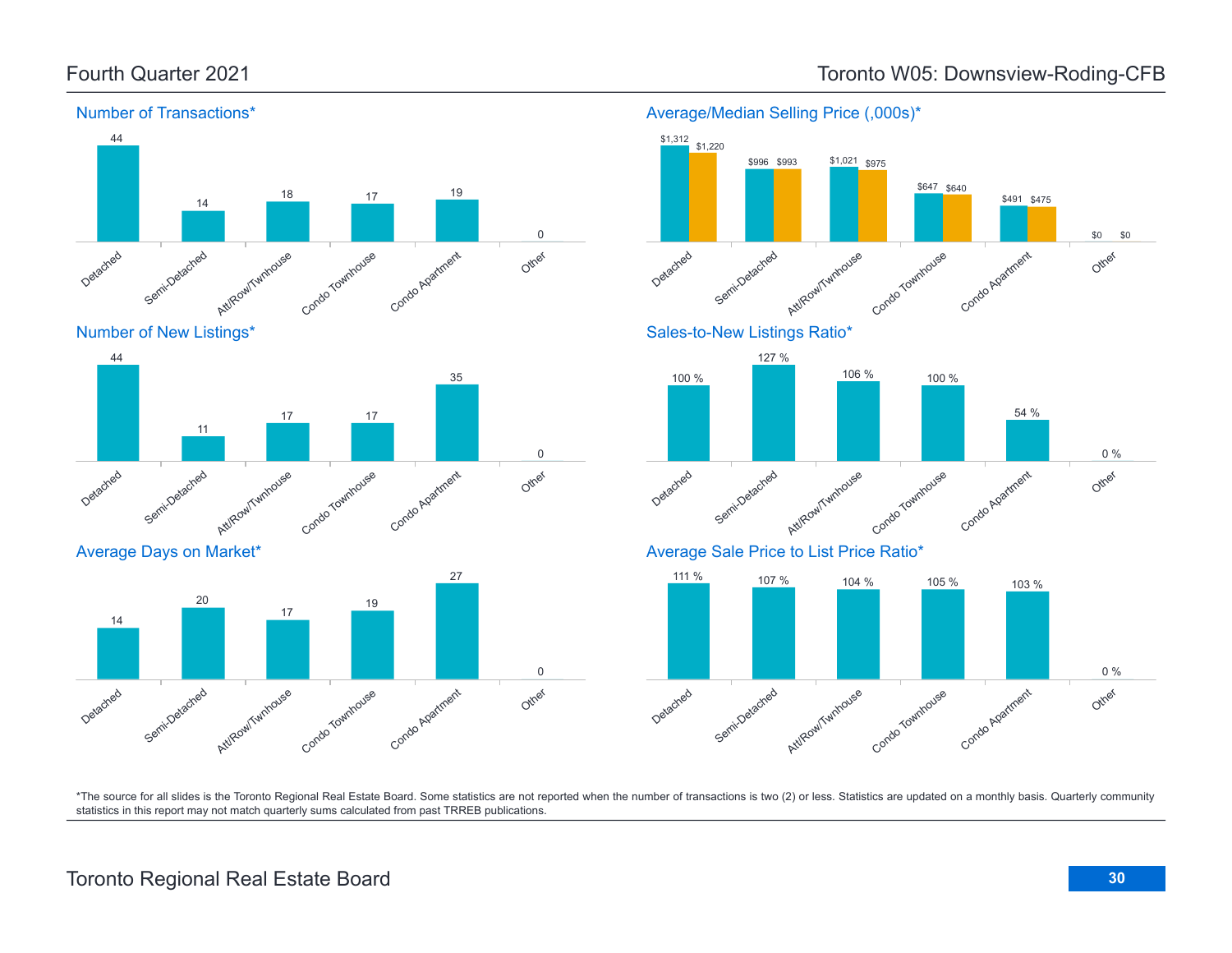Fourth Quarter 2021

Toronto W05: Downsview-Roding-CFB

## Number of Transactions*

| Detached | Semi-Detached | Att/Row/Twnhouse | Condo Townhouse | Condo Apartment | Other |
|---|---|---|---|---|---|
| 44 | 14 | 18 | 17 | 19 | 0 |

## Average/Median Selling Price (,000s)*

| | Detached | Semi-Detached | Att/Row/Twnhouse | Condo Townhouse | Condo Apartment | Other |
|---|---|---|---|---|---|---|
| Average | $1,312 | $996 | $1,021 | $647 | $491 | $0 |
| Median | $1,220 | $993 | $975 | $640 | $475 | $0 |

## Number of New Listings*

| Detached | Semi-Detached | Att/Row/Twnhouse | Condo Townhouse | Condo Apartment | Other |
|---|---|---|---|---|---|
| 44 | 11 | 17 | 17 | 35 | 0 |

## Sales-to-New Listings Ratio*

| Detached | Semi-Detached | Att/Row/Twnhouse | Condo Townhouse | Condo Apartment | Other |
|---|---|---|---|---|---|
| 100 % | 127 % | 106 % | 100 % | 54 % | 0 % |

## Average Days on Market*

| Detached | Semi-Detached | Att/Row/Twnhouse | Condo Townhouse | Condo Apartment | Other |
|---|---|---|---|---|---|
| 14 | 20 | 17 | 19 | 27 | 0 |

## Average Sale Price to List Price Ratio*

| Detached | Semi-Detached | Att/Row/Twnhouse | Condo Townhouse | Condo Apartment | Other |
|---|---|---|---|---|---|
| 111 % | 107 % | 104 % | 105 % | 103 % | 0 % |

*The source for all slides is the Toronto Regional Real Estate Board. Some statistics are not reported when the number of transactions is two (2) or less. Statistics are updated on a monthly basis. Quarterly community statistics in this report may not match quarterly sums calculated from past TRREB publications.

Toronto Regional Real Estate Board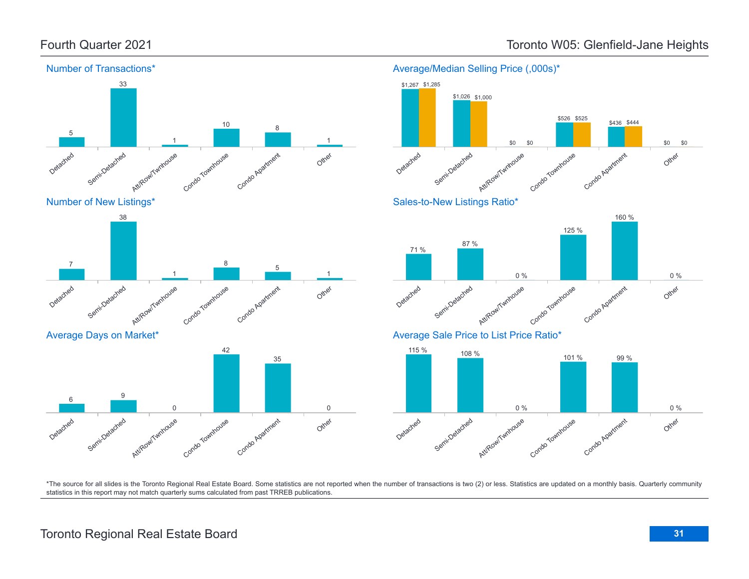Fourth Quarter 2021

# Toronto W05: Glenfield-Jane Heights

## Number of Transactions*

| Detached | Semi-Detached | Att/Row/Twnhouse | Condo Townhouse | Condo Apartment | Other |
|---|---|---|---|---|---|
| 5 | 33 | 1 | 10 | 8 | 1 |

## Average/Median Selling Price (,000s)*

| | Detached | Semi-Detached | Att/Row/Twnhouse | Condo Townhouse | Condo Apartment | Other |
|---|---|---|---|---|---|---|
| Average | $1,267 | $1,026 | $0 | $526 | $436 | $0 |
| Median | $1,285 | $1,000 | $0 | $525 | $444 | $0 |

## Number of New Listings*

| Detached | Semi-Detached | Att/Row/Twnhouse | Condo Townhouse | Condo Apartment | Other |
|---|---|---|---|---|---|
| 7 | 38 | 1 | 8 | 5 | 1 |

## Sales-to-New Listings Ratio*

| Detached | Semi-Detached | Att/Row/Twnhouse | Condo Townhouse | Condo Apartment | Other |
|---|---|---|---|---|---|
| 71 % | 87 % | 0 % | 125 % | 160 % | 0 % |

## Average Days on Market*

| Detached | Semi-Detached | Att/Row/Twnhouse | Condo Townhouse | Condo Apartment | Other |
|---|---|---|---|---|---|
| 6 | 9 | 0 | 42 | 35 | 0 |

## Average Sale Price to List Price Ratio*

| Detached | Semi-Detached | Att/Row/Twnhouse | Condo Townhouse | Condo Apartment | Other |
|---|---|---|---|---|---|
| 115 % | 108 % | 0 % | 101 % | 99 % | 0 % |

*The source for all slides is the Toronto Regional Real Estate Board. Some statistics are not reported when the number of transactions is two (2) or less. Statistics are updated on a monthly basis. Quarterly community statistics in this report may not match quarterly sums calculated from past TRREB publications.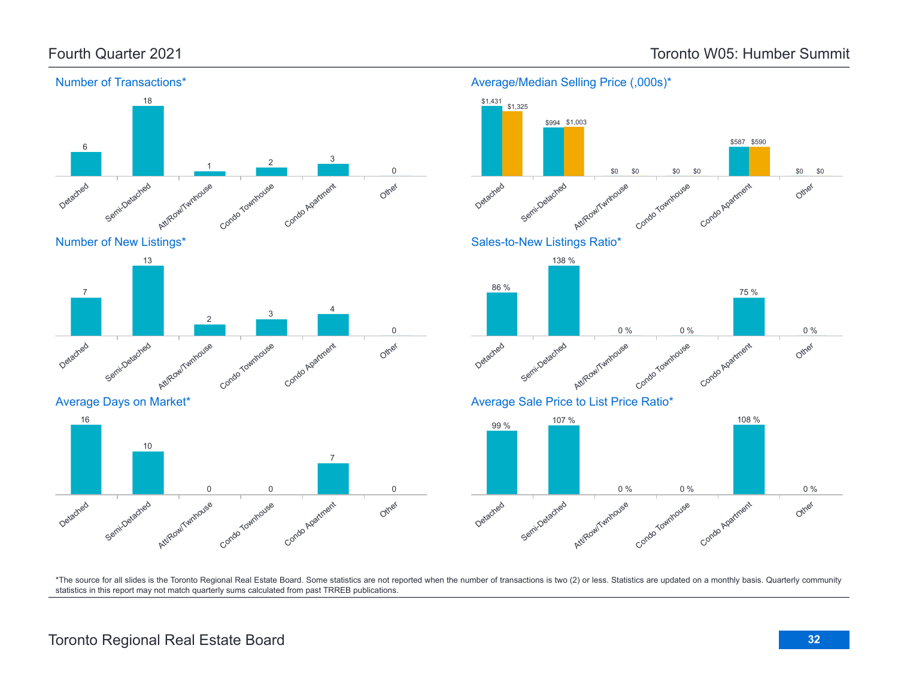## Fourth Quarter 2021

## Toronto W05: Humber Summit

### Number of Transactions*

| Detached | Semi-Detached | Att/Row/Twnhouse | Condo Townhouse | Condo Apartment | Other |
|---|---|---|---|---|---|
| 6 | 18 | 1 | 2 | 3 | 0 |

### Average/Median Selling Price (,000s)*

| | Detached | Semi-Detached | Att/Row/Twnhouse | Condo Townhouse | Condo Apartment | Other |
|---|---|---|---|---|---|---|
| Average | $1,431 | $994 | $0 | $0 | $587 | $0 |
| Median | $1,325 | $1,003 | $0 | $0 | $590 | $0 |

### Number of New Listings*

| Detached | Semi-Detached | Att/Row/Twnhouse | Condo Townhouse | Condo Apartment | Other |
|---|---|---|---|---|---|
| 7 | 13 | 2 | 3 | 4 | 0 |

### Sales-to-New Listings Ratio*

| Detached | Semi-Detached | Att/Row/Twnhouse | Condo Townhouse | Condo Apartment | Other |
|---|---|---|---|---|---|
| 86 % | 138 % | 0 % | 0 % | 75 % | 0 % |

### Average Days on Market*

| Detached | Semi-Detached | Att/Row/Twnhouse | Condo Townhouse | Condo Apartment | Other |
|---|---|---|---|---|---|
| 16 | 10 | 0 | 0 | 7 | 0 |

### Average Sale Price to List Price Ratio*

| Detached | Semi-Detached | Att/Row/Twnhouse | Condo Townhouse | Condo Apartment | Other |
|---|---|---|---|---|---|
| 99 % | 107 % | 0 % | 0 % | 108 % | 0 % |

*The source for all slides is the Toronto Regional Real Estate Board. Some statistics are not reported when the number of transactions is two (2) or less. Statistics are updated on a monthly basis. Quarterly community statistics in this report may not match quarterly sums calculated from past TRREB publications.

Toronto Regional Real Estate Board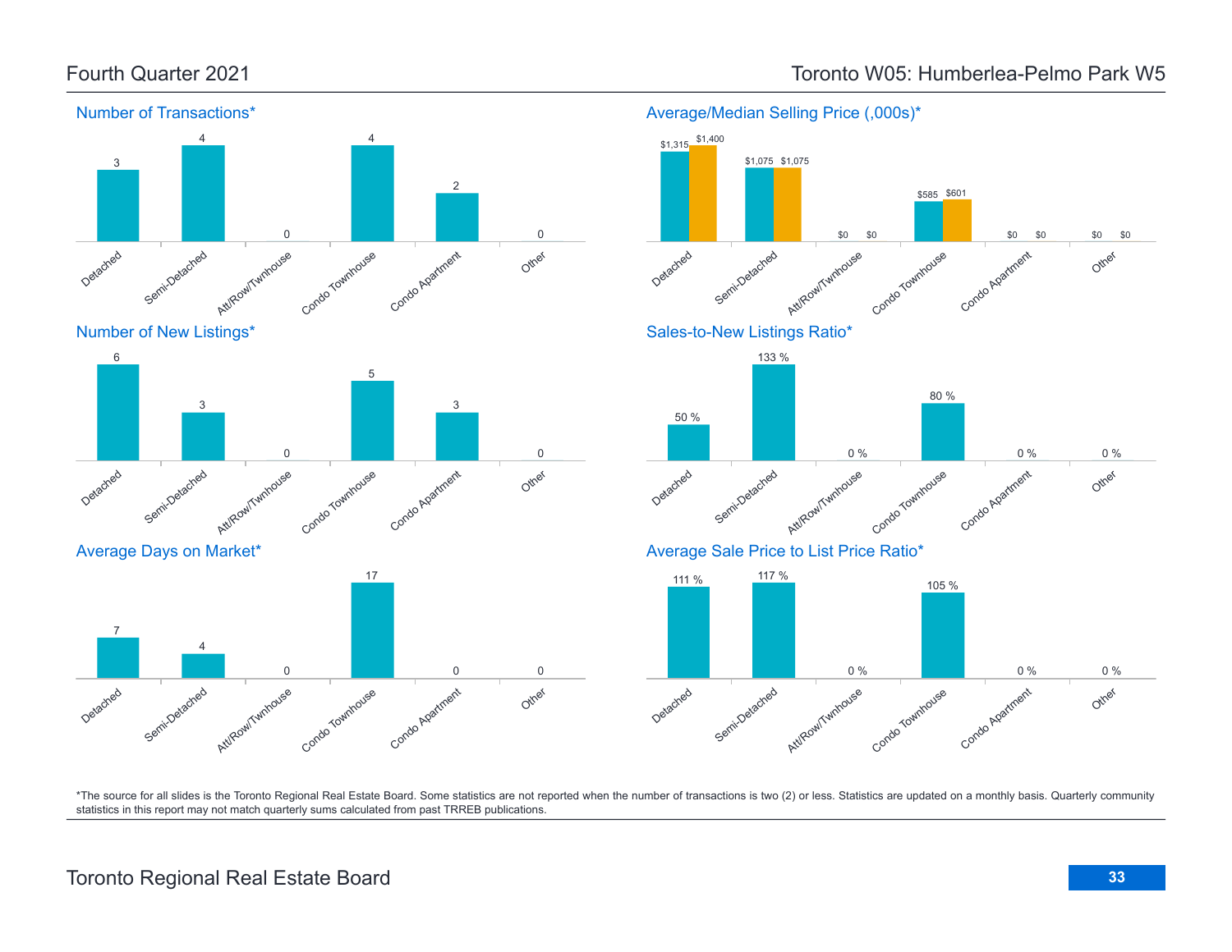# Fourth Quarter 2021

# Toronto W05: Humberlea-Pelmo Park W5

## Number of Transactions*

| Detached | Semi-Detached | Att/Row/Twnhouse | Condo Townhouse | Condo Apartment | Other |
|---|---|---|---|---|---|
| 3 | 4 | 0 | 4 | 2 | 0 |

## Average/Median Selling Price (,000s)*

| | Detached | Semi-Detached | Att/Row/Twnhouse | Condo Townhouse | Condo Apartment | Other |
|---|---|---|---|---|---|---|
| Average | $1,315 | $1,075 | $0 | $585 | $0 | $0 |
| Median | $1,400 | $1,075 | $0 | $601 | $0 | $0 |

## Number of New Listings*

| Detached | Semi-Detached | Att/Row/Twnhouse | Condo Townhouse | Condo Apartment | Other |
|---|---|---|---|---|---|
| 6 | 3 | 0 | 5 | 3 | 0 |

## Sales-to-New Listings Ratio*

| Detached | Semi-Detached | Att/Row/Twnhouse | Condo Townhouse | Condo Apartment | Other |
|---|---|---|---|---|---|
| 50 % | 133 % | 0 % | 80 % | 0 % | 0 % |

## Average Days on Market*

| Detached | Semi-Detached | Att/Row/Twnhouse | Condo Townhouse | Condo Apartment | Other |
|---|---|---|---|---|---|
| 7 | 4 | 0 | 17 | 0 | 0 |

## Average Sale Price to List Price Ratio*

| Detached | Semi-Detached | Att/Row/Twnhouse | Condo Townhouse | Condo Apartment | Other |
|---|---|---|---|---|---|
| 111 % | 117 % | 0 % | 105 % | 0 % | 0 % |

*The source for all slides is the Toronto Regional Real Estate Board. Some statistics are not reported when the number of transactions is two (2) or less. Statistics are updated on a monthly basis. Quarterly community statistics in this report may not match quarterly sums calculated from past TRREB publications.

Toronto Regional Real Estate Board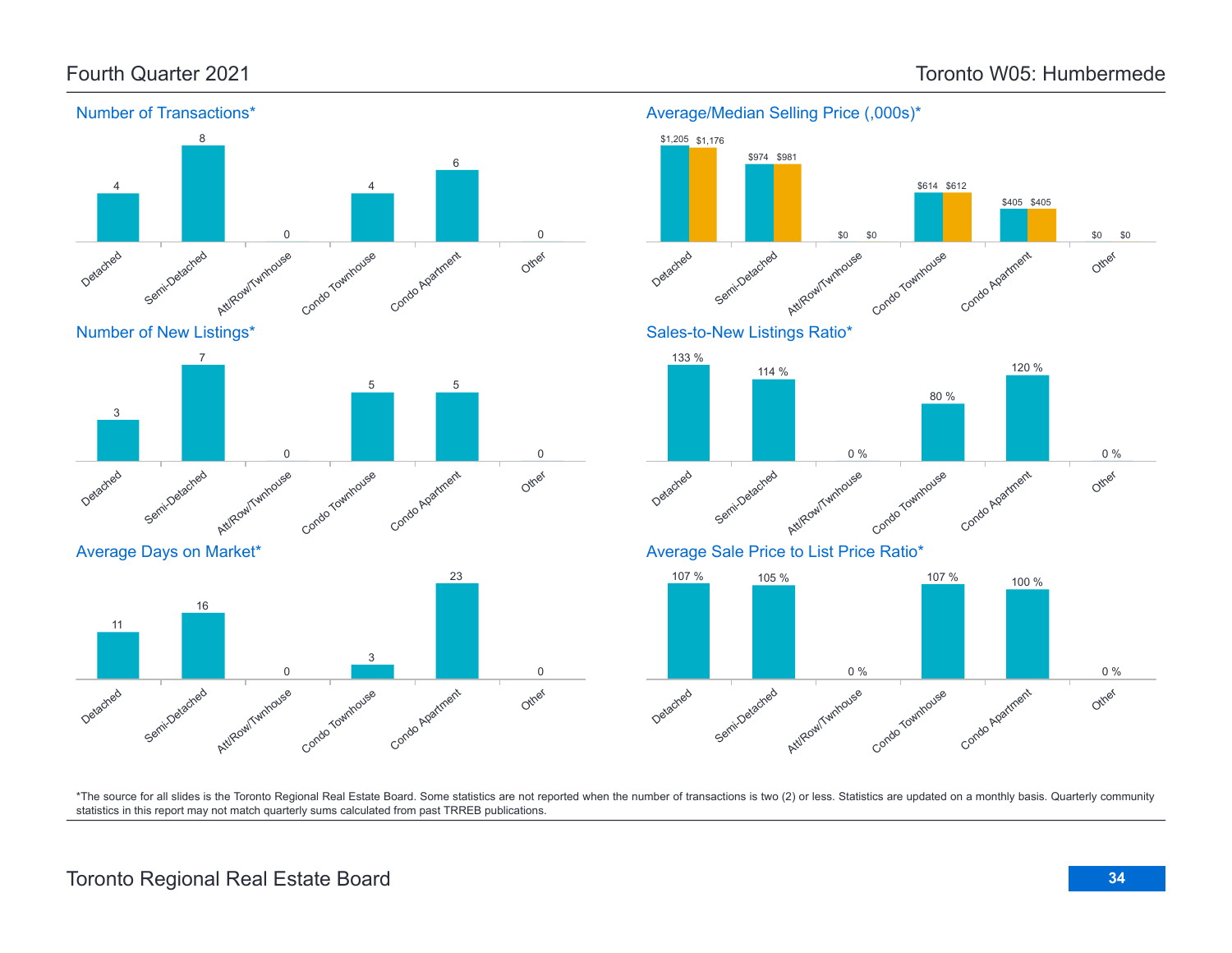Fourth Quarter 2021

Toronto W05: Humbermede

## Number of Transactions*

| Detached | Semi-Detached | Att/Row/Twnhouse | Condo Townhouse | Condo Apartment | Other |
|---|---|---|---|---|---|
| 4 | 8 | 0 | 4 | 6 | 0 |

## Average/Median Selling Price (,000s)*

| | Detached | Semi-Detached | Att/Row/Twnhouse | Condo Townhouse | Condo Apartment | Other |
|---|---|---|---|---|---|---|
| Average | $1,205 | $974 | $0 | $614 | $405 | $0 |
| Median | $1,176 | $981 | $0 | $612 | $405 | $0 |

## Number of New Listings*

| Detached | Semi-Detached | Att/Row/Twnhouse | Condo Townhouse | Condo Apartment | Other |
|---|---|---|---|---|---|
| 3 | 7 | 0 | 5 | 5 | 0 |

## Sales-to-New Listings Ratio*

| Detached | Semi-Detached | Att/Row/Twnhouse | Condo Townhouse | Condo Apartment | Other |
|---|---|---|---|---|---|
| 133 % | 114 % | 0 % | 80 % | 120 % | 0 % |

## Average Days on Market*

| Detached | Semi-Detached | Att/Row/Twnhouse | Condo Townhouse | Condo Apartment | Other |
|---|---|---|---|---|---|
| 11 | 16 | 0 | 3 | 23 | 0 |

## Average Sale Price to List Price Ratio*

| Detached | Semi-Detached | Att/Row/Twnhouse | Condo Townhouse | Condo Apartment | Other |
|---|---|---|---|---|---|
| 107 % | 105 % | 0 % | 107 % | 100 % | 0 % |

*The source for all slides is the Toronto Regional Real Estate Board. Some statistics are not reported when the number of transactions is two (2) or less. Statistics are updated on a monthly basis. Quarterly community statistics in this report may not match quarterly sums calculated from past TRREB publications.

Toronto Regional Real Estate Board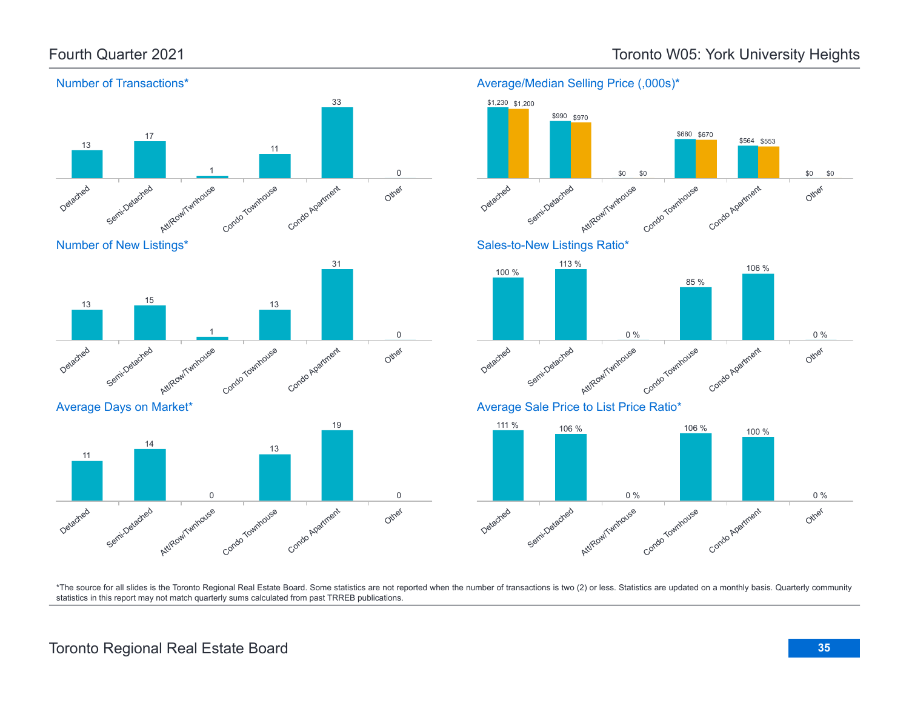Fourth Quarter 2021

# Toronto W05: York University Heights

## Number of Transactions*

| Detached | Semi-Detached | Att/Row/Twnhouse | Condo Townhouse | Condo Apartment | Other |
|---|---|---|---|---|---|
| 13 | 17 | 1 | 11 | 33 | 0 |

## Average/Median Selling Price (,000s)*

| | Detached | Semi-Detached | Att/Row/Twnhouse | Condo Townhouse | Condo Apartment | Other |
|---|---|---|---|---|---|---|
| Average | $1,230 | $990 | $0 | $680 | $564 | $0 |
| Median | $1,200 | $970 | $0 | $670 | $553 | $0 |

## Number of New Listings*

| Detached | Semi-Detached | Att/Row/Twnhouse | Condo Townhouse | Condo Apartment | Other |
|---|---|---|---|---|---|
| 13 | 15 | 1 | 13 | 31 | 0 |

## Sales-to-New Listings Ratio*

| Detached | Semi-Detached | Att/Row/Twnhouse | Condo Townhouse | Condo Apartment | Other |
|---|---|---|---|---|---|
| 100 % | 113 % | 0 % | 85 % | 106 % | 0 % |

## Average Days on Market*

| Detached | Semi-Detached | Att/Row/Twnhouse | Condo Townhouse | Condo Apartment | Other |
|---|---|---|---|---|---|
| 11 | 14 | 0 | 13 | 19 | 0 |

## Average Sale Price to List Price Ratio*

| Detached | Semi-Detached | Att/Row/Twnhouse | Condo Townhouse | Condo Apartment | Other |
|---|---|---|---|---|---|
| 111 % | 106 % | 0 % | 106 % | 100 % | 0 % |

*The source for all slides is the Toronto Regional Real Estate Board. Some statistics are not reported when the number of transactions is two (2) or less. Statistics are updated on a monthly basis. Quarterly community statistics in this report may not match quarterly sums calculated from past TRREB publications.

Toronto Regional Real Estate Board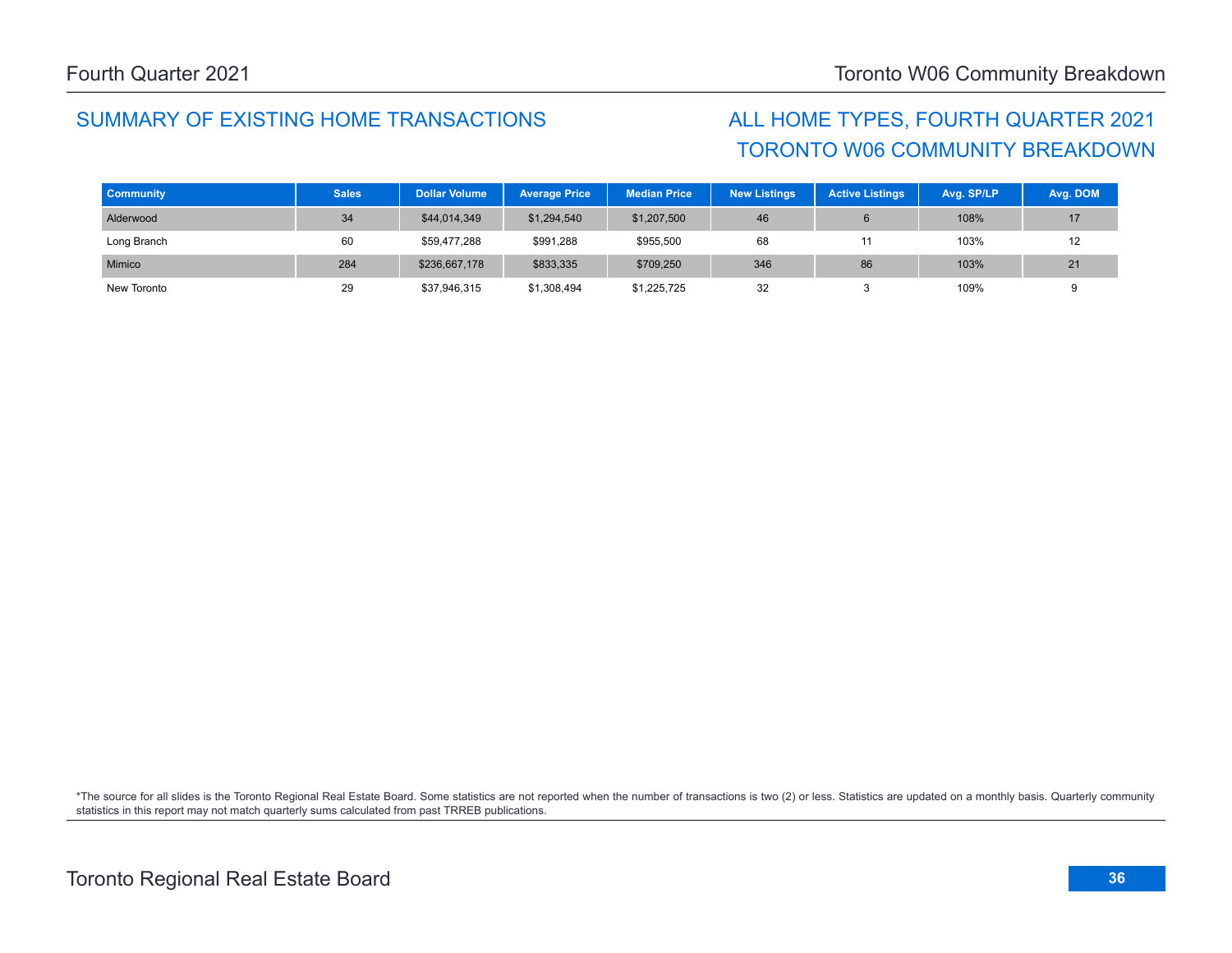## SUMMARY OF EXISTING HOME TRANSACTIONS

## ALL HOME TYPES, FOURTH QUARTER 2021
## TORONTO W06 COMMUNITY BREAKDOWN

| Community | Sales | Dollar Volume | Average Price | Median Price | New Listings | Active Listings | Avg. SP/LP | Avg. DOM |
|---|---|---|---|---|---|---|---|---|
| Alderwood | 34 | $44,014,349 | $1,294,540 | $1,207,500 | 46 | 6 | 108% | 17 |
| Long Branch | 60 | $59,477,288 | $991,288 | $955,500 | 68 | 11 | 103% | 12 |
| Mimico | 284 | $236,667,178 | $833,335 | $709,250 | 346 | 86 | 103% | 21 |
| New Toronto | 29 | $37,946,315 | $1,308,494 | $1,225,725 | 32 | 3 | 109% | 9 |

*The source for all slides is the Toronto Regional Real Estate Board. Some statistics are not reported when the number of transactions is two (2) or less. Statistics are updated on a monthly basis. Quarterly community statistics in this report may not match quarterly sums calculated from past TRREB publications.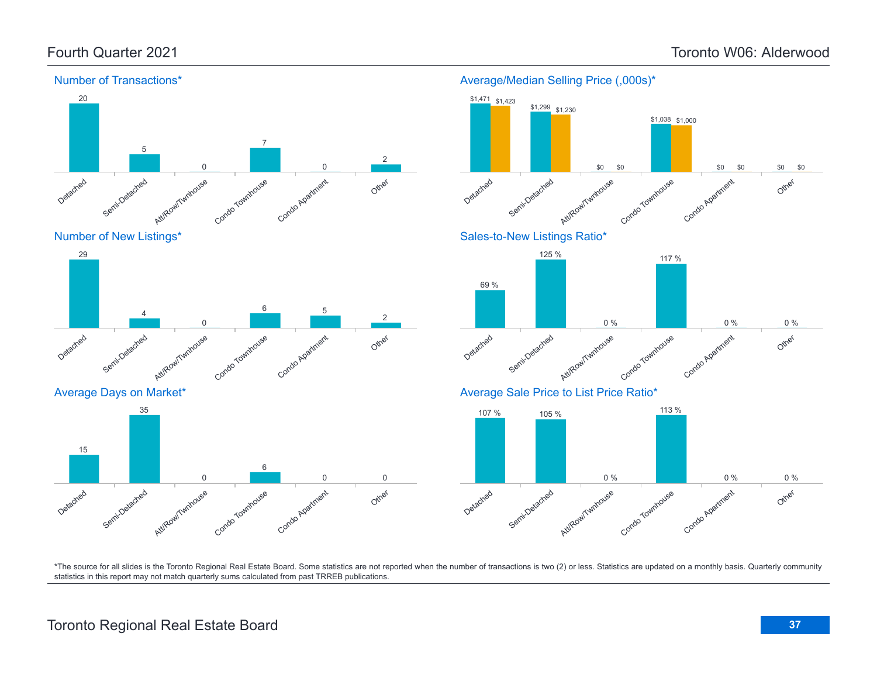# Fourth Quarter 2021

# Toronto W06: Alderwood

## Number of Transactions*

| Detached | Semi-Detached | Att/Row/Twnhouse | Condo Townhouse | Condo Apartment | Other |
|---|---|---|---|---|---|
| 20 | 5 | 0 | 7 | 0 | 2 |

## Average/Median Selling Price (,000s)*

| | Detached | Semi-Detached | Att/Row/Twnhouse | Condo Townhouse | Condo Apartment | Other |
|---|---|---|---|---|---|---|
| Average | $1,471 | $1,299 | $0 | $1,038 | $0 | $0 |
| Median | $1,423 | $1,230 | $0 | $1,000 | $0 | $0 |

## Number of New Listings*

| Detached | Semi-Detached | Att/Row/Twnhouse | Condo Townhouse | Condo Apartment | Other |
|---|---|---|---|---|---|
| 29 | 4 | 0 | 6 | 5 | 2 |

## Sales-to-New Listings Ratio*

| Detached | Semi-Detached | Att/Row/Twnhouse | Condo Townhouse | Condo Apartment | Other |
|---|---|---|---|---|---|
| 69 % | 125 % | 0 % | 117 % | 0 % | 0 % |

## Average Days on Market*

| Detached | Semi-Detached | Att/Row/Twnhouse | Condo Townhouse | Condo Apartment | Other |
|---|---|---|---|---|---|
| 15 | 35 | 0 | 6 | 0 | 0 |

## Average Sale Price to List Price Ratio*

| Detached | Semi-Detached | Att/Row/Twnhouse | Condo Townhouse | Condo Apartment | Other |
|---|---|---|---|---|---|
| 107 % | 105 % | 0 % | 113 % | 0 % | 0 % |

*The source for all slides is the Toronto Regional Real Estate Board. Some statistics are not reported when the number of transactions is two (2) or less. Statistics are updated on a monthly basis. Quarterly community statistics in this report may not match quarterly sums calculated from past TRREB publications.

Toronto Regional Real Estate Board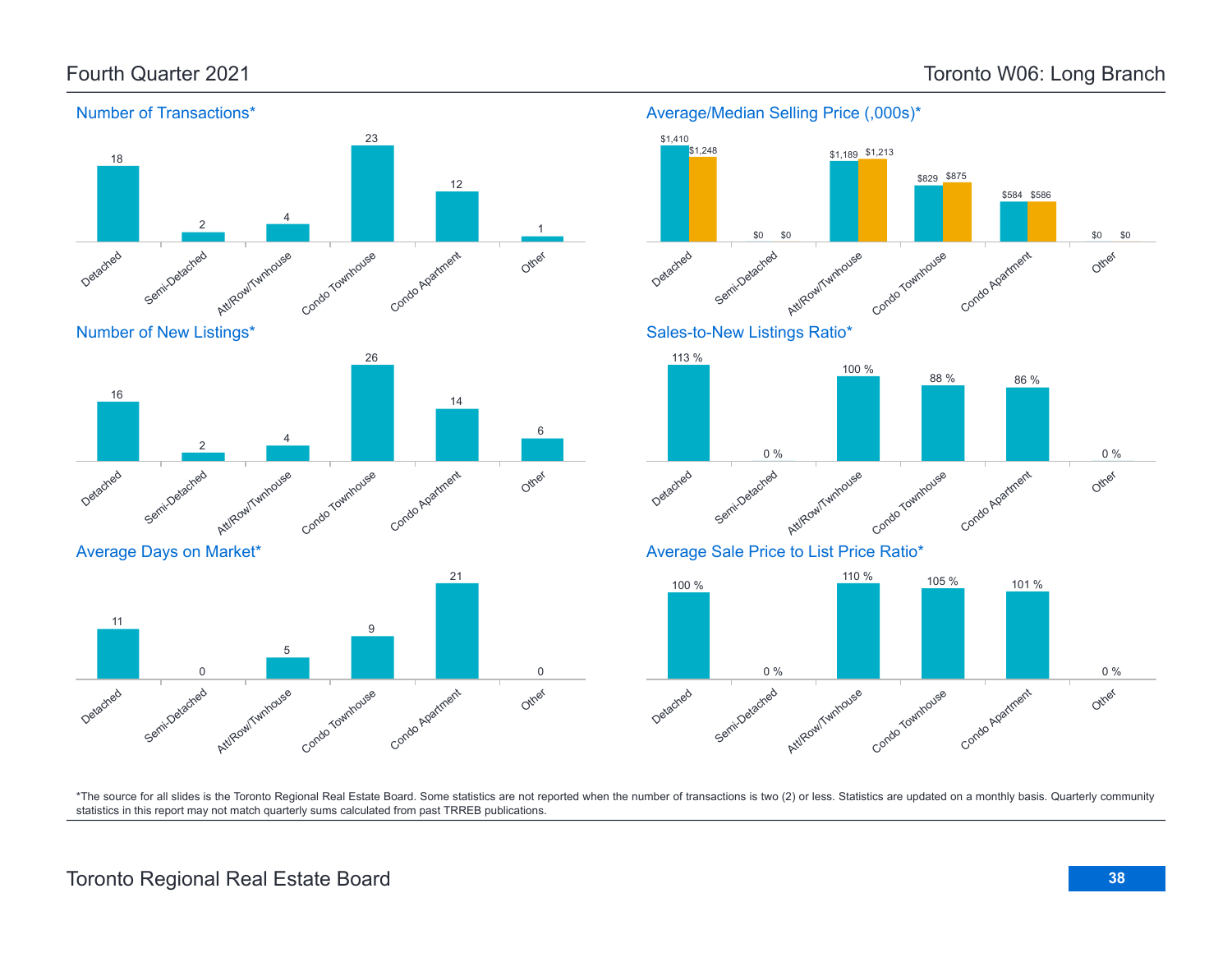## Fourth Quarter 2021

## Toronto W06: Long Branch

### Number of Transactions*

| Detached | Semi-Detached | Att/Row/Twnhouse | Condo Townhouse | Condo Apartment | Other |
|---|---|---|---|---|---|
| 18 | 2 | 4 | 23 | 12 | 1 |

### Average/Median Selling Price (,000s)*

| | Detached | Semi-Detached | Att/Row/Twnhouse | Condo Townhouse | Condo Apartment | Other |
|---|---|---|---|---|---|---|
| Average | $1,410 | $0 | $1,189 | $829 | $584 | $0 |
| Median | $1,248 | $0 | $1,213 | $875 | $586 | $0 |

### Number of New Listings*

| Detached | Semi-Detached | Att/Row/Twnhouse | Condo Townhouse | Condo Apartment | Other |
|---|---|---|---|---|---|
| 16 | 2 | 4 | 26 | 14 | 6 |

### Sales-to-New Listings Ratio*

| Detached | Semi-Detached | Att/Row/Twnhouse | Condo Townhouse | Condo Apartment | Other |
|---|---|---|---|---|---|
| 113 % | 0 % | 100 % | 88 % | 86 % | 0 % |

### Average Days on Market*

| Detached | Semi-Detached | Att/Row/Twnhouse | Condo Townhouse | Condo Apartment | Other |
|---|---|---|---|---|---|
| 11 | 0 | 5 | 9 | 21 | 0 |

### Average Sale Price to List Price Ratio*

| Detached | Semi-Detached | Att/Row/Twnhouse | Condo Townhouse | Condo Apartment | Other |
|---|---|---|---|---|---|
| 100 % | 0 % | 110 % | 105 % | 101 % | 0 % |

*The source for all slides is the Toronto Regional Real Estate Board. Some statistics are not reported when the number of transactions is two (2) or less. Statistics are updated on a monthly basis. Quarterly community statistics in this report may not match quarterly sums calculated from past TRREB publications.

Toronto Regional Real Estate Board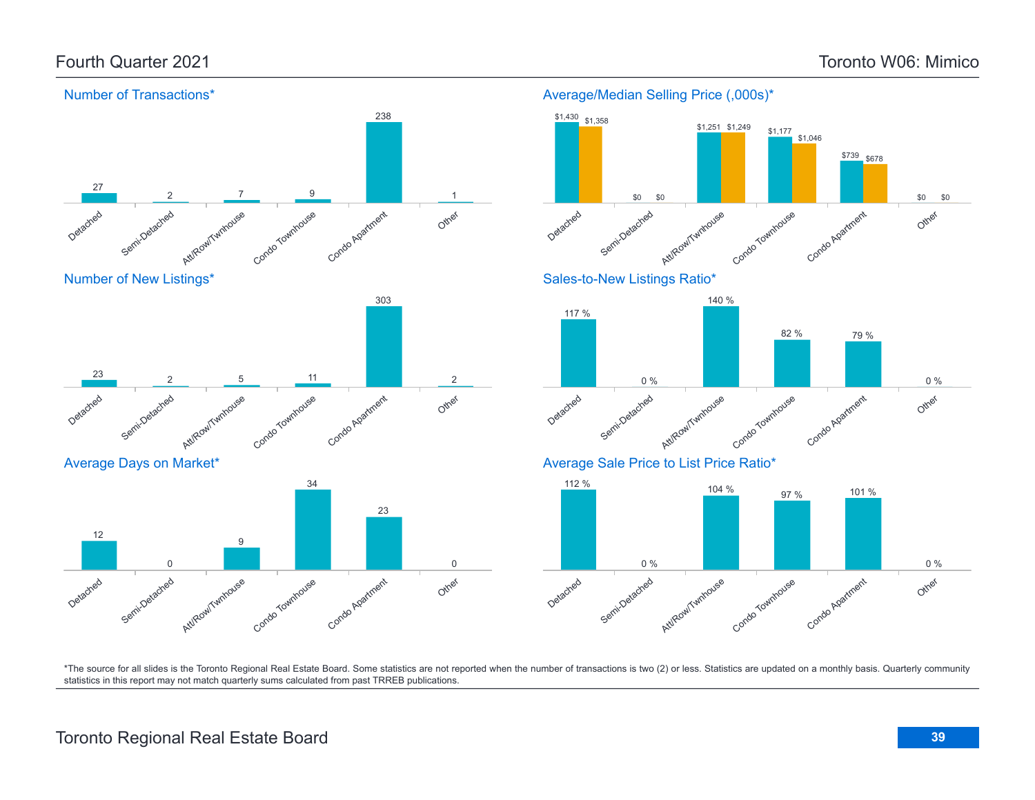# Fourth Quarter 2021 — Toronto W06: Mimico

## Number of Transactions*

| Detached | Semi-Detached | Att/Row/Twnhouse | Condo Townhouse | Condo Apartment | Other |
|---|---|---|---|---|---|
| 27 | 2 | 7 | 9 | 238 | 1 |

## Average/Median Selling Price (,000s)*

| | Detached | Semi-Detached | Att/Row/Twnhouse | Condo Townhouse | Condo Apartment | Other |
|---|---|---|---|---|---|---|
| Average | $1,430 | $0 | $1,251 | $1,177 | $739 | $0 |
| Median | $1,358 | $0 | $1,249 | $1,046 | $678 | $0 |

## Number of New Listings*

| Detached | Semi-Detached | Att/Row/Twnhouse | Condo Townhouse | Condo Apartment | Other |
|---|---|---|---|---|---|
| 23 | 2 | 5 | 11 | 303 | 2 |

## Sales-to-New Listings Ratio*

| Detached | Semi-Detached | Att/Row/Twnhouse | Condo Townhouse | Condo Apartment | Other |
|---|---|---|---|---|---|
| 117 % | 0 % | 140 % | 82 % | 79 % | 0 % |

## Average Days on Market*

| Detached | Semi-Detached | Att/Row/Twnhouse | Condo Townhouse | Condo Apartment | Other |
|---|---|---|---|---|---|
| 12 | 0 | 9 | 34 | 23 | 0 |

## Average Sale Price to List Price Ratio*

| Detached | Semi-Detached | Att/Row/Twnhouse | Condo Townhouse | Condo Apartment | Other |
|---|---|---|---|---|---|
| 112 % | 0 % | 104 % | 97 % | 101 % | 0 % |

*The source for all slides is the Toronto Regional Real Estate Board. Some statistics are not reported when the number of transactions is two (2) or less. Statistics are updated on a monthly basis. Quarterly community statistics in this report may not match quarterly sums calculated from past TRREB publications.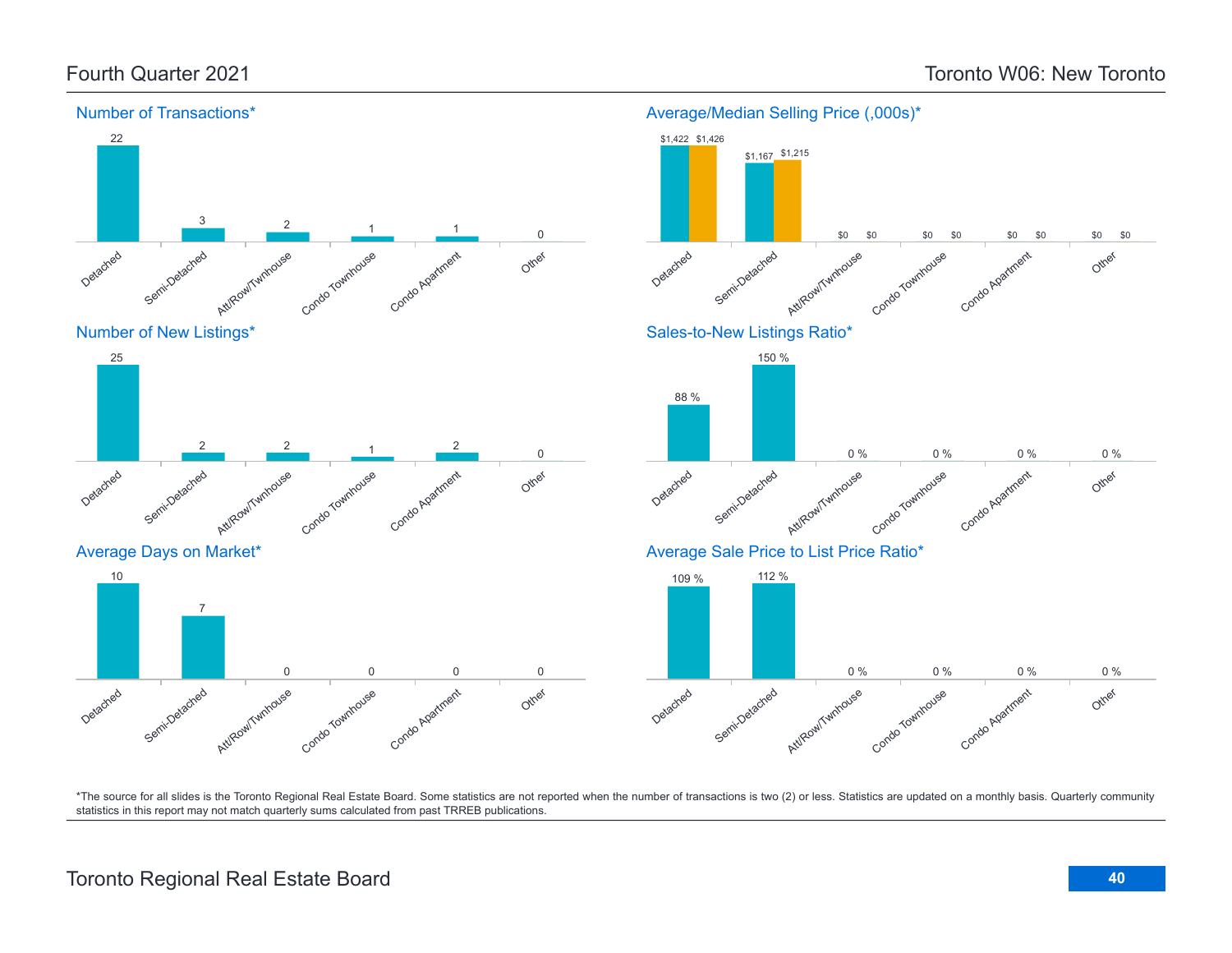# Fourth Quarter 2021

# Toronto W06: New Toronto

## Number of Transactions*

| Detached | Semi-Detached | Att/Row/Twnhouse | Condo Townhouse | Condo Apartment | Other |
|---|---|---|---|---|---|
| 22 | 3 | 2 | 1 | 1 | 0 |

## Average/Median Selling Price (,000s)*

| | Detached | Semi-Detached | Att/Row/Twnhouse | Condo Townhouse | Condo Apartment | Other |
|---|---|---|---|---|---|---|
| Average | $1,422 | $1,167 | $0 | $0 | $0 | $0 |
| Median | $1,426 | $1,215 | $0 | $0 | $0 | $0 |

## Number of New Listings*

| Detached | Semi-Detached | Att/Row/Twnhouse | Condo Townhouse | Condo Apartment | Other |
|---|---|---|---|---|---|
| 25 | 2 | 2 | 1 | 2 | 0 |

## Sales-to-New Listings Ratio*

| Detached | Semi-Detached | Att/Row/Twnhouse | Condo Townhouse | Condo Apartment | Other |
|---|---|---|---|---|---|
| 88 % | 150 % | 0 % | 0 % | 0 % | 0 % |

## Average Days on Market*

| Detached | Semi-Detached | Att/Row/Twnhouse | Condo Townhouse | Condo Apartment | Other |
|---|---|---|---|---|---|
| 10 | 7 | 0 | 0 | 0 | 0 |

## Average Sale Price to List Price Ratio*

| Detached | Semi-Detached | Att/Row/Twnhouse | Condo Townhouse | Condo Apartment | Other |
|---|---|---|---|---|---|
| 109 % | 112 % | 0 % | 0 % | 0 % | 0 % |

*The source for all slides is the Toronto Regional Real Estate Board. Some statistics are not reported when the number of transactions is two (2) or less. Statistics are updated on a monthly basis. Quarterly community statistics in this report may not match quarterly sums calculated from past TRREB publications.

Toronto Regional Real Estate Board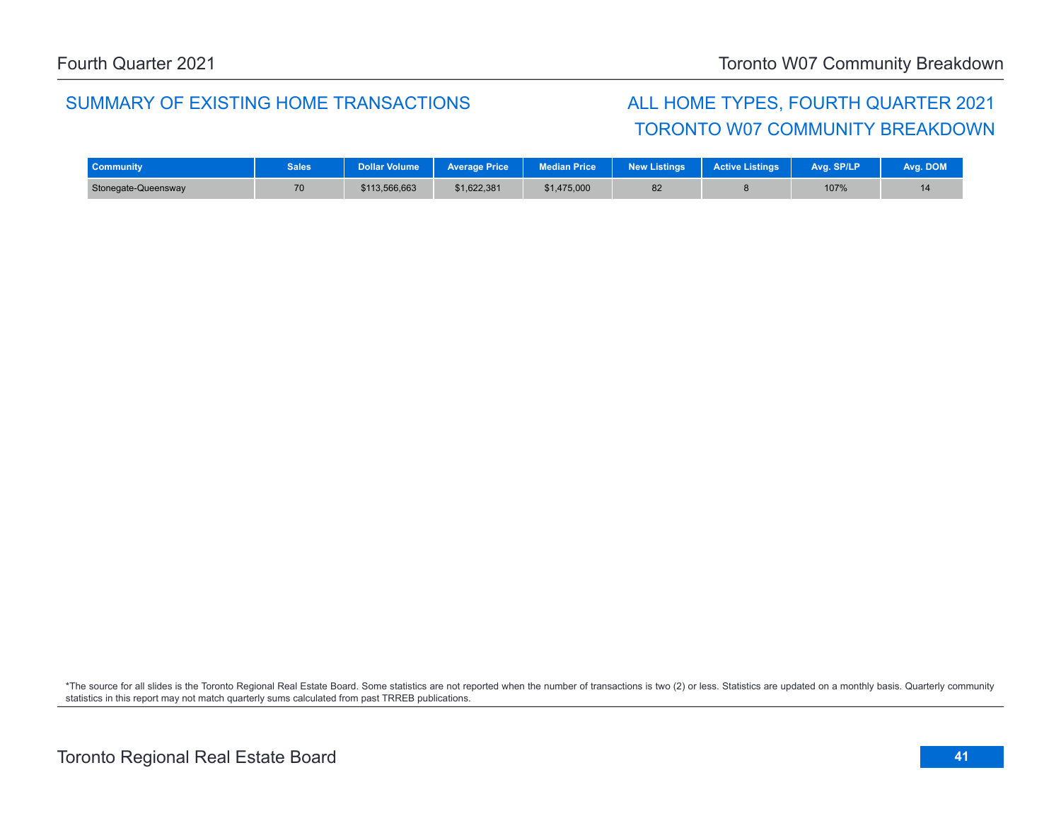## SUMMARY OF EXISTING HOME TRANSACTIONS

## ALL HOME TYPES, FOURTH QUARTER 2021
## TORONTO W07 COMMUNITY BREAKDOWN

| Community | Sales | Dollar Volume | Average Price | Median Price | New Listings | Active Listings | Avg. SP/LP | Avg. DOM |
|---|---|---|---|---|---|---|---|---|
| Stonegate-Queensway | 70 | $113,566,663 | $1,622,381 | $1,475,000 | 82 | 8 | 107% | 14 |

*The source for all slides is the Toronto Regional Real Estate Board. Some statistics are not reported when the number of transactions is two (2) or less. Statistics are updated on a monthly basis. Quarterly community statistics in this report may not match quarterly sums calculated from past TRREB publications.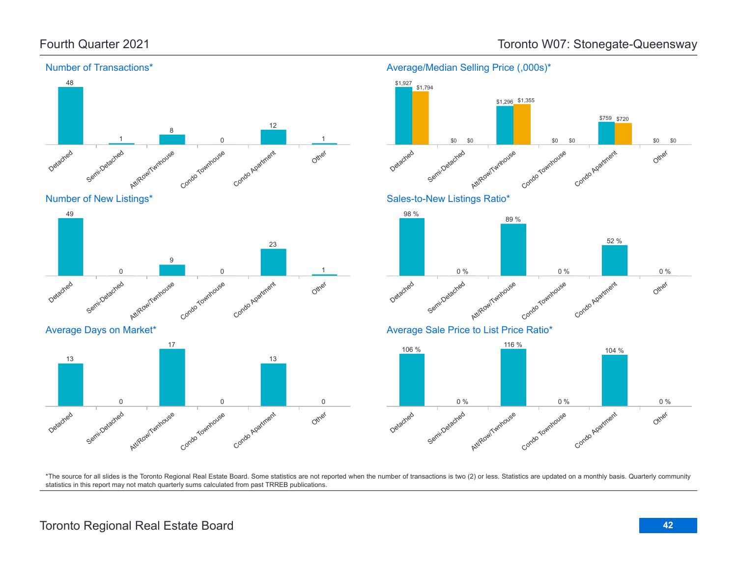# Fourth Quarter 2021

## Toronto W07: Stonegate-Queensway

### Number of Transactions*

| Detached | Semi-Detached | Att/Row/Twnhouse | Condo Townhouse | Condo Apartment | Other |
|---|---|---|---|---|---|
| 48 | 1 | 8 | 0 | 12 | 1 |

### Average/Median Selling Price (,000s)*

| | Detached | Semi-Detached | Att/Row/Twnhouse | Condo Townhouse | Condo Apartment | Other |
|---|---|---|---|---|---|---|
| Average | $1,927 | $0 | $1,296 | $0 | $759 | $0 |
| Median | $1,794 | $0 | $1,355 | $0 | $720 | $0 |

### Number of New Listings*

| Detached | Semi-Detached | Att/Row/Twnhouse | Condo Townhouse | Condo Apartment | Other |
|---|---|---|---|---|---|
| 49 | 0 | 9 | 0 | 23 | 1 |

### Sales-to-New Listings Ratio*

| Detached | Semi-Detached | Att/Row/Twnhouse | Condo Townhouse | Condo Apartment | Other |
|---|---|---|---|---|---|
| 98 % | 0 % | 89 % | 0 % | 52 % | 0 % |

### Average Days on Market*

| Detached | Semi-Detached | Att/Row/Twnhouse | Condo Townhouse | Condo Apartment | Other |
|---|---|---|---|---|---|
| 13 | 0 | 17 | 0 | 13 | 0 |

### Average Sale Price to List Price Ratio*

| Detached | Semi-Detached | Att/Row/Twnhouse | Condo Townhouse | Condo Apartment | Other |
|---|---|---|---|---|---|
| 106 % | 0 % | 116 % | 0 % | 104 % | 0 % |

*The source for all slides is the Toronto Regional Real Estate Board. Some statistics are not reported when the number of transactions is two (2) or less. Statistics are updated on a monthly basis. Quarterly community statistics in this report may not match quarterly sums calculated from past TRREB publications.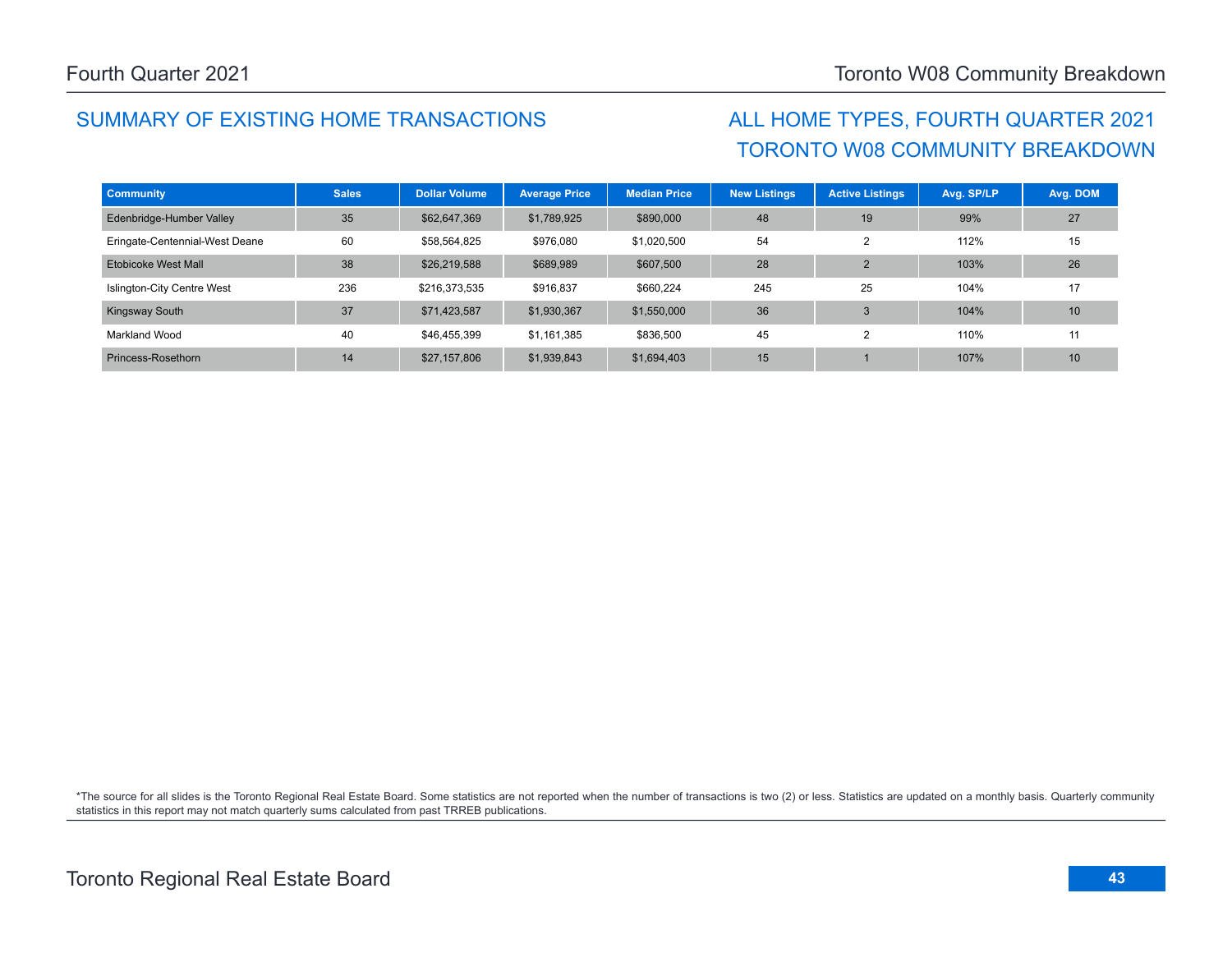## SUMMARY OF EXISTING HOME TRANSACTIONS

## ALL HOME TYPES, FOURTH QUARTER 2021
## TORONTO W08 COMMUNITY BREAKDOWN

| Community | Sales | Dollar Volume | Average Price | Median Price | New Listings | Active Listings | Avg. SP/LP | Avg. DOM |
|---|---|---|---|---|---|---|---|---|
| Edenbridge-Humber Valley | 35 | $62,647,369 | $1,789,925 | $890,000 | 48 | 19 | 99% | 27 |
| Eringate-Centennial-West Deane | 60 | $58,564,825 | $976,080 | $1,020,500 | 54 | 2 | 112% | 15 |
| Etobicoke West Mall | 38 | $26,219,588 | $689,989 | $607,500 | 28 | 2 | 103% | 26 |
| Islington-City Centre West | 236 | $216,373,535 | $916,837 | $660,224 | 245 | 25 | 104% | 17 |
| Kingsway South | 37 | $71,423,587 | $1,930,367 | $1,550,000 | 36 | 3 | 104% | 10 |
| Markland Wood | 40 | $46,455,399 | $1,161,385 | $836,500 | 45 | 2 | 110% | 11 |
| Princess-Rosethorn | 14 | $27,157,806 | $1,939,843 | $1,694,403 | 15 | 1 | 107% | 10 |

*The source for all slides is the Toronto Regional Real Estate Board. Some statistics are not reported when the number of transactions is two (2) or less. Statistics are updated on a monthly basis. Quarterly community statistics in this report may not match quarterly sums calculated from past TRREB publications.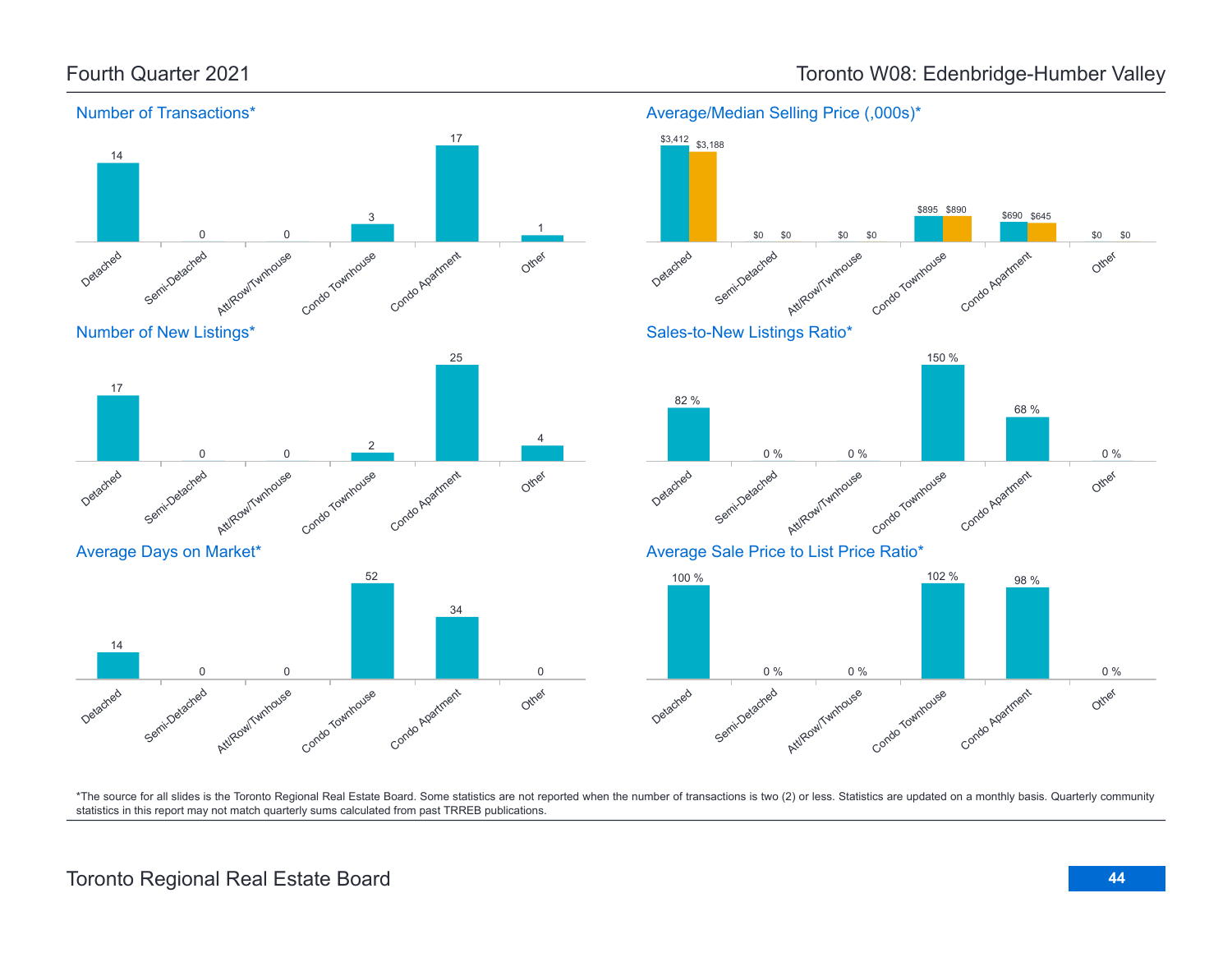# Fourth Quarter 2021

# Toronto W08: Edenbridge-Humber Valley

## Number of Transactions*

| Detached | Semi-Detached | Att/Row/Twnhouse | Condo Townhouse | Condo Apartment | Other |
|---|---|---|---|---|---|
| 14 | 0 | 0 | 3 | 17 | 1 |

## Average/Median Selling Price (,000s)*

| | Detached | Semi-Detached | Att/Row/Twnhouse | Condo Townhouse | Condo Apartment | Other |
|---|---|---|---|---|---|---|
| Average | $3,412 | $0 | $0 | $895 | $690 | $0 |
| Median | $3,188 | $0 | $0 | $890 | $645 | $0 |

## Number of New Listings*

| Detached | Semi-Detached | Att/Row/Twnhouse | Condo Townhouse | Condo Apartment | Other |
|---|---|---|---|---|---|
| 17 | 0 | 0 | 2 | 25 | 4 |

## Sales-to-New Listings Ratio*

| Detached | Semi-Detached | Att/Row/Twnhouse | Condo Townhouse | Condo Apartment | Other |
|---|---|---|---|---|---|
| 82 % | 0 % | 0 % | 150 % | 68 % | 0 % |

## Average Days on Market*

| Detached | Semi-Detached | Att/Row/Twnhouse | Condo Townhouse | Condo Apartment | Other |
|---|---|---|---|---|---|
| 14 | 0 | 0 | 52 | 34 | 0 |

## Average Sale Price to List Price Ratio*

| Detached | Semi-Detached | Att/Row/Twnhouse | Condo Townhouse | Condo Apartment | Other |
|---|---|---|---|---|---|
| 100 % | 0 % | 0 % | 102 % | 98 % | 0 % |

*The source for all slides is the Toronto Regional Real Estate Board. Some statistics are not reported when the number of transactions is two (2) or less. Statistics are updated on a monthly basis. Quarterly community statistics in this report may not match quarterly sums calculated from past TRREB publications.

Toronto Regional Real Estate Board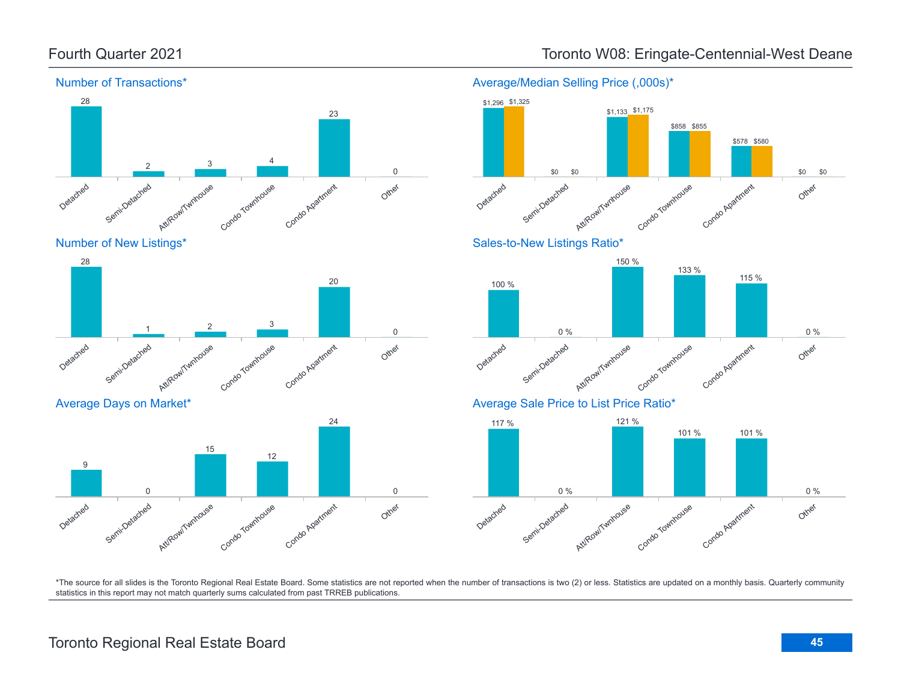# Fourth Quarter 2021

# Toronto W08: Eringate-Centennial-West Deane

## Number of Transactions*

| Detached | Semi-Detached | Att/Row/Twnhouse | Condo Townhouse | Condo Apartment | Other |
|---|---|---|---|---|---|
| 28 | 2 | 3 | 4 | 23 | 0 |

## Average/Median Selling Price (,000s)*

| | Detached | Semi-Detached | Att/Row/Twnhouse | Condo Townhouse | Condo Apartment | Other |
|---|---|---|---|---|---|---|
| Average | $1,296 | $0 | $1,133 | $858 | $578 | $0 |
| Median | $1,325 | $0 | $1,175 | $855 | $580 | $0 |

## Number of New Listings*

| Detached | Semi-Detached | Att/Row/Twnhouse | Condo Townhouse | Condo Apartment | Other |
|---|---|---|---|---|---|
| 28 | 1 | 2 | 3 | 20 | 0 |

## Sales-to-New Listings Ratio*

| Detached | Semi-Detached | Att/Row/Twnhouse | Condo Townhouse | Condo Apartment | Other |
|---|---|---|---|---|---|
| 100 % | 0 % | 150 % | 133 % | 115 % | 0 % |

## Average Days on Market*

| Detached | Semi-Detached | Att/Row/Twnhouse | Condo Townhouse | Condo Apartment | Other |
|---|---|---|---|---|---|
| 9 | 0 | 15 | 12 | 24 | 0 |

## Average Sale Price to List Price Ratio*

| Detached | Semi-Detached | Att/Row/Twnhouse | Condo Townhouse | Condo Apartment | Other |
|---|---|---|---|---|---|
| 117 % | 0 % | 121 % | 101 % | 101 % | 0 % |

*The source for all slides is the Toronto Regional Real Estate Board. Some statistics are not reported when the number of transactions is two (2) or less. Statistics are updated on a monthly basis. Quarterly community statistics in this report may not match quarterly sums calculated from past TRREB publications.

Toronto Regional Real Estate Board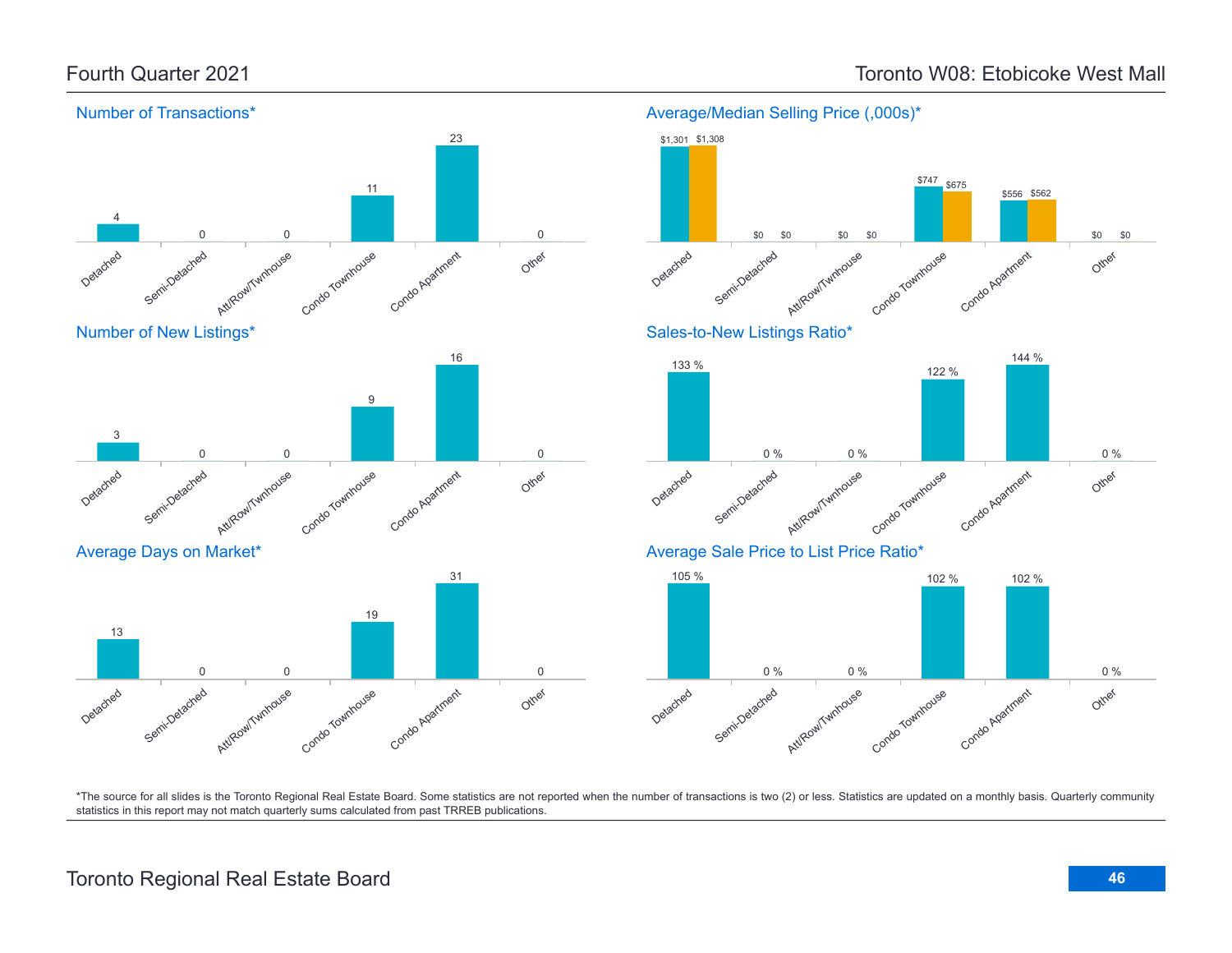Fourth Quarter 2021

Toronto W08: Etobicoke West Mall

## Number of Transactions*

| Detached | Semi-Detached | Att/Row/Twnhouse | Condo Townhouse | Condo Apartment | Other |
|---|---|---|---|---|---|
| 4 | 0 | 0 | 11 | 23 | 0 |

## Average/Median Selling Price (,000s)*

| | Detached | Semi-Detached | Att/Row/Twnhouse | Condo Townhouse | Condo Apartment | Other |
|---|---|---|---|---|---|---|
| Average | $1,301 | $0 | $0 | $747 | $556 | $0 |
| Median | $1,308 | $0 | $0 | $675 | $562 | $0 |

## Number of New Listings*

| Detached | Semi-Detached | Att/Row/Twnhouse | Condo Townhouse | Condo Apartment | Other |
|---|---|---|---|---|---|
| 3 | 0 | 0 | 9 | 16 | 0 |

## Sales-to-New Listings Ratio*

| Detached | Semi-Detached | Att/Row/Twnhouse | Condo Townhouse | Condo Apartment | Other |
|---|---|---|---|---|---|
| 133 % | 0 % | 0 % | 122 % | 144 % | 0 % |

## Average Days on Market*

| Detached | Semi-Detached | Att/Row/Twnhouse | Condo Townhouse | Condo Apartment | Other |
|---|---|---|---|---|---|
| 13 | 0 | 0 | 19 | 31 | 0 |

## Average Sale Price to List Price Ratio*

| Detached | Semi-Detached | Att/Row/Twnhouse | Condo Townhouse | Condo Apartment | Other |
|---|---|---|---|---|---|
| 105 % | 0 % | 0 % | 102 % | 102 % | 0 % |

*The source for all slides is the Toronto Regional Real Estate Board. Some statistics are not reported when the number of transactions is two (2) or less. Statistics are updated on a monthly basis. Quarterly community statistics in this report may not match quarterly sums calculated from past TRREB publications.

Toronto Regional Real Estate Board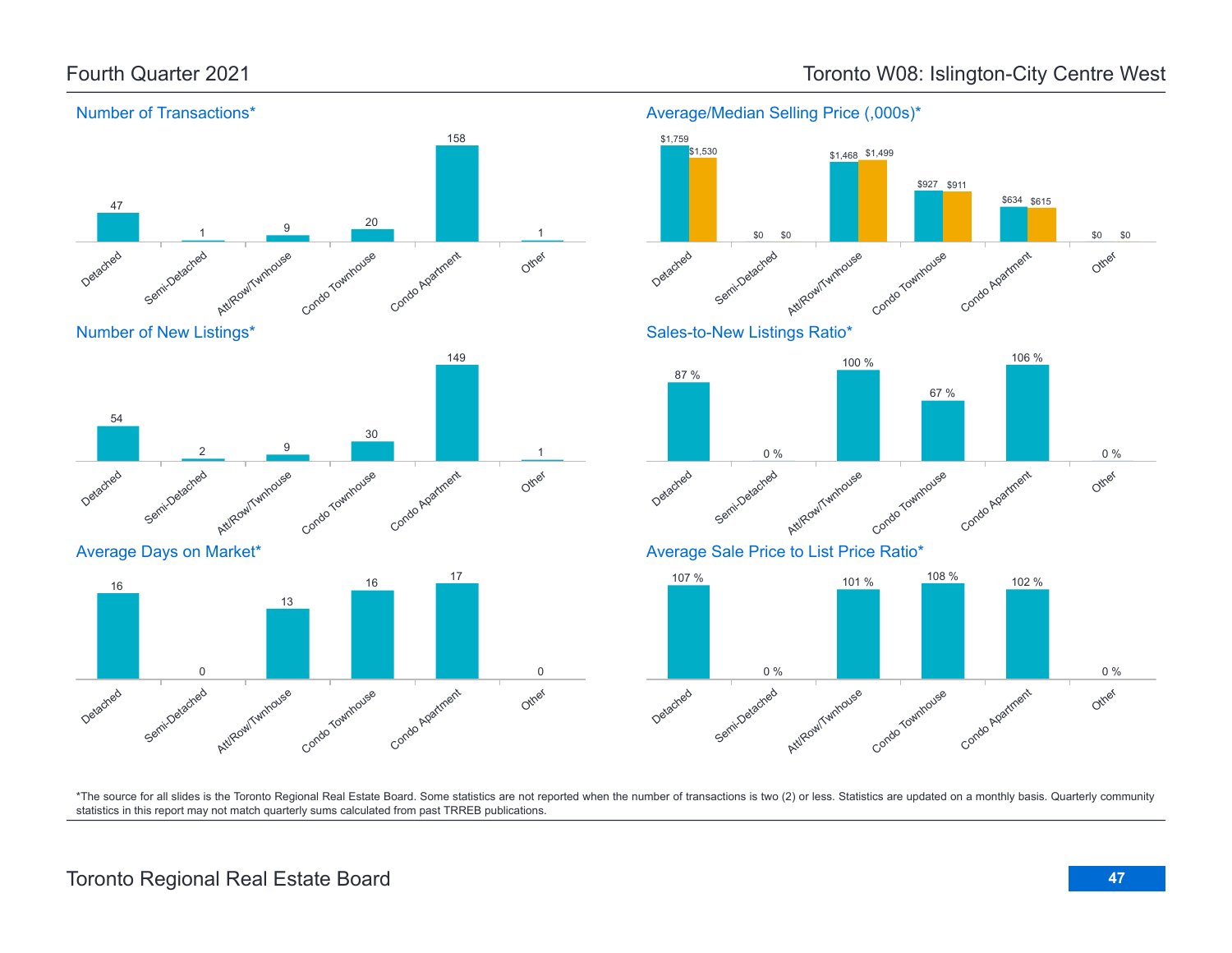# Fourth Quarter 2021

# Toronto W08: Islington-City Centre West

## Number of Transactions*

| Detached | Semi-Detached | Att/Row/Twnhouse | Condo Townhouse | Condo Apartment | Other |
|---|---|---|---|---|---|
| 47 | 1 | 9 | 20 | 158 | 1 |

## Average/Median Selling Price (,000s)*

| | Detached | Semi-Detached | Att/Row/Twnhouse | Condo Townhouse | Condo Apartment | Other |
|---|---|---|---|---|---|---|
| Average | $1,759 | $0 | $1,468 | $927 | $634 | $0 |
| Median | $1,530 | $0 | $1,499 | $911 | $615 | $0 |

## Number of New Listings*

| Detached | Semi-Detached | Att/Row/Twnhouse | Condo Townhouse | Condo Apartment | Other |
|---|---|---|---|---|---|
| 54 | 2 | 9 | 30 | 149 | 1 |

## Sales-to-New Listings Ratio*

| Detached | Semi-Detached | Att/Row/Twnhouse | Condo Townhouse | Condo Apartment | Other |
|---|---|---|---|---|---|
| 87 % | 0 % | 100 % | 67 % | 106 % | 0 % |

## Average Days on Market*

| Detached | Semi-Detached | Att/Row/Twnhouse | Condo Townhouse | Condo Apartment | Other |
|---|---|---|---|---|---|
| 16 | 0 | 13 | 16 | 17 | 0 |

## Average Sale Price to List Price Ratio*

| Detached | Semi-Detached | Att/Row/Twnhouse | Condo Townhouse | Condo Apartment | Other |
|---|---|---|---|---|---|
| 107 % | 0 % | 101 % | 108 % | 102 % | 0 % |

*The source for all slides is the Toronto Regional Real Estate Board. Some statistics are not reported when the number of transactions is two (2) or less. Statistics are updated on a monthly basis. Quarterly community statistics in this report may not match quarterly sums calculated from past TRREB publications.

Toronto Regional Real Estate Board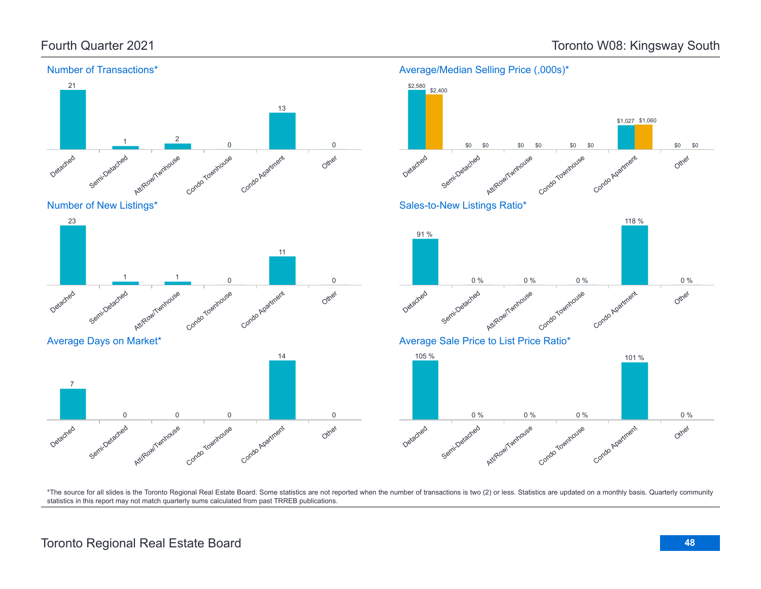# Fourth Quarter 2021

# Toronto W08: Kingsway South

## Number of Transactions*

| Detached | Semi-Detached | Att/Row/Twnhouse | Condo Townhouse | Condo Apartment | Other |
|---|---|---|---|---|---|
| 21 | 1 | 2 | 0 | 13 | 0 |

## Average/Median Selling Price (,000s)*

| | Detached | Semi-Detached | Att/Row/Twnhouse | Condo Townhouse | Condo Apartment | Other |
|---|---|---|---|---|---|---|
| Average | $2,580 | $0 | $0 | $0 | $1,027 | $0 |
| Median | $2,400 | $0 | $0 | $0 | $1,060 | $0 |

## Number of New Listings*

| Detached | Semi-Detached | Att/Row/Twnhouse | Condo Townhouse | Condo Apartment | Other |
|---|---|---|---|---|---|
| 23 | 1 | 1 | 0 | 11 | 0 |

## Sales-to-New Listings Ratio*

| Detached | Semi-Detached | Att/Row/Twnhouse | Condo Townhouse | Condo Apartment | Other |
|---|---|---|---|---|---|
| 91 % | 0 % | 0 % | 0 % | 118 % | 0 % |

## Average Days on Market*

| Detached | Semi-Detached | Att/Row/Twnhouse | Condo Townhouse | Condo Apartment | Other |
|---|---|---|---|---|---|
| 7 | 0 | 0 | 0 | 14 | 0 |

## Average Sale Price to List Price Ratio*

| Detached | Semi-Detached | Att/Row/Twnhouse | Condo Townhouse | Condo Apartment | Other |
|---|---|---|---|---|---|
| 105 % | 0 % | 0 % | 0 % | 101 % | 0 % |

*The source for all slides is the Toronto Regional Real Estate Board. Some statistics are not reported when the number of transactions is two (2) or less. Statistics are updated on a monthly basis. Quarterly community statistics in this report may not match quarterly sums calculated from past TRREB publications.

Toronto Regional Real Estate Board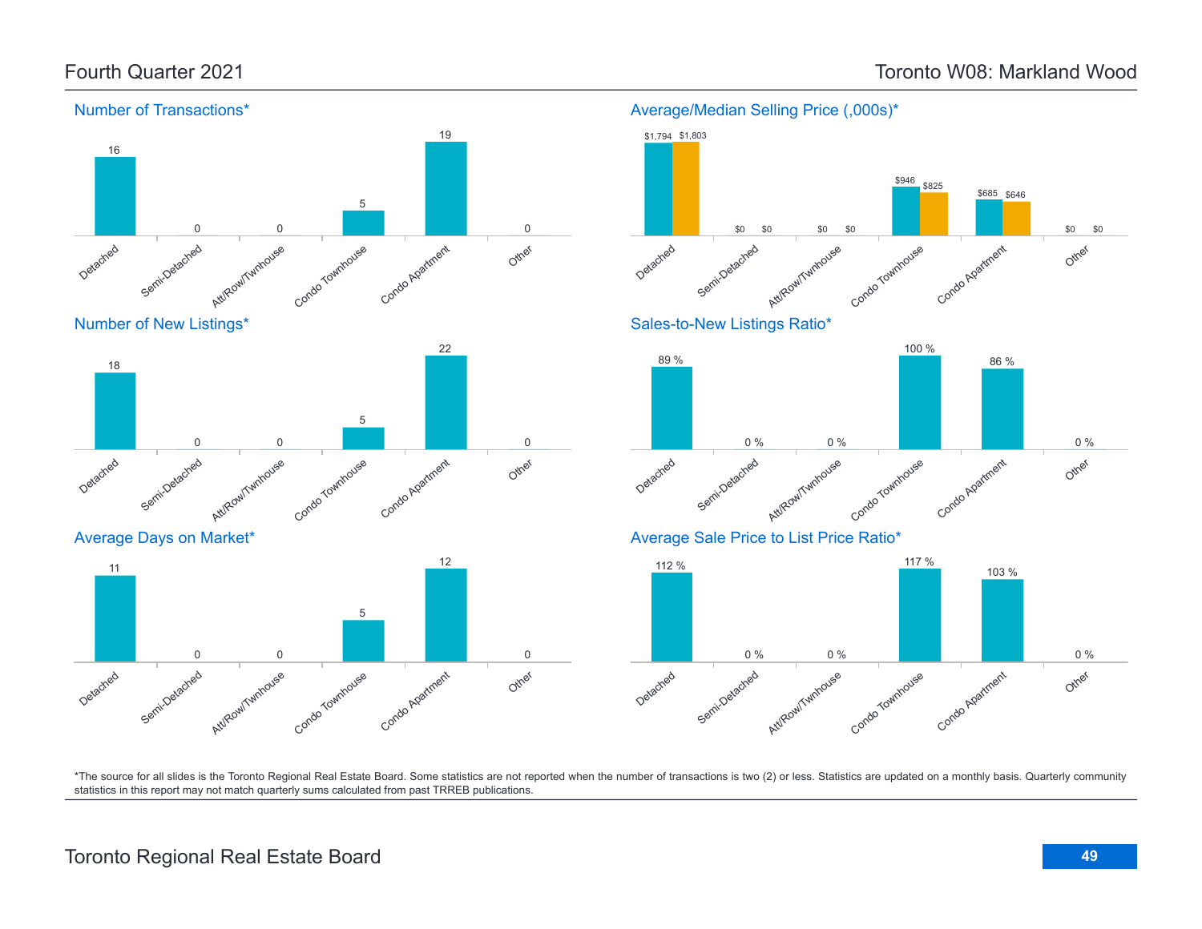Fourth Quarter 2021

Toronto W08: Markland Wood

### Number of Transactions*

| Detached | Semi-Detached | Att/Row/Twnhouse | Condo Townhouse | Condo Apartment | Other |
|---|---|---|---|---|---|
| 16 | 0 | 0 | 5 | 19 | 0 |

### Average/Median Selling Price (,000s)*

| | Detached | Semi-Detached | Att/Row/Twnhouse | Condo Townhouse | Condo Apartment | Other |
|---|---|---|---|---|---|---|
| Average | $1,794 | $0 | $0 | $946 | $685 | $0 |
| Median | $1,803 | $0 | $0 | $825 | $646 | $0 |

### Number of New Listings*

| Detached | Semi-Detached | Att/Row/Twnhouse | Condo Townhouse | Condo Apartment | Other |
|---|---|---|---|---|---|
| 18 | 0 | 0 | 5 | 22 | 0 |

### Sales-to-New Listings Ratio*

| Detached | Semi-Detached | Att/Row/Twnhouse | Condo Townhouse | Condo Apartment | Other |
|---|---|---|---|---|---|
| 89 % | 0 % | 0 % | 100 % | 86 % | 0 % |

### Average Days on Market*

| Detached | Semi-Detached | Att/Row/Twnhouse | Condo Townhouse | Condo Apartment | Other |
|---|---|---|---|---|---|
| 11 | 0 | 0 | 5 | 12 | 0 |

### Average Sale Price to List Price Ratio*

| Detached | Semi-Detached | Att/Row/Twnhouse | Condo Townhouse | Condo Apartment | Other |
|---|---|---|---|---|---|
| 112 % | 0 % | 0 % | 117 % | 103 % | 0 % |

*The source for all slides is the Toronto Regional Real Estate Board. Some statistics are not reported when the number of transactions is two (2) or less. Statistics are updated on a monthly basis. Quarterly community statistics in this report may not match quarterly sums calculated from past TRREB publications.

Toronto Regional Real Estate Board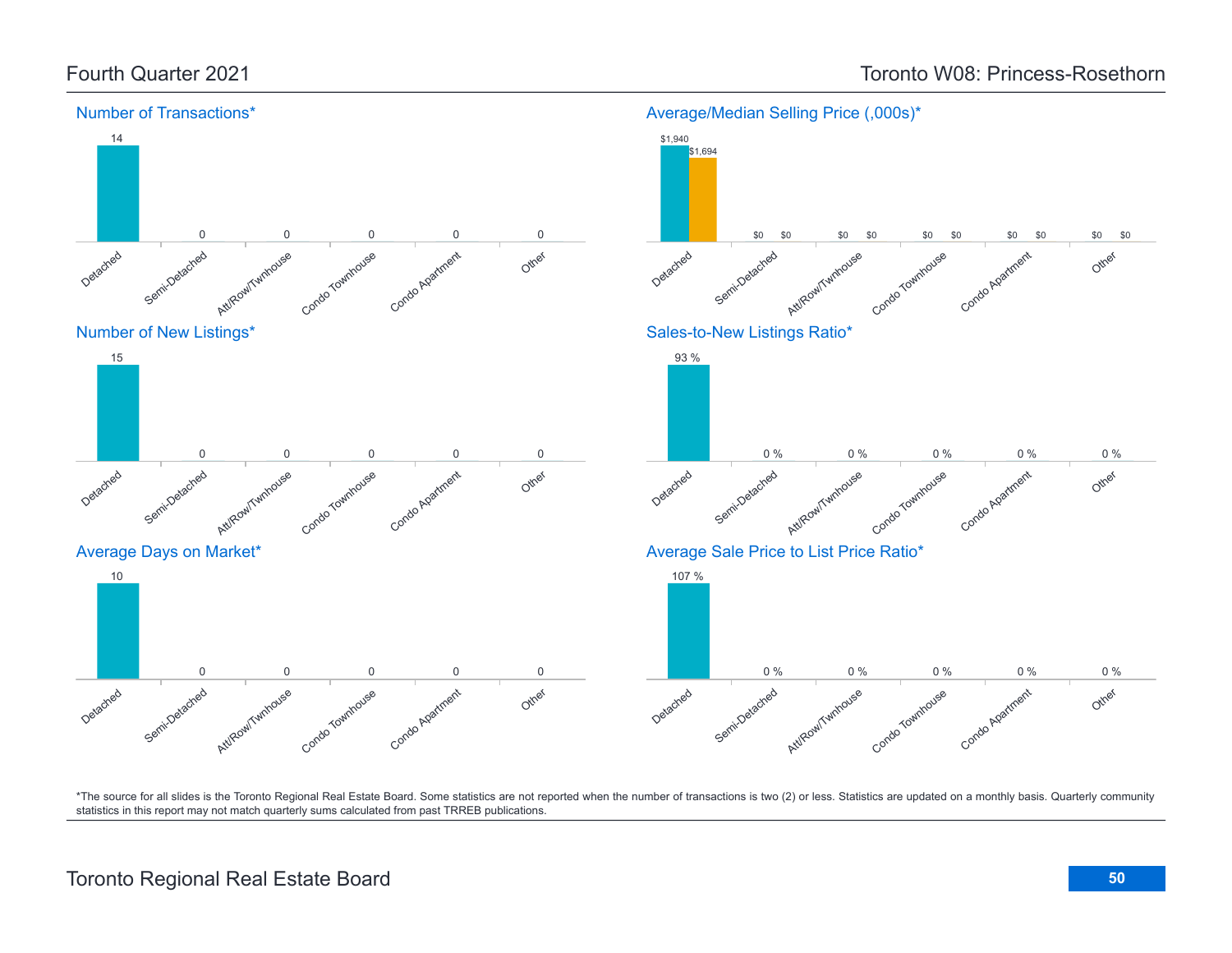## Fourth Quarter 2021

## Toronto W08: Princess-Rosethorn

### Number of Transactions*

| Detached | Semi-Detached | Att/Row/Twnhouse | Condo Townhouse | Condo Apartment | Other |
|---|---|---|---|---|---|
| 14 | 0 | 0 | 0 | 0 | 0 |

### Average/Median Selling Price (,000s)*

| | Detached | Semi-Detached | Att/Row/Twnhouse | Condo Townhouse | Condo Apartment | Other |
|---|---|---|---|---|---|---|
| Average | $1,940 | $0 | $0 | $0 | $0 | $0 |
| Median | $1,694 | $0 | $0 | $0 | $0 | $0 |

### Number of New Listings*

| Detached | Semi-Detached | Att/Row/Twnhouse | Condo Townhouse | Condo Apartment | Other |
|---|---|---|---|---|---|
| 15 | 0 | 0 | 0 | 0 | 0 |

### Sales-to-New Listings Ratio*

| Detached | Semi-Detached | Att/Row/Twnhouse | Condo Townhouse | Condo Apartment | Other |
|---|---|---|---|---|---|
| 93 % | 0 % | 0 % | 0 % | 0 % | 0 % |

### Average Days on Market*

| Detached | Semi-Detached | Att/Row/Twnhouse | Condo Townhouse | Condo Apartment | Other |
|---|---|---|---|---|---|
| 10 | 0 | 0 | 0 | 0 | 0 |

### Average Sale Price to List Price Ratio*

| Detached | Semi-Detached | Att/Row/Twnhouse | Condo Townhouse | Condo Apartment | Other |
|---|---|---|---|---|---|
| 107 % | 0 % | 0 % | 0 % | 0 % | 0 % |

*The source for all slides is the Toronto Regional Real Estate Board. Some statistics are not reported when the number of transactions is two (2) or less. Statistics are updated on a monthly basis. Quarterly community statistics in this report may not match quarterly sums calculated from past TRREB publications.

Toronto Regional Real Estate Board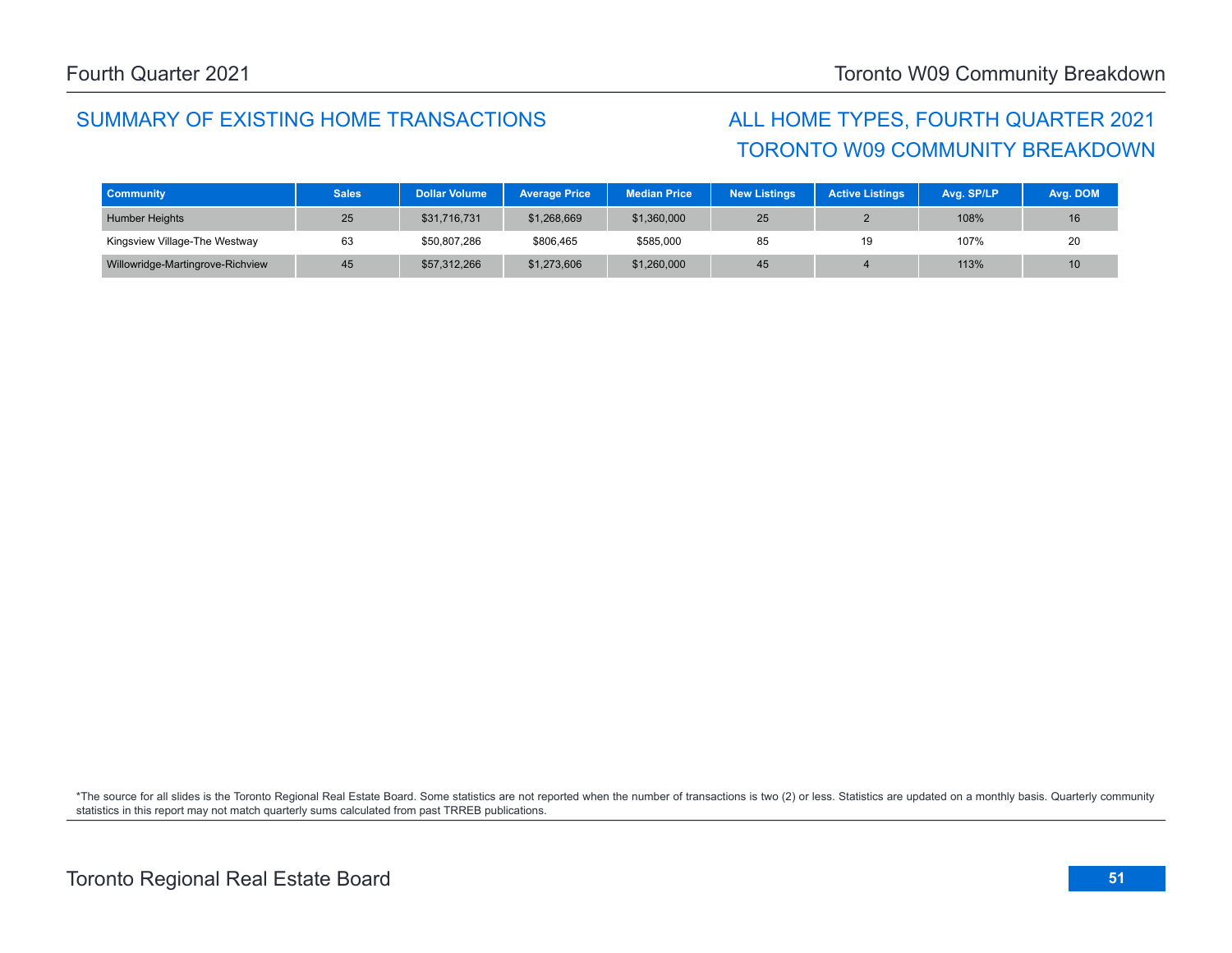## SUMMARY OF EXISTING HOME TRANSACTIONS

## ALL HOME TYPES, FOURTH QUARTER 2021
## TORONTO W09 COMMUNITY BREAKDOWN

| Community | Sales | Dollar Volume | Average Price | Median Price | New Listings | Active Listings | Avg. SP/LP | Avg. DOM |
|---|---|---|---|---|---|---|---|---|
| Humber Heights | 25 | $31,716,731 | $1,268,669 | $1,360,000 | 25 | 2 | 108% | 16 |
| Kingsview Village-The Westway | 63 | $50,807,286 | $806,465 | $585,000 | 85 | 19 | 107% | 20 |
| Willowridge-Martingrove-Richview | 45 | $57,312,266 | $1,273,606 | $1,260,000 | 45 | 4 | 113% | 10 |

*The source for all slides is the Toronto Regional Real Estate Board. Some statistics are not reported when the number of transactions is two (2) or less. Statistics are updated on a monthly basis. Quarterly community statistics in this report may not match quarterly sums calculated from past TRREB publications.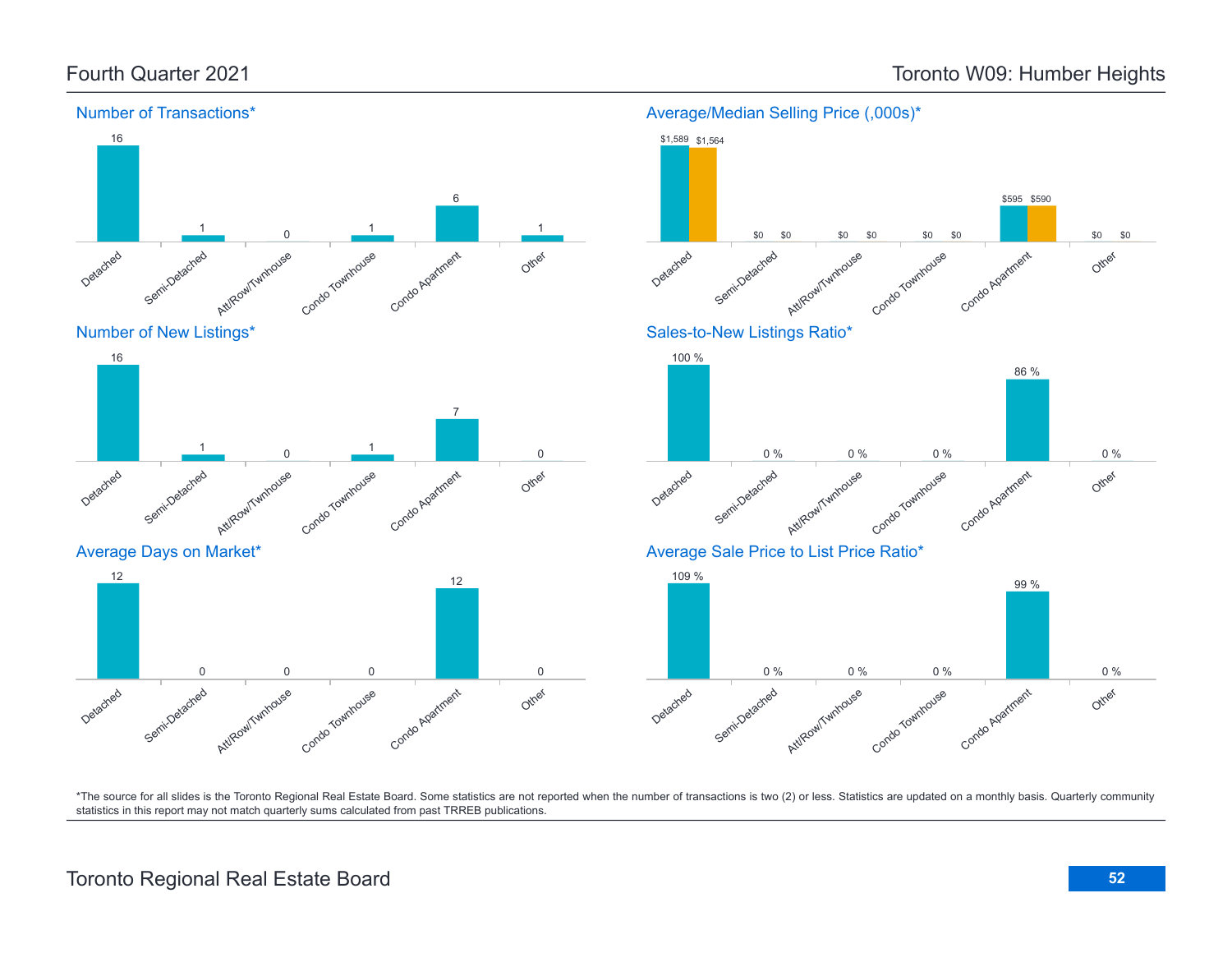# Fourth Quarter 2021

# Toronto W09: Humber Heights

## Number of Transactions*

| Detached | Semi-Detached | Att/Row/Twnhouse | Condo Townhouse | Condo Apartment | Other |
|---|---|---|---|---|---|
| 16 | 1 | 0 | 1 | 6 | 1 |

## Average/Median Selling Price (,000s)*

| | Detached | Semi-Detached | Att/Row/Twnhouse | Condo Townhouse | Condo Apartment | Other |
|---|---|---|---|---|---|---|
| Average | $1,589 | $0 | $0 | $0 | $595 | $0 |
| Median | $1,564 | $0 | $0 | $0 | $590 | $0 |

## Number of New Listings*

| Detached | Semi-Detached | Att/Row/Twnhouse | Condo Townhouse | Condo Apartment | Other |
|---|---|---|---|---|---|
| 16 | 1 | 0 | 1 | 7 | 0 |

## Sales-to-New Listings Ratio*

| Detached | Semi-Detached | Att/Row/Twnhouse | Condo Townhouse | Condo Apartment | Other |
|---|---|---|---|---|---|
| 100 % | 0 % | 0 % | 0 % | 86 % | 0 % |

## Average Days on Market*

| Detached | Semi-Detached | Att/Row/Twnhouse | Condo Townhouse | Condo Apartment | Other |
|---|---|---|---|---|---|
| 12 | 0 | 0 | 0 | 12 | 0 |

## Average Sale Price to List Price Ratio*

| Detached | Semi-Detached | Att/Row/Twnhouse | Condo Townhouse | Condo Apartment | Other |
|---|---|---|---|---|---|
| 109 % | 0 % | 0 % | 0 % | 99 % | 0 % |

*The source for all slides is the Toronto Regional Real Estate Board. Some statistics are not reported when the number of transactions is two (2) or less. Statistics are updated on a monthly basis. Quarterly community statistics in this report may not match quarterly sums calculated from past TRREB publications.

Toronto Regional Real Estate Board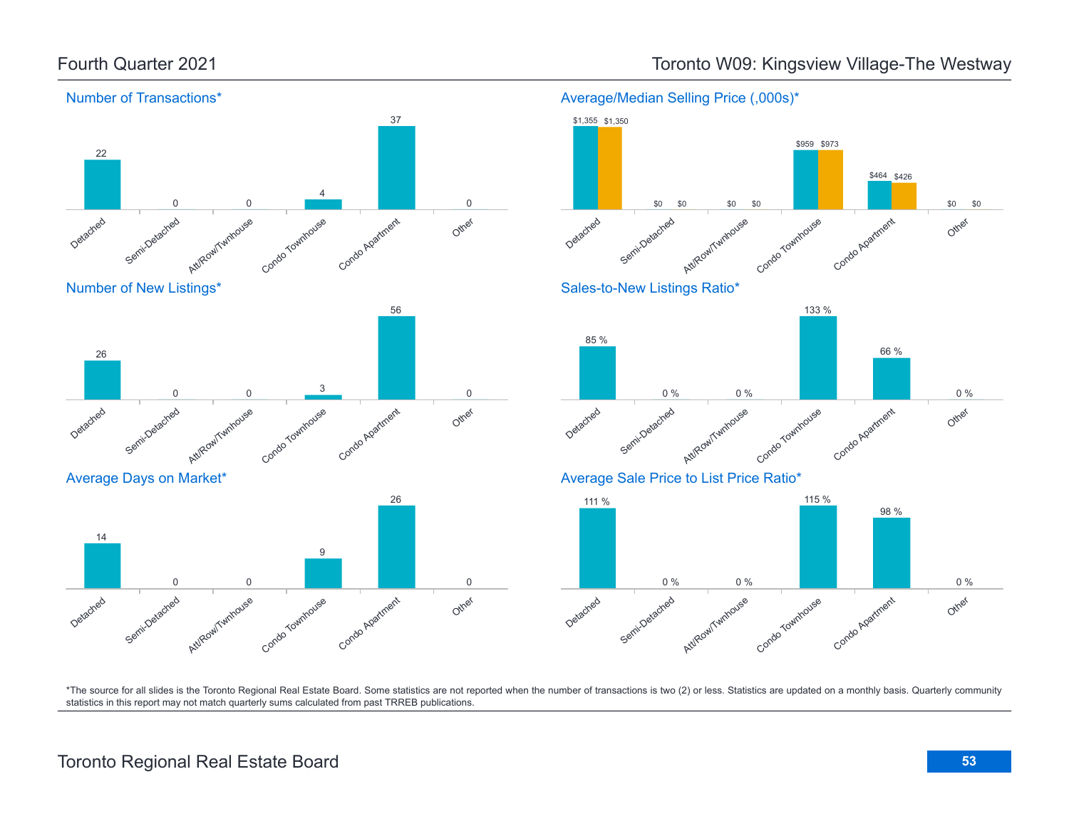Fourth Quarter 2021

# Toronto W09: Kingsview Village-The Westway

## Number of Transactions*

| Detached | Semi-Detached | Att/Row/Twnhouse | Condo Townhouse | Condo Apartment | Other |
|---|---|---|---|---|---|
| 22 | 0 | 0 | 4 | 37 | 0 |

## Average/Median Selling Price (,000s)*

| | Detached | Semi-Detached | Att/Row/Twnhouse | Condo Townhouse | Condo Apartment | Other |
|---|---|---|---|---|---|---|
| Average | $1,355 | $0 | $0 | $959 | $464 | $0 |
| Median | $1,350 | $0 | $0 | $973 | $426 | $0 |

## Number of New Listings*

| Detached | Semi-Detached | Att/Row/Twnhouse | Condo Townhouse | Condo Apartment | Other |
|---|---|---|---|---|---|
| 26 | 0 | 0 | 3 | 56 | 0 |

## Sales-to-New Listings Ratio*

| Detached | Semi-Detached | Att/Row/Twnhouse | Condo Townhouse | Condo Apartment | Other |
|---|---|---|---|---|---|
| 85 % | 0 % | 0 % | 133 % | 66 % | 0 % |

## Average Days on Market*

| Detached | Semi-Detached | Att/Row/Twnhouse | Condo Townhouse | Condo Apartment | Other |
|---|---|---|---|---|---|
| 14 | 0 | 0 | 9 | 26 | 0 |

## Average Sale Price to List Price Ratio*

| Detached | Semi-Detached | Att/Row/Twnhouse | Condo Townhouse | Condo Apartment | Other |
|---|---|---|---|---|---|
| 111 % | 0 % | 0 % | 115 % | 98 % | 0 % |

*The source for all slides is the Toronto Regional Real Estate Board. Some statistics are not reported when the number of transactions is two (2) or less. Statistics are updated on a monthly basis. Quarterly community statistics in this report may not match quarterly sums calculated from past TRREB publications.

Toronto Regional Real Estate Board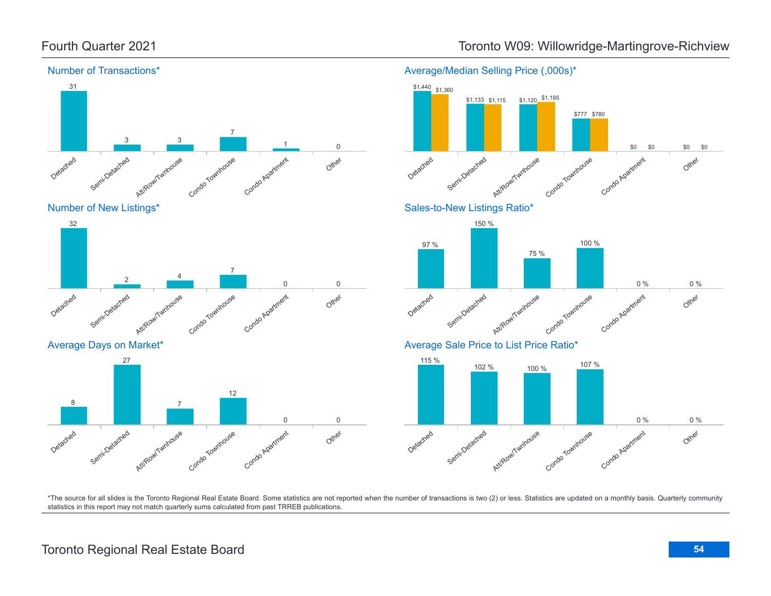## Fourth Quarter 2021

## Toronto W09: Willowridge-Martingrove-Richview

### Number of Transactions*

| Detached | Semi-Detached | Att/Row/Twnhouse | Condo Townhouse | Condo Apartment | Other |
|---|---|---|---|---|---|
| 31 | 3 | 3 | 7 | 1 | 0 |

### Average/Median Selling Price (,000s)*

| | Detached | Semi-Detached | Att/Row/Twnhouse | Condo Townhouse | Condo Apartment | Other |
|---|---|---|---|---|---|---|
| Average | $1,440 | $1,133 | $1,120 | $777 | $0 | $0 |
| Median | $1,360 | $1,115 | $1,185 | $780 | $0 | $0 |

### Number of New Listings*

| Detached | Semi-Detached | Att/Row/Twnhouse | Condo Townhouse | Condo Apartment | Other |
|---|---|---|---|---|---|
| 32 | 2 | 4 | 7 | 0 | 0 |

### Sales-to-New Listings Ratio*

| Detached | Semi-Detached | Att/Row/Twnhouse | Condo Townhouse | Condo Apartment | Other |
|---|---|---|---|---|---|
| 97 % | 150 % | 75 % | 100 % | 0 % | 0 % |

### Average Days on Market*

| Detached | Semi-Detached | Att/Row/Twnhouse | Condo Townhouse | Condo Apartment | Other |
|---|---|---|---|---|---|
| 8 | 27 | 7 | 12 | 0 | 0 |

### Average Sale Price to List Price Ratio*

| Detached | Semi-Detached | Att/Row/Twnhouse | Condo Townhouse | Condo Apartment | Other |
|---|---|---|---|---|---|
| 115 % | 102 % | 100 % | 107 % | 0 % | 0 % |

*The source for all slides is the Toronto Regional Real Estate Board. Some statistics are not reported when the number of transactions is two (2) or less. Statistics are updated on a monthly basis. Quarterly community statistics in this report may not match quarterly sums calculated from past TRREB publications.

Toronto Regional Real Estate Board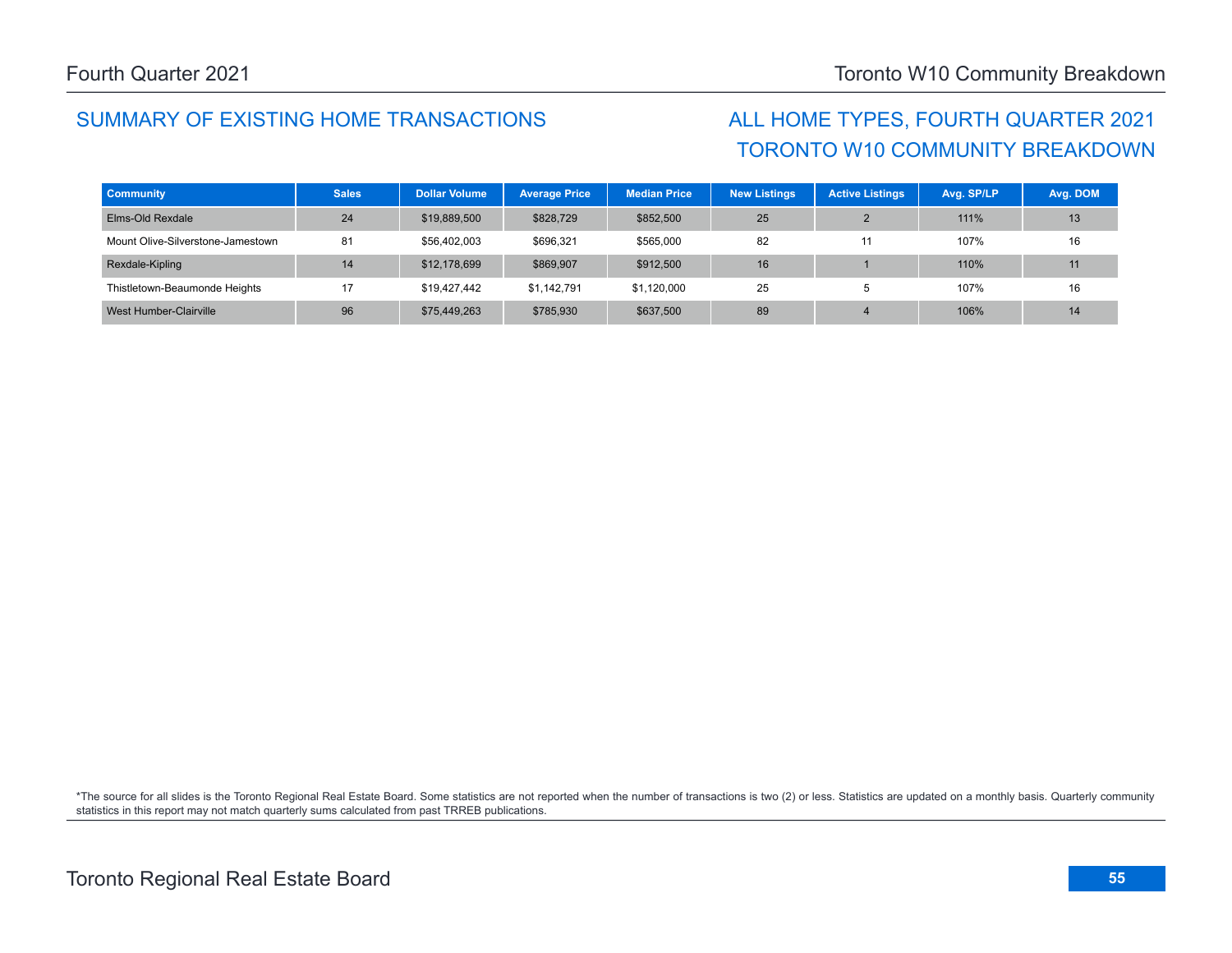## SUMMARY OF EXISTING HOME TRANSACTIONS

## ALL HOME TYPES, FOURTH QUARTER 2021
## TORONTO W10 COMMUNITY BREAKDOWN

| Community | Sales | Dollar Volume | Average Price | Median Price | New Listings | Active Listings | Avg. SP/LP | Avg. DOM |
|---|---|---|---|---|---|---|---|---|
| Elms-Old Rexdale | 24 | $19,889,500 | $828,729 | $852,500 | 25 | 2 | 111% | 13 |
| Mount Olive-Silverstone-Jamestown | 81 | $56,402,003 | $696,321 | $565,000 | 82 | 11 | 107% | 16 |
| Rexdale-Kipling | 14 | $12,178,699 | $869,907 | $912,500 | 16 | 1 | 110% | 11 |
| Thistletown-Beaumonde Heights | 17 | $19,427,442 | $1,142,791 | $1,120,000 | 25 | 5 | 107% | 16 |
| West Humber-Clairville | 96 | $75,449,263 | $785,930 | $637,500 | 89 | 4 | 106% | 14 |

*The source for all slides is the Toronto Regional Real Estate Board. Some statistics are not reported when the number of transactions is two (2) or less. Statistics are updated on a monthly basis. Quarterly community statistics in this report may not match quarterly sums calculated from past TRREB publications.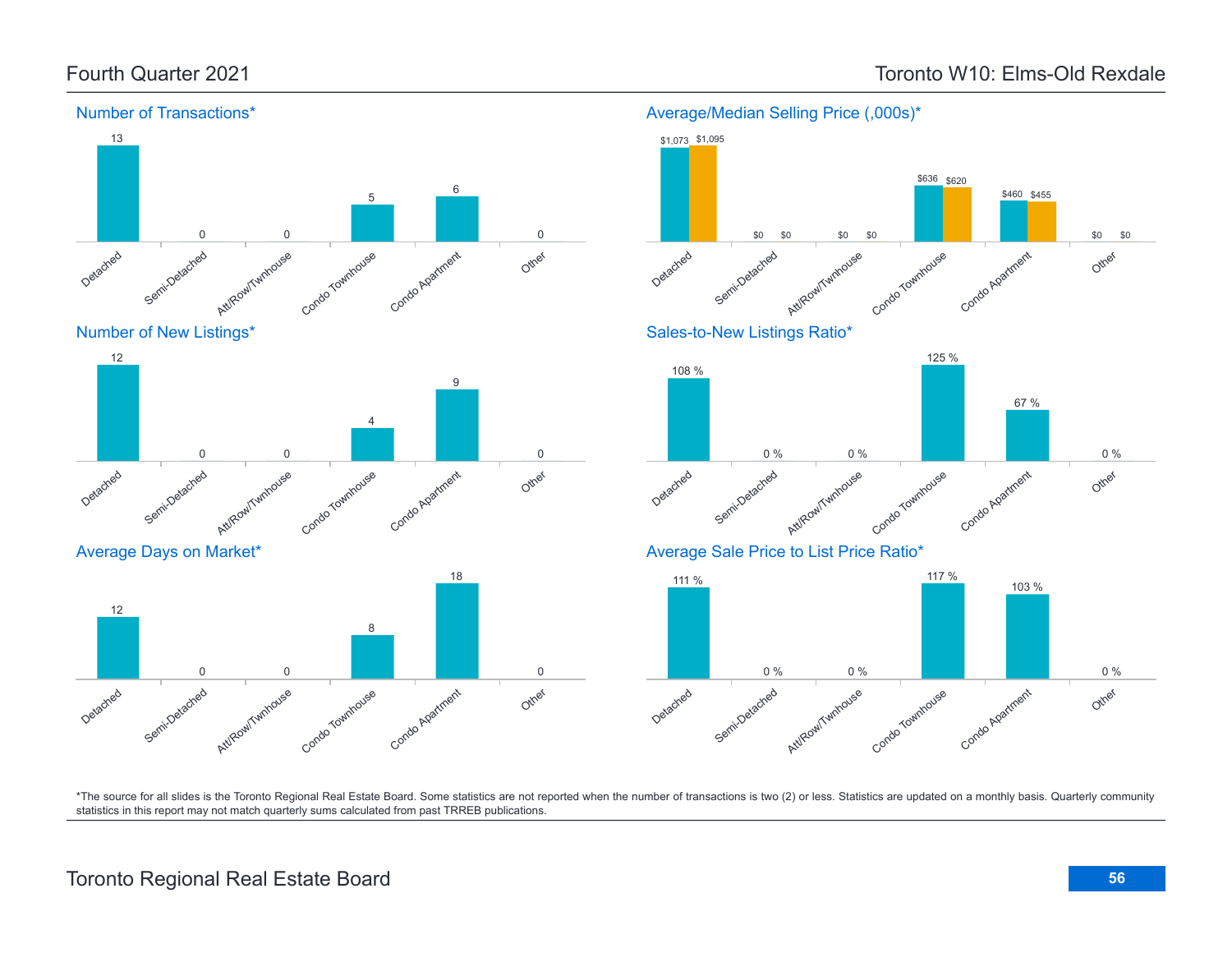## Fourth Quarter 2021

## Toronto W10: Elms-Old Rexdale

### Number of Transactions*

| Detached | Semi-Detached | Att/Row/Twnhouse | Condo Townhouse | Condo Apartment | Other |
|---|---|---|---|---|---|
| 13 | 0 | 0 | 5 | 6 | 0 |

### Average/Median Selling Price (,000s)*

| | Detached | Semi-Detached | Att/Row/Twnhouse | Condo Townhouse | Condo Apartment | Other |
|---|---|---|---|---|---|---|
| Average | $1,073 | $0 | $0 | $636 | $460 | $0 |
| Median | $1,095 | $0 | $0 | $620 | $455 | $0 |

### Number of New Listings*

| Detached | Semi-Detached | Att/Row/Twnhouse | Condo Townhouse | Condo Apartment | Other |
|---|---|---|---|---|---|
| 12 | 0 | 0 | 4 | 9 | 0 |

### Sales-to-New Listings Ratio*

| Detached | Semi-Detached | Att/Row/Twnhouse | Condo Townhouse | Condo Apartment | Other |
|---|---|---|---|---|---|
| 108 % | 0 % | 0 % | 125 % | 67 % | 0 % |

### Average Days on Market*

| Detached | Semi-Detached | Att/Row/Twnhouse | Condo Townhouse | Condo Apartment | Other |
|---|---|---|---|---|---|
| 12 | 0 | 0 | 8 | 18 | 0 |

### Average Sale Price to List Price Ratio*

| Detached | Semi-Detached | Att/Row/Twnhouse | Condo Townhouse | Condo Apartment | Other |
|---|---|---|---|---|---|
| 111 % | 0 % | 0 % | 117 % | 103 % | 0 % |

*The source for all slides is the Toronto Regional Real Estate Board. Some statistics are not reported when the number of transactions is two (2) or less. Statistics are updated on a monthly basis. Quarterly community statistics in this report may not match quarterly sums calculated from past TRREB publications.

Toronto Regional Real Estate Board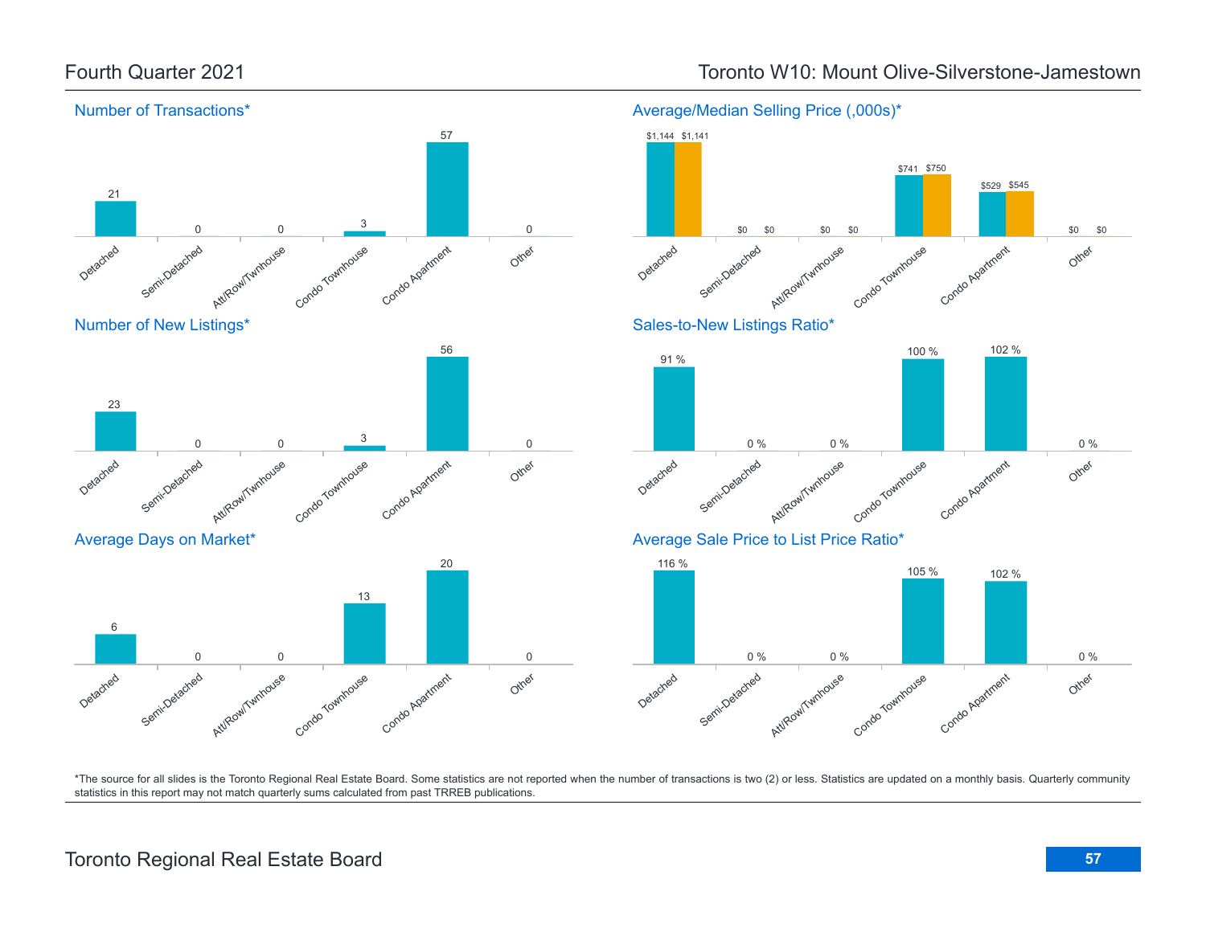# Fourth Quarter 2021

# Toronto W10: Mount Olive-Silverstone-Jamestown

## Number of Transactions*

| Detached | Semi-Detached | Att/Row/Twnhouse | Condo Townhouse | Condo Apartment | Other |
|---|---|---|---|---|---|
| 21 | 0 | 0 | 3 | 57 | 0 |

## Average/Median Selling Price (,000s)*

| | Detached | Semi-Detached | Att/Row/Twnhouse | Condo Townhouse | Condo Apartment | Other |
|---|---|---|---|---|---|---|
| Average | $1,144 | $0 | $0 | $741 | $529 | $0 |
| Median | $1,141 | $0 | $0 | $750 | $545 | $0 |

## Number of New Listings*

| Detached | Semi-Detached | Att/Row/Twnhouse | Condo Townhouse | Condo Apartment | Other |
|---|---|---|---|---|---|
| 23 | 0 | 0 | 3 | 56 | 0 |

## Sales-to-New Listings Ratio*

| Detached | Semi-Detached | Att/Row/Twnhouse | Condo Townhouse | Condo Apartment | Other |
|---|---|---|---|---|---|
| 91 % | 0 % | 0 % | 100 % | 102 % | 0 % |

## Average Days on Market*

| Detached | Semi-Detached | Att/Row/Twnhouse | Condo Townhouse | Condo Apartment | Other |
|---|---|---|---|---|---|
| 6 | 0 | 0 | 13 | 20 | 0 |

## Average Sale Price to List Price Ratio*

| Detached | Semi-Detached | Att/Row/Twnhouse | Condo Townhouse | Condo Apartment | Other |
|---|---|---|---|---|---|
| 116 % | 0 % | 0 % | 105 % | 102 % | 0 % |

*The source for all slides is the Toronto Regional Real Estate Board. Some statistics are not reported when the number of transactions is two (2) or less. Statistics are updated on a monthly basis. Quarterly community statistics in this report may not match quarterly sums calculated from past TRREB publications.

Toronto Regional Real Estate Board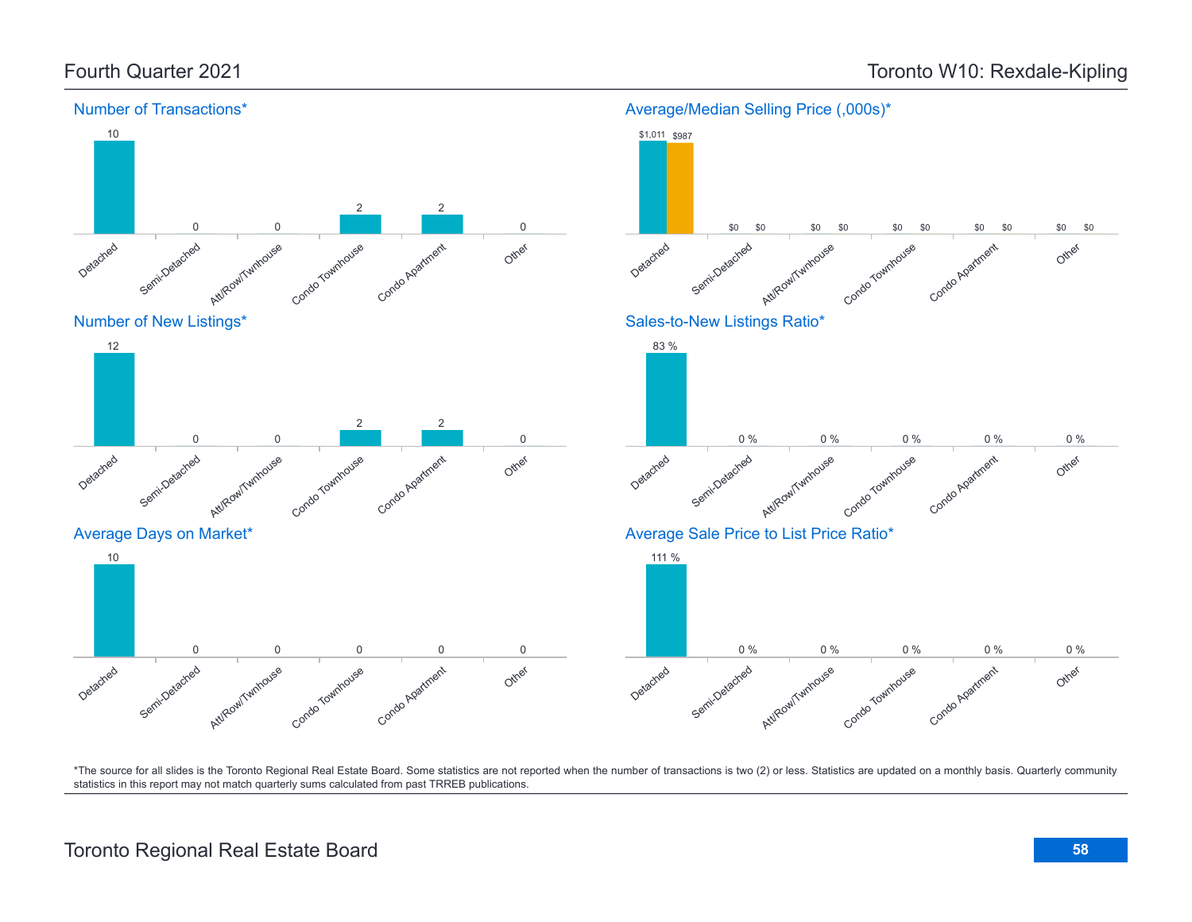# Fourth Quarter 2021

# Toronto W10: Rexdale-Kipling

## Number of Transactions*

| Detached | Semi-Detached | Att/Row/Twnhouse | Condo Townhouse | Condo Apartment | Other |
|---|---|---|---|---|---|
| 10 | 0 | 0 | 2 | 2 | 0 |

## Average/Median Selling Price (,000s)*

| | Detached | Semi-Detached | Att/Row/Twnhouse | Condo Townhouse | Condo Apartment | Other |
|---|---|---|---|---|---|---|
| Average | $1,011 | $0 | $0 | $0 | $0 | $0 |
| Median | $987 | $0 | $0 | $0 | $0 | $0 |

## Number of New Listings*

| Detached | Semi-Detached | Att/Row/Twnhouse | Condo Townhouse | Condo Apartment | Other |
|---|---|---|---|---|---|
| 12 | 0 | 0 | 2 | 2 | 0 |

## Sales-to-New Listings Ratio*

| Detached | Semi-Detached | Att/Row/Twnhouse | Condo Townhouse | Condo Apartment | Other |
|---|---|---|---|---|---|
| 83 % | 0 % | 0 % | 0 % | 0 % | 0 % |

## Average Days on Market*

| Detached | Semi-Detached | Att/Row/Twnhouse | Condo Townhouse | Condo Apartment | Other |
|---|---|---|---|---|---|
| 10 | 0 | 0 | 0 | 0 | 0 |

## Average Sale Price to List Price Ratio*

| Detached | Semi-Detached | Att/Row/Twnhouse | Condo Townhouse | Condo Apartment | Other |
|---|---|---|---|---|---|
| 111 % | 0 % | 0 % | 0 % | 0 % | 0 % |

*The source for all slides is the Toronto Regional Real Estate Board. Some statistics are not reported when the number of transactions is two (2) or less. Statistics are updated on a monthly basis. Quarterly community statistics in this report may not match quarterly sums calculated from past TRREB publications.

Toronto Regional Real Estate Board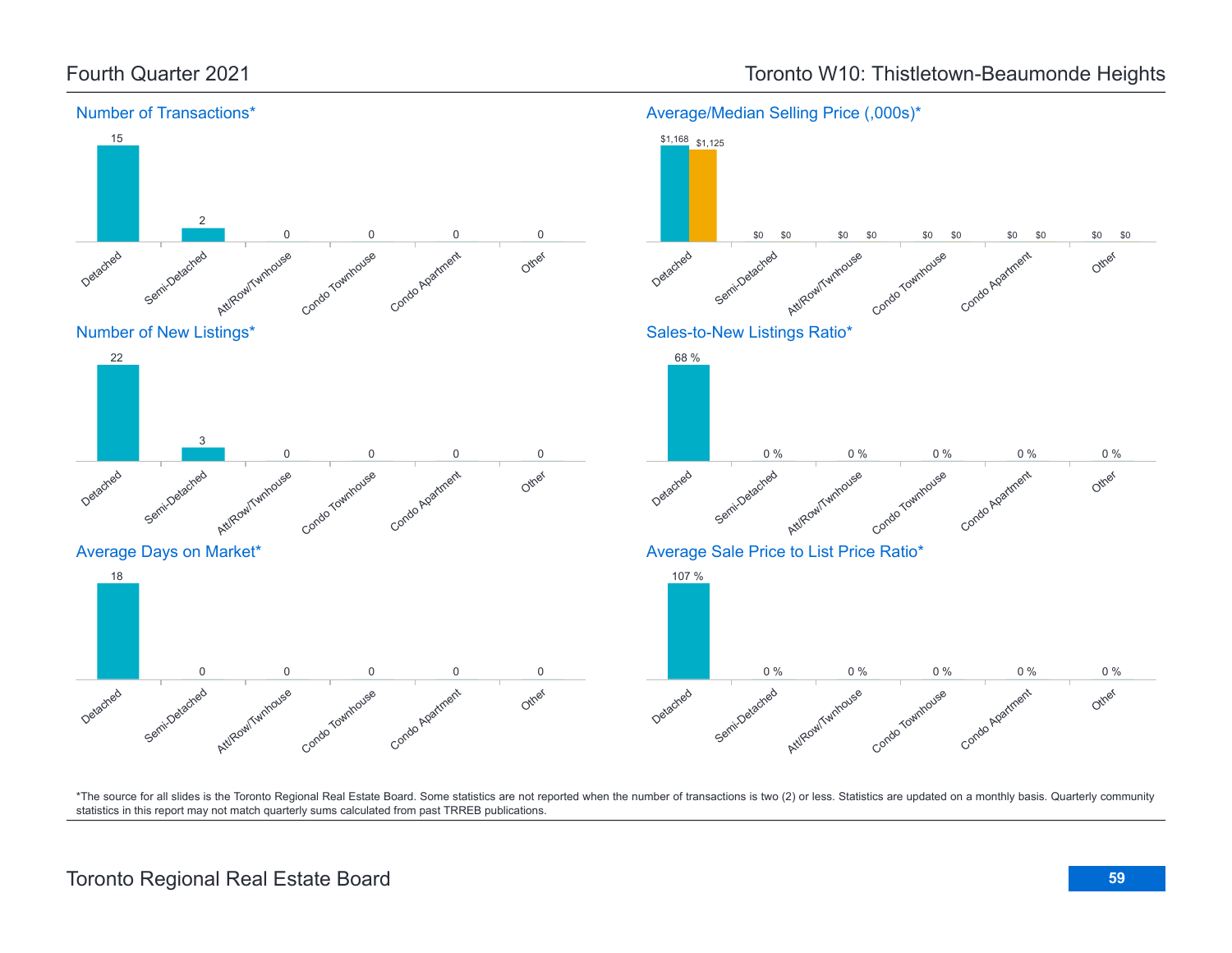# Fourth Quarter 2021

# Toronto W10: Thistletown-Beaumonde Heights

## Number of Transactions*

| Detached | Semi-Detached | Att/Row/Twnhouse | Condo Townhouse | Condo Apartment | Other |
|---|---|---|---|---|---|
| 15 | 2 | 0 | 0 | 0 | 0 |

## Average/Median Selling Price (,000s)*

| | Detached | Semi-Detached | Att/Row/Twnhouse | Condo Townhouse | Condo Apartment | Other |
|---|---|---|---|---|---|---|
| Average | $1,168 | $0 | $0 | $0 | $0 | $0 |
| Median | $1,125 | $0 | $0 | $0 | $0 | $0 |

## Number of New Listings*

| Detached | Semi-Detached | Att/Row/Twnhouse | Condo Townhouse | Condo Apartment | Other |
|---|---|---|---|---|---|
| 22 | 3 | 0 | 0 | 0 | 0 |

## Sales-to-New Listings Ratio*

| Detached | Semi-Detached | Att/Row/Twnhouse | Condo Townhouse | Condo Apartment | Other |
|---|---|---|---|---|---|
| 68 % | 0 % | 0 % | 0 % | 0 % | 0 % |

## Average Days on Market*

| Detached | Semi-Detached | Att/Row/Twnhouse | Condo Townhouse | Condo Apartment | Other |
|---|---|---|---|---|---|
| 18 | 0 | 0 | 0 | 0 | 0 |

## Average Sale Price to List Price Ratio*

| Detached | Semi-Detached | Att/Row/Twnhouse | Condo Townhouse | Condo Apartment | Other |
|---|---|---|---|---|---|
| 107 % | 0 % | 0 % | 0 % | 0 % | 0 % |

*The source for all slides is the Toronto Regional Real Estate Board. Some statistics are not reported when the number of transactions is two (2) or less. Statistics are updated on a monthly basis. Quarterly community statistics in this report may not match quarterly sums calculated from past TRREB publications.

Toronto Regional Real Estate Board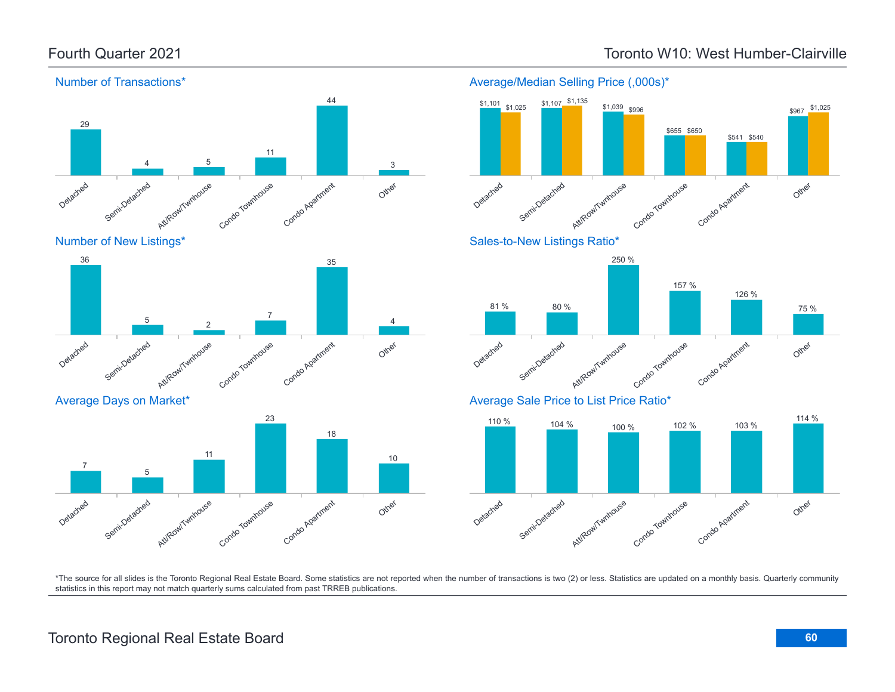Fourth Quarter 2021

# Toronto W10: West Humber-Clairville

## Number of Transactions*

29
4
5
11
44
3

Detached
Semi-Detached
Att/Row/Twnhouse
Condo Townhouse
Condo Apartment
Other

## Average/Median Selling Price (,000s)*

$1,101 $1,025
$1,107 $1,135
$1,039 $996
$655 $650
$541 $540
$967 $1,025

Detached
Semi-Detached
Att/Row/Twnhouse
Condo Townhouse
Condo Apartment
Other

## Number of New Listings*

36
5
2
7
35
4

Detached
Semi-Detached
Att/Row/Twnhouse
Condo Townhouse
Condo Apartment
Other

## Sales-to-New Listings Ratio*

81 %
80 %
250 %
157 %
126 %
75 %

Detached
Semi-Detached
Att/Row/Twnhouse
Condo Townhouse
Condo Apartment
Other

## Average Days on Market*

7
5
11
23
18
10

Detached
Semi-Detached
Att/Row/Twnhouse
Condo Townhouse
Condo Apartment
Other

## Average Sale Price to List Price Ratio*

110 %
104 %
100 %
102 %
103 %
114 %

Detached
Semi-Detached
Att/Row/Twnhouse
Condo Townhouse
Condo Apartment
Other

*The source for all slides is the Toronto Regional Real Estate Board. Some statistics are not reported when the number of transactions is two (2) or less. Statistics are updated on a monthly basis. Quarterly community statistics in this report may not match quarterly sums calculated from past TRREB publications.

Toronto Regional Real Estate Board